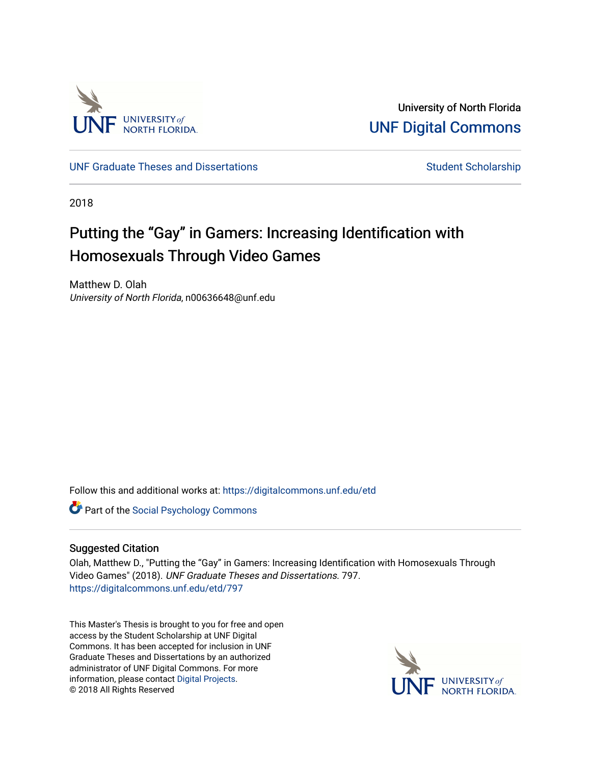University of North Florida

UNF Digital Commons

UNF Graduate Theses and Dissertations

Student Scholarship

2018

# Putting the "Gay" in Gamers: Increasing Identification with Homosexuals Through Video Games

Matthew D. Olah
*University of North Florida*, n00636648@unf.edu

Follow this and additional works at: https://digitalcommons.unf.edu/etd

Part of the Social Psychology Commons

## Suggested Citation

Olah, Matthew D., "Putting the "Gay" in Gamers: Increasing Identification with Homosexuals Through Video Games" (2018). *UNF Graduate Theses and Dissertations*. 797.
https://digitalcommons.unf.edu/etd/797

This Master's Thesis is brought to you for free and open access by the Student Scholarship at UNF Digital Commons. It has been accepted for inclusion in UNF Graduate Theses and Dissertations by an authorized administrator of UNF Digital Commons. For more information, please contact Digital Projects.
© 2018 All Rights Reserved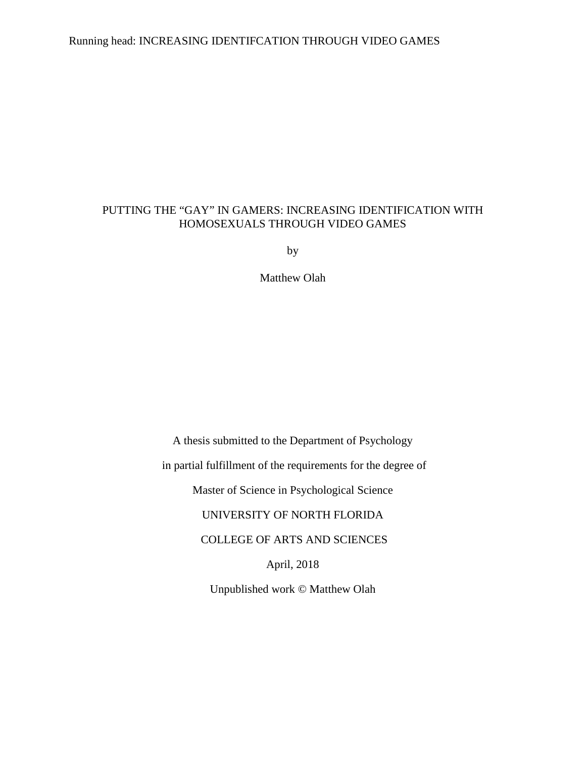# PUTTING THE "GAY" IN GAMERS: INCREASING IDENTIFICATION WITH HOMOSEXUALS THROUGH VIDEO GAMES

by

Matthew Olah

A thesis submitted to the Department of Psychology

in partial fulfillment of the requirements for the degree of

Master of Science in Psychological Science

UNIVERSITY OF NORTH FLORIDA

COLLEGE OF ARTS AND SCIENCES

April, 2018

Unpublished work © Matthew Olah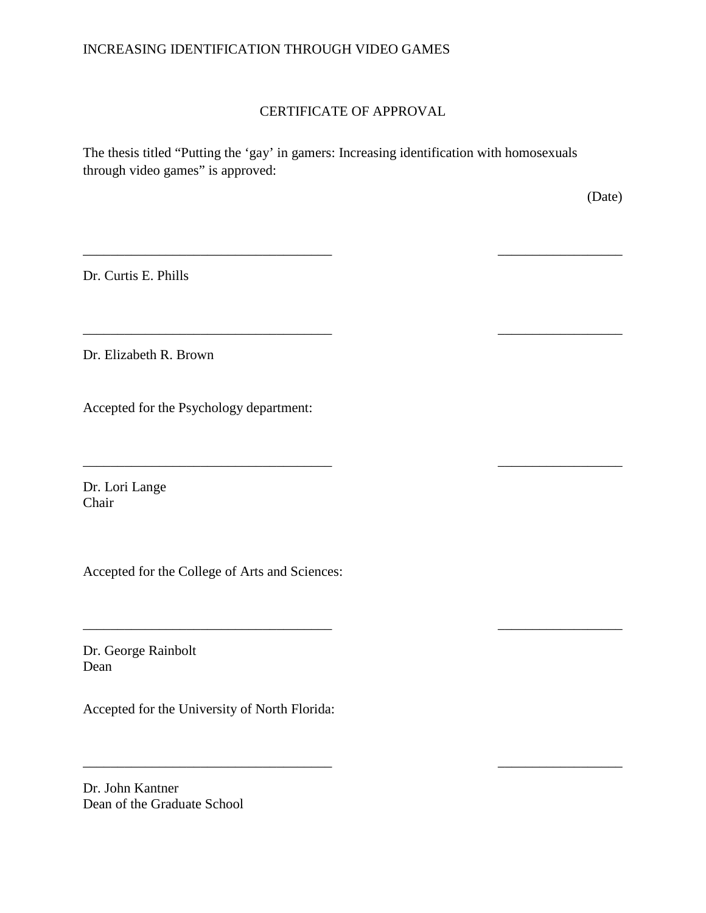## CERTIFICATE OF APPROVAL

The thesis titled "Putting the 'gay' in gamers: Increasing identification with homosexuals through video games" is approved:

(Date)

___________________________________ _________________

Dr. Curtis E. Phills

___________________________________ _________________

Dr. Elizabeth R. Brown

Accepted for the Psychology department:

___________________________________ _________________

Dr. Lori Lange
Chair

Accepted for the College of Arts and Sciences:

___________________________________ _________________

Dr. George Rainbolt
Dean

Accepted for the University of North Florida:

___________________________________ _________________

Dr. John Kantner
Dean of the Graduate School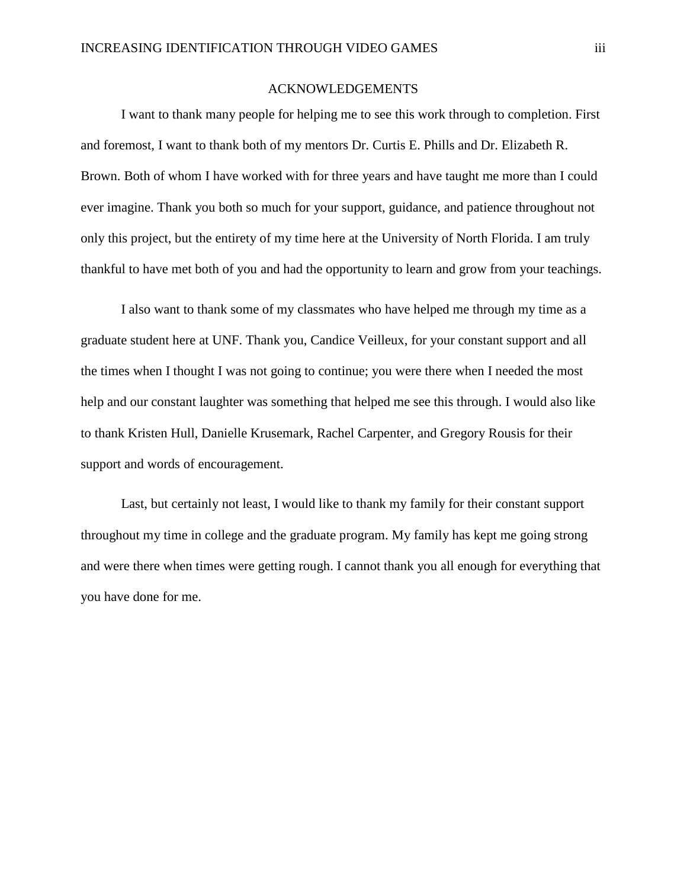# ACKNOWLEDGEMENTS

I want to thank many people for helping me to see this work through to completion. First and foremost, I want to thank both of my mentors Dr. Curtis E. Phills and Dr. Elizabeth R. Brown. Both of whom I have worked with for three years and have taught me more than I could ever imagine. Thank you both so much for your support, guidance, and patience throughout not only this project, but the entirety of my time here at the University of North Florida. I am truly thankful to have met both of you and had the opportunity to learn and grow from your teachings.

I also want to thank some of my classmates who have helped me through my time as a graduate student here at UNF. Thank you, Candice Veilleux, for your constant support and all the times when I thought I was not going to continue; you were there when I needed the most help and our constant laughter was something that helped me see this through. I would also like to thank Kristen Hull, Danielle Krusemark, Rachel Carpenter, and Gregory Rousis for their support and words of encouragement.

Last, but certainly not least, I would like to thank my family for their constant support throughout my time in college and the graduate program. My family has kept me going strong and were there when times were getting rough. I cannot thank you all enough for everything that you have done for me.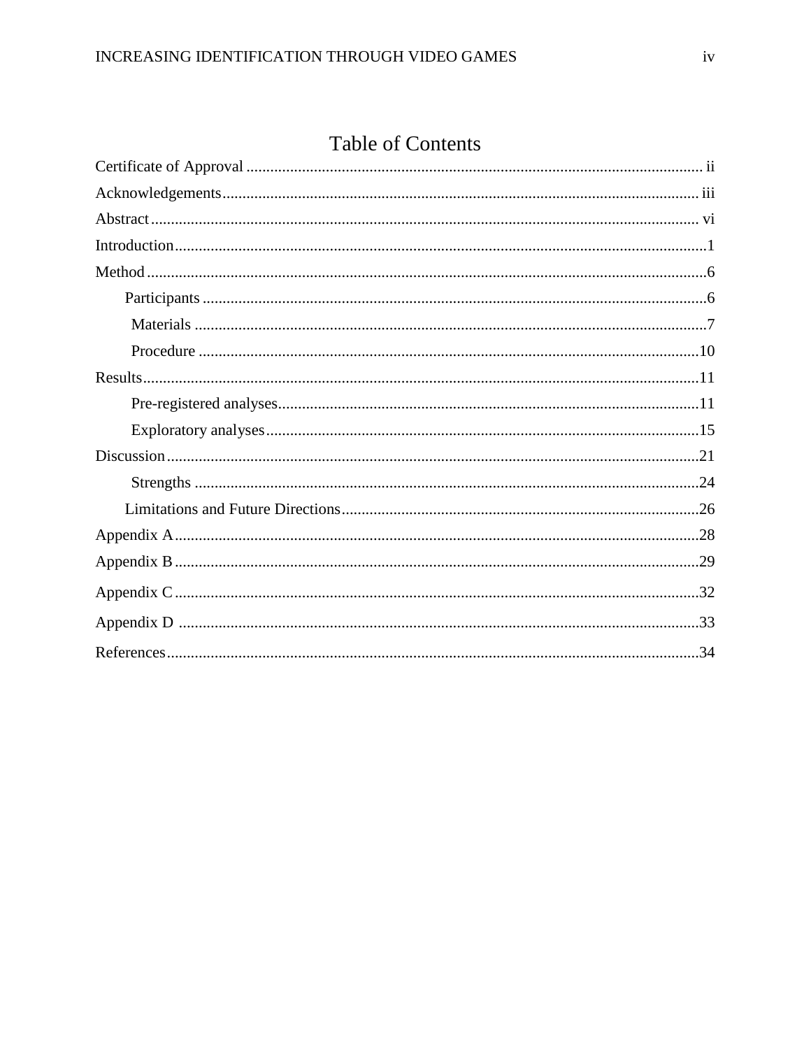# Table of Contents

Certificate of Approval ii

Acknowledgements iii

Abstract vi

Introduction 1

Method 6

- Participants 6
- Materials 7
- Procedure 10

Results 11

- Pre-registered analyses 11
- Exploratory analyses 15

Discussion 21

- Strengths 24
- Limitations and Future Directions 26

Appendix A 28

Appendix B 29

Appendix C 32

Appendix D 33

References 34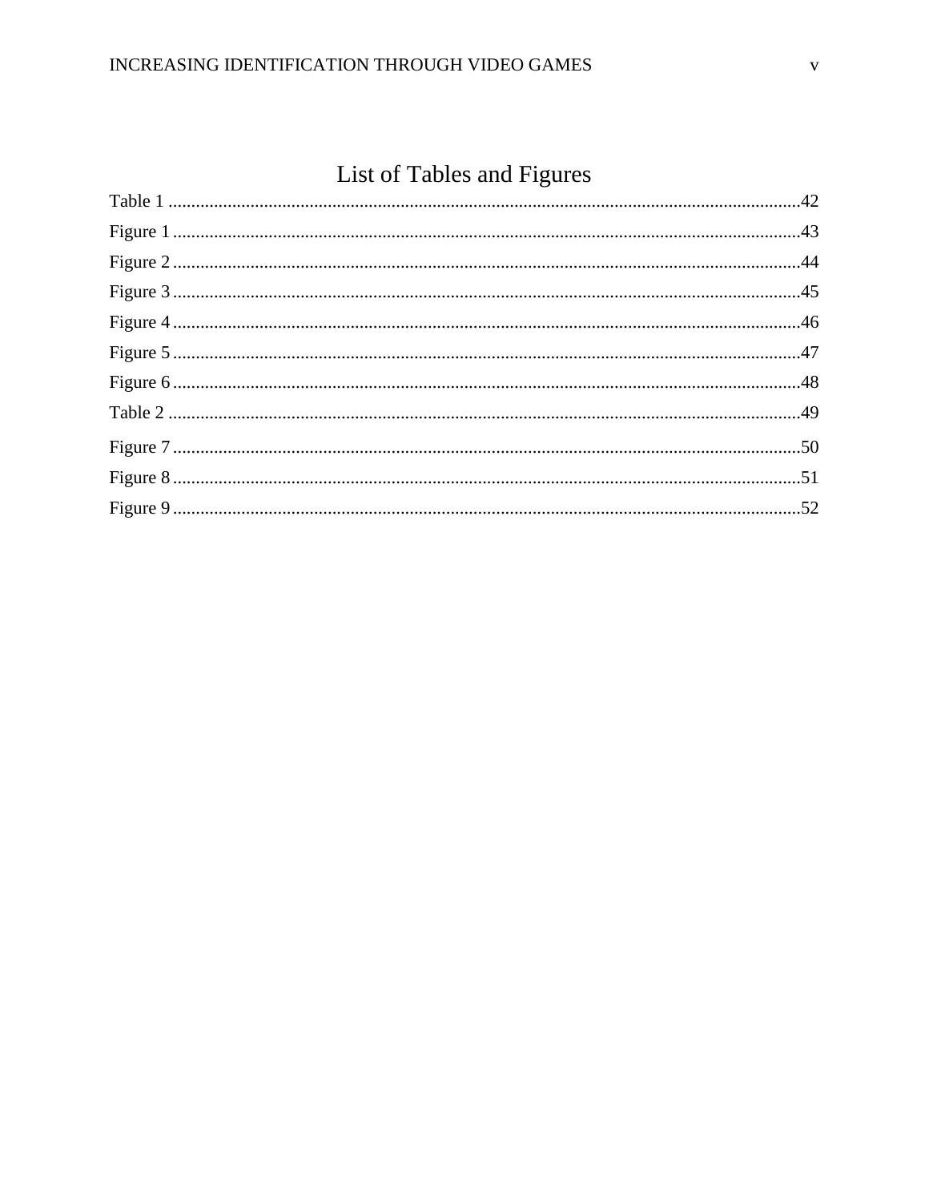# List of Tables and Figures

Table 1 ..........................................................................................................................................42

Figure 1 .........................................................................................................................................43

Figure 2 .........................................................................................................................................44

Figure 3 .........................................................................................................................................45

Figure 4 .........................................................................................................................................46

Figure 5 .........................................................................................................................................47

Figure 6 .........................................................................................................................................48

Table 2 ..........................................................................................................................................49

Figure 7 .........................................................................................................................................50

Figure 8 .........................................................................................................................................51

Figure 9 .........................................................................................................................................52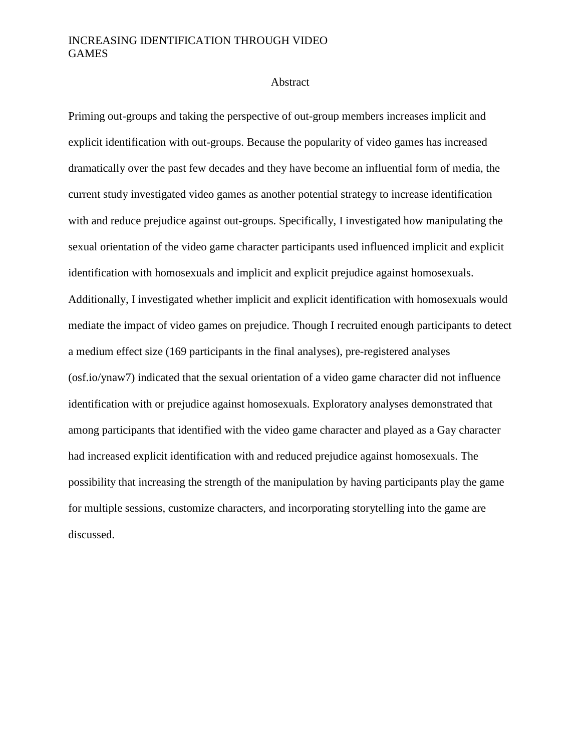# Abstract

Priming out-groups and taking the perspective of out-group members increases implicit and explicit identification with out-groups. Because the popularity of video games has increased dramatically over the past few decades and they have become an influential form of media, the current study investigated video games as another potential strategy to increase identification with and reduce prejudice against out-groups. Specifically, I investigated how manipulating the sexual orientation of the video game character participants used influenced implicit and explicit identification with homosexuals and implicit and explicit prejudice against homosexuals. Additionally, I investigated whether implicit and explicit identification with homosexuals would mediate the impact of video games on prejudice. Though I recruited enough participants to detect a medium effect size (169 participants in the final analyses), pre-registered analyses (osf.io/ynaw7) indicated that the sexual orientation of a video game character did not influence identification with or prejudice against homosexuals. Exploratory analyses demonstrated that among participants that identified with the video game character and played as a Gay character had increased explicit identification with and reduced prejudice against homosexuals. The possibility that increasing the strength of the manipulation by having participants play the game for multiple sessions, customize characters, and incorporating storytelling into the game are discussed.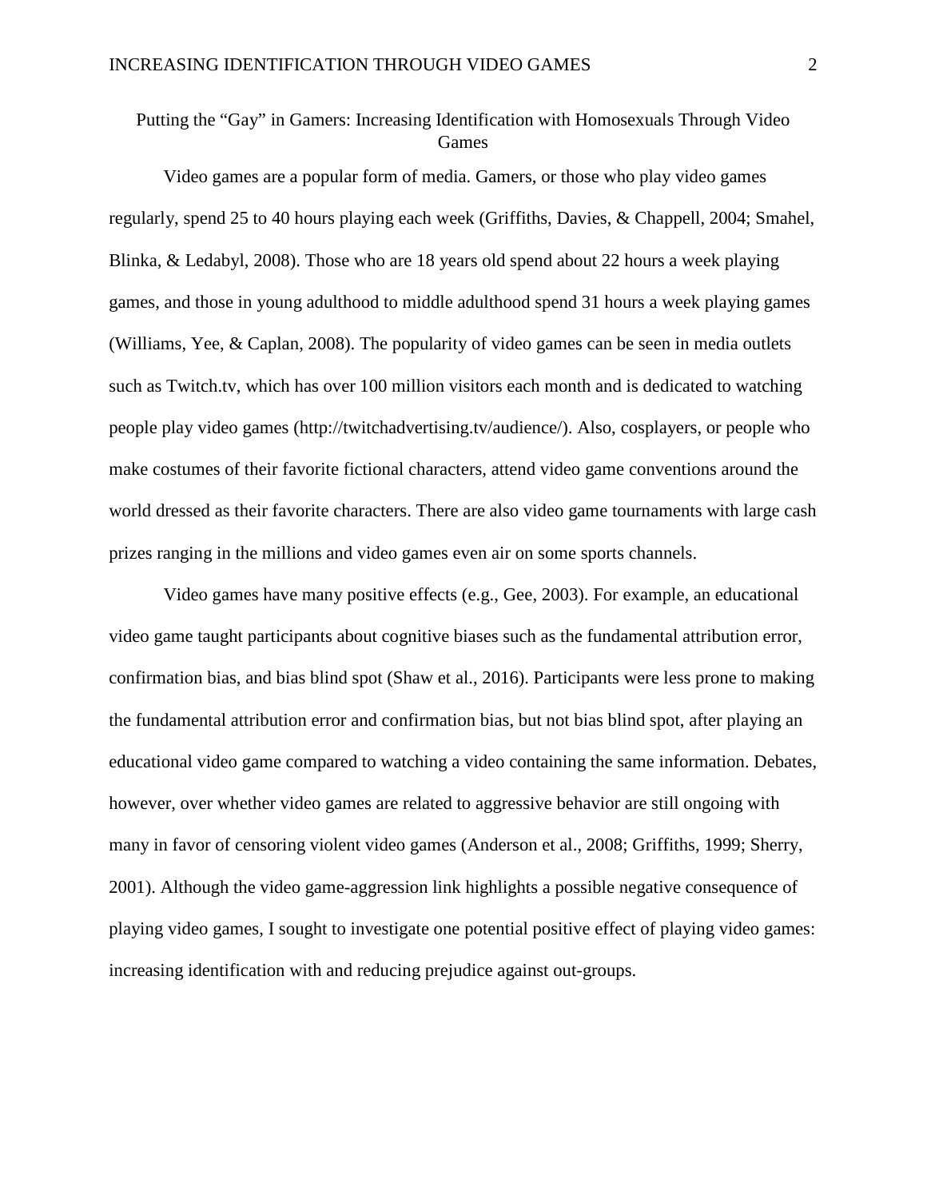# Putting the "Gay" in Gamers: Increasing Identification with Homosexuals Through Video Games

Video games are a popular form of media. Gamers, or those who play video games regularly, spend 25 to 40 hours playing each week (Griffiths, Davies, & Chappell, 2004; Smahel, Blinka, & Ledabyl, 2008). Those who are 18 years old spend about 22 hours a week playing games, and those in young adulthood to middle adulthood spend 31 hours a week playing games (Williams, Yee, & Caplan, 2008). The popularity of video games can be seen in media outlets such as Twitch.tv, which has over 100 million visitors each month and is dedicated to watching people play video games (http://twitchadvertising.tv/audience/). Also, cosplayers, or people who make costumes of their favorite fictional characters, attend video game conventions around the world dressed as their favorite characters. There are also video game tournaments with large cash prizes ranging in the millions and video games even air on some sports channels.

Video games have many positive effects (e.g., Gee, 2003). For example, an educational video game taught participants about cognitive biases such as the fundamental attribution error, confirmation bias, and bias blind spot (Shaw et al., 2016). Participants were less prone to making the fundamental attribution error and confirmation bias, but not bias blind spot, after playing an educational video game compared to watching a video containing the same information. Debates, however, over whether video games are related to aggressive behavior are still ongoing with many in favor of censoring violent video games (Anderson et al., 2008; Griffiths, 1999; Sherry, 2001). Although the video game-aggression link highlights a possible negative consequence of playing video games, I sought to investigate one potential positive effect of playing video games: increasing identification with and reducing prejudice against out-groups.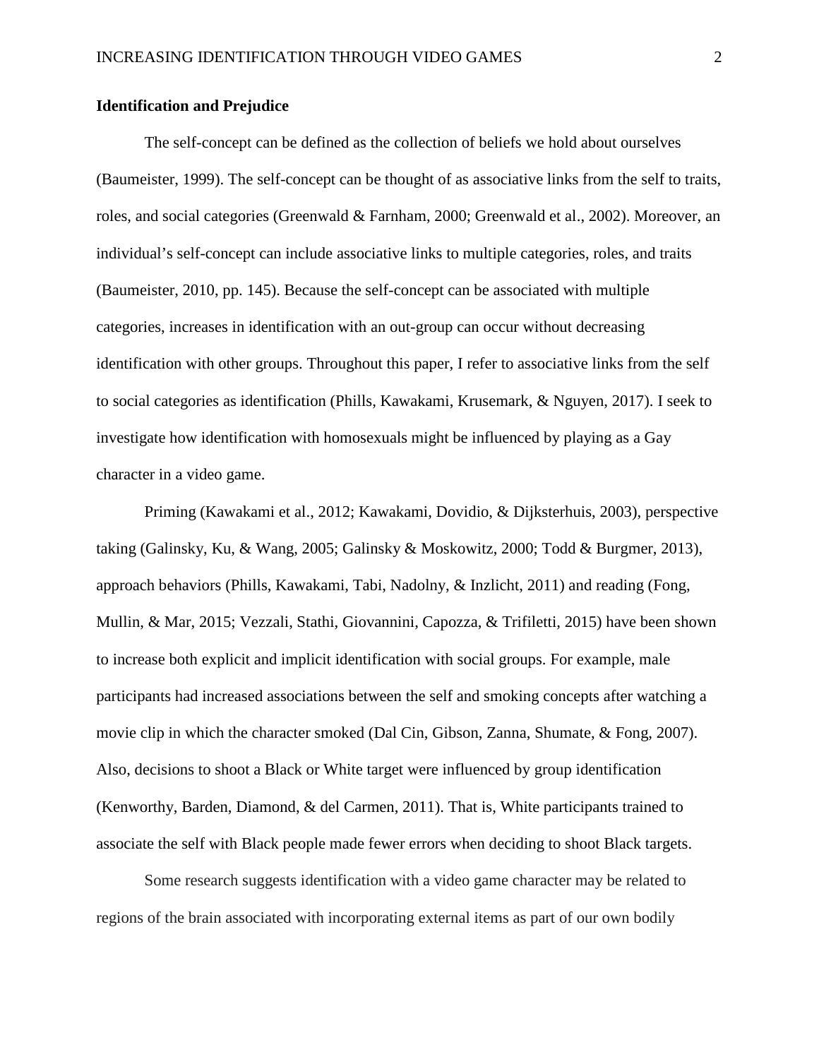**Identification and Prejudice**

The self-concept can be defined as the collection of beliefs we hold about ourselves (Baumeister, 1999). The self-concept can be thought of as associative links from the self to traits, roles, and social categories (Greenwald & Farnham, 2000; Greenwald et al., 2002). Moreover, an individual's self-concept can include associative links to multiple categories, roles, and traits (Baumeister, 2010, pp. 145). Because the self-concept can be associated with multiple categories, increases in identification with an out-group can occur without decreasing identification with other groups. Throughout this paper, I refer to associative links from the self to social categories as identification (Phills, Kawakami, Krusemark, & Nguyen, 2017). I seek to investigate how identification with homosexuals might be influenced by playing as a Gay character in a video game.

Priming (Kawakami et al., 2012; Kawakami, Dovidio, & Dijksterhuis, 2003), perspective taking (Galinsky, Ku, & Wang, 2005; Galinsky & Moskowitz, 2000; Todd & Burgmer, 2013), approach behaviors (Phills, Kawakami, Tabi, Nadolny, & Inzlicht, 2011) and reading (Fong, Mullin, & Mar, 2015; Vezzali, Stathi, Giovannini, Capozza, & Trifiletti, 2015) have been shown to increase both explicit and implicit identification with social groups. For example, male participants had increased associations between the self and smoking concepts after watching a movie clip in which the character smoked (Dal Cin, Gibson, Zanna, Shumate, & Fong, 2007). Also, decisions to shoot a Black or White target were influenced by group identification (Kenworthy, Barden, Diamond, & del Carmen, 2011). That is, White participants trained to associate the self with Black people made fewer errors when deciding to shoot Black targets.

Some research suggests identification with a video game character may be related to regions of the brain associated with incorporating external items as part of our own bodily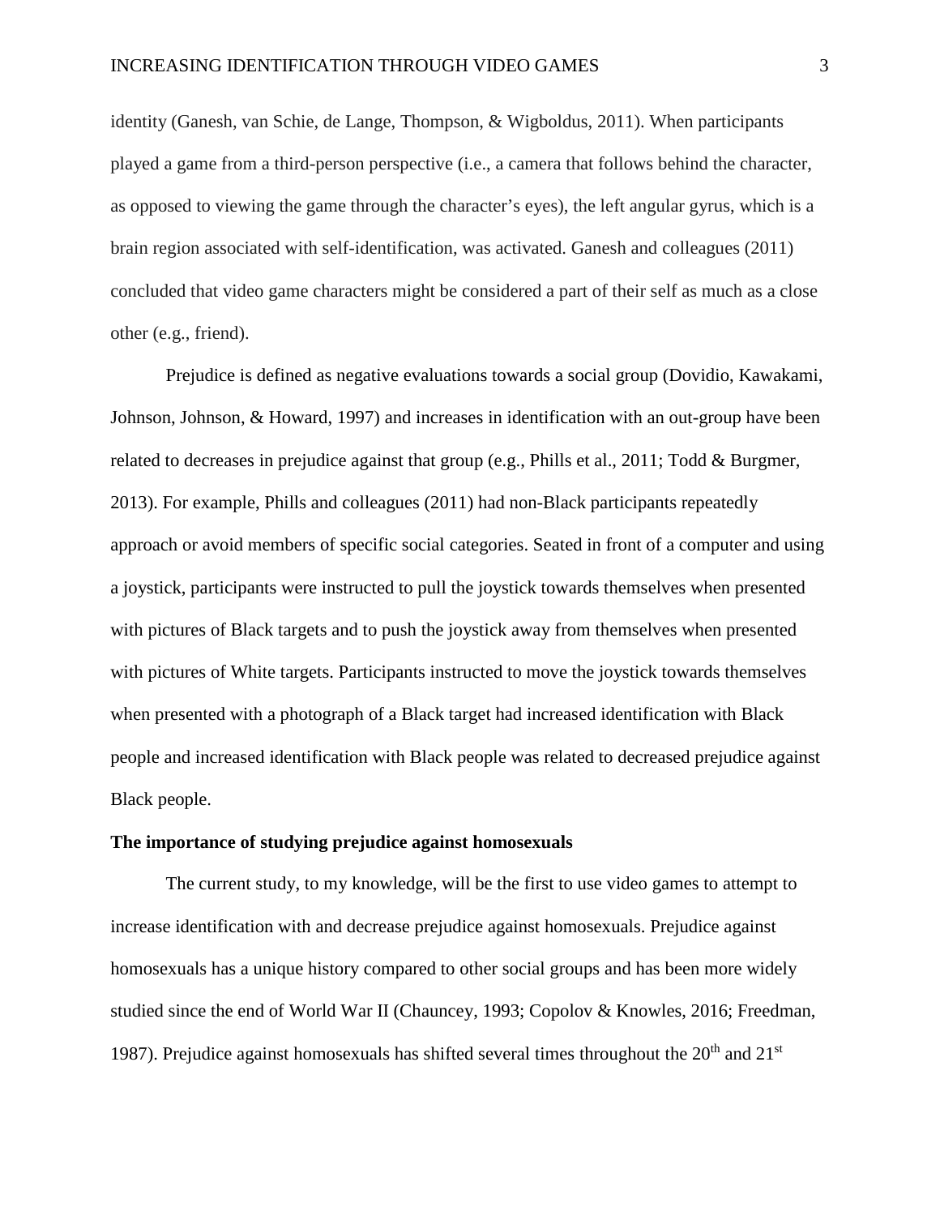identity (Ganesh, van Schie, de Lange, Thompson, & Wigboldus, 2011). When participants played a game from a third-person perspective (i.e., a camera that follows behind the character, as opposed to viewing the game through the character's eyes), the left angular gyrus, which is a brain region associated with self-identification, was activated. Ganesh and colleagues (2011) concluded that video game characters might be considered a part of their self as much as a close other (e.g., friend).

Prejudice is defined as negative evaluations towards a social group (Dovidio, Kawakami, Johnson, Johnson, & Howard, 1997) and increases in identification with an out-group have been related to decreases in prejudice against that group (e.g., Phills et al., 2011; Todd & Burgmer, 2013). For example, Phills and colleagues (2011) had non-Black participants repeatedly approach or avoid members of specific social categories. Seated in front of a computer and using a joystick, participants were instructed to pull the joystick towards themselves when presented with pictures of Black targets and to push the joystick away from themselves when presented with pictures of White targets. Participants instructed to move the joystick towards themselves when presented with a photograph of a Black target had increased identification with Black people and increased identification with Black people was related to decreased prejudice against Black people.

### The importance of studying prejudice against homosexuals

The current study, to my knowledge, will be the first to use video games to attempt to increase identification with and decrease prejudice against homosexuals. Prejudice against homosexuals has a unique history compared to other social groups and has been more widely studied since the end of World War II (Chauncey, 1993; Copolov & Knowles, 2016; Freedman, 1987). Prejudice against homosexuals has shifted several times throughout the 20th and 21st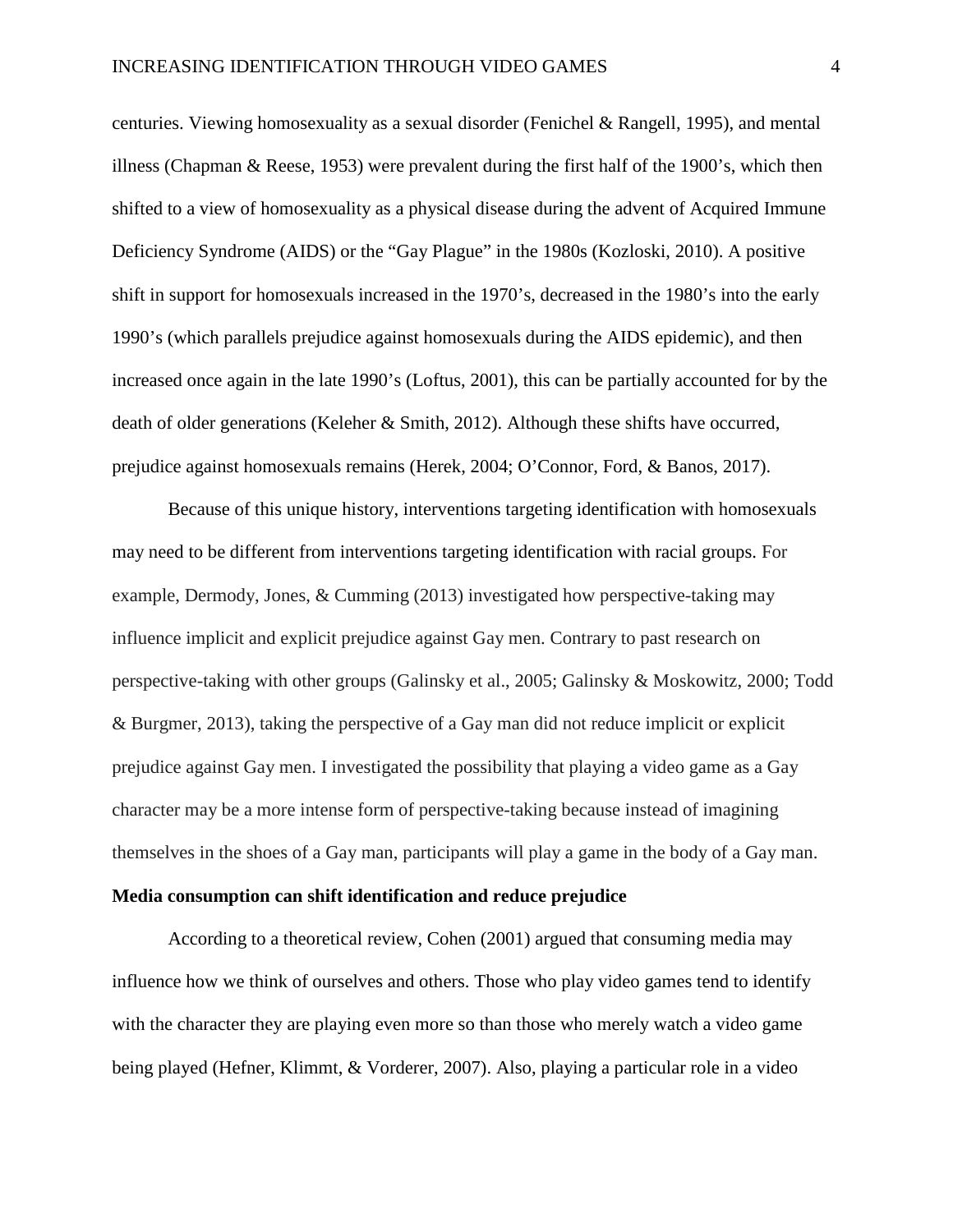centuries. Viewing homosexuality as a sexual disorder (Fenichel & Rangell, 1995), and mental illness (Chapman & Reese, 1953) were prevalent during the first half of the 1900's, which then shifted to a view of homosexuality as a physical disease during the advent of Acquired Immune Deficiency Syndrome (AIDS) or the "Gay Plague" in the 1980s (Kozloski, 2010). A positive shift in support for homosexuals increased in the 1970's, decreased in the 1980's into the early 1990's (which parallels prejudice against homosexuals during the AIDS epidemic), and then increased once again in the late 1990's (Loftus, 2001), this can be partially accounted for by the death of older generations (Keleher & Smith, 2012). Although these shifts have occurred, prejudice against homosexuals remains (Herek, 2004; O'Connor, Ford, & Banos, 2017).

Because of this unique history, interventions targeting identification with homosexuals may need to be different from interventions targeting identification with racial groups. For example, Dermody, Jones, & Cumming (2013) investigated how perspective-taking may influence implicit and explicit prejudice against Gay men. Contrary to past research on perspective-taking with other groups (Galinsky et al., 2005; Galinsky & Moskowitz, 2000; Todd & Burgmer, 2013), taking the perspective of a Gay man did not reduce implicit or explicit prejudice against Gay men. I investigated the possibility that playing a video game as a Gay character may be a more intense form of perspective-taking because instead of imagining themselves in the shoes of a Gay man, participants will play a game in the body of a Gay man.

**Media consumption can shift identification and reduce prejudice**

According to a theoretical review, Cohen (2001) argued that consuming media may influence how we think of ourselves and others. Those who play video games tend to identify with the character they are playing even more so than those who merely watch a video game being played (Hefner, Klimmt, & Vorderer, 2007). Also, playing a particular role in a video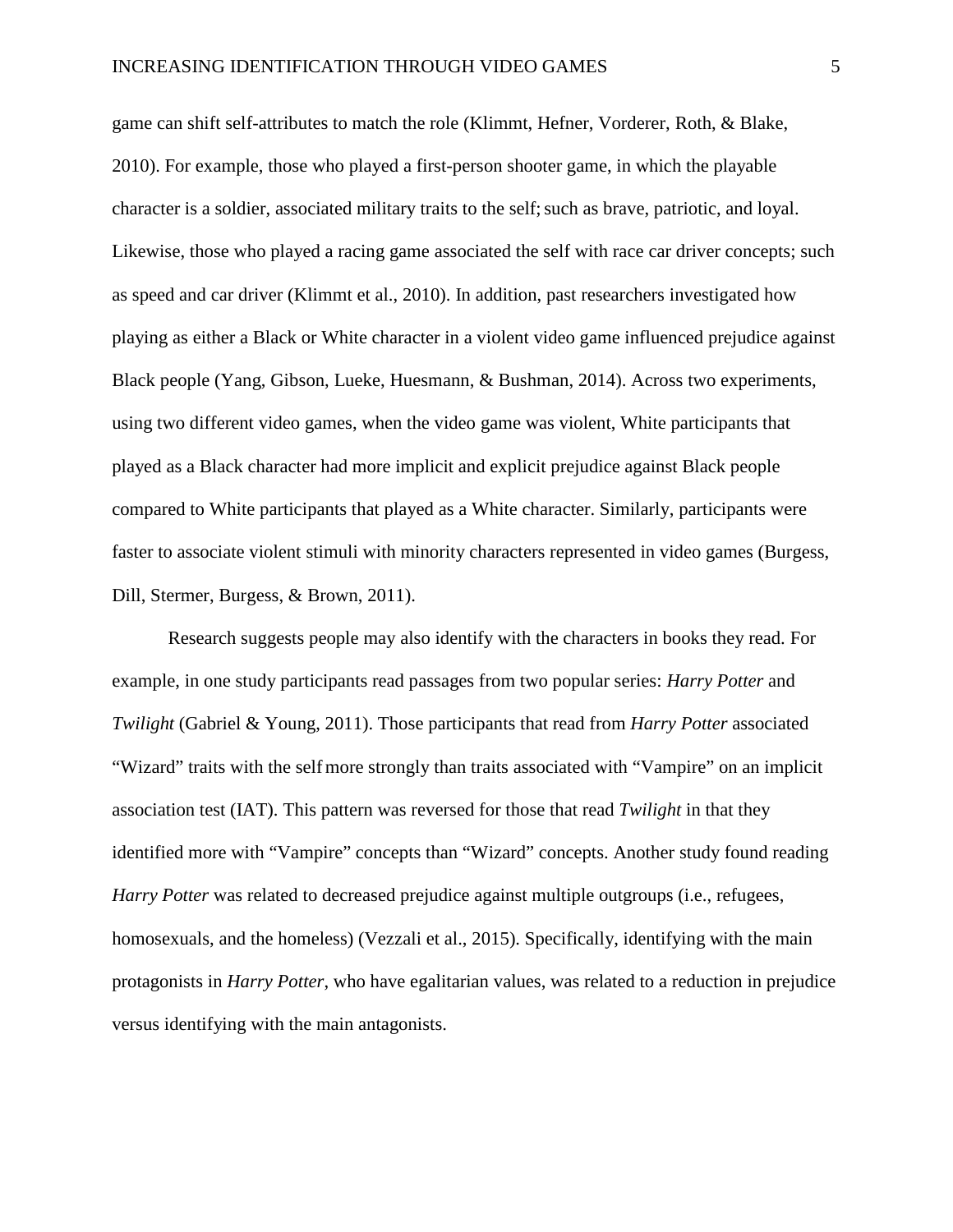game can shift self-attributes to match the role (Klimmt, Hefner, Vorderer, Roth, & Blake, 2010). For example, those who played a first-person shooter game, in which the playable character is a soldier, associated military traits to the self; such as brave, patriotic, and loyal. Likewise, those who played a racing game associated the self with race car driver concepts; such as speed and car driver (Klimmt et al., 2010). In addition, past researchers investigated how playing as either a Black or White character in a violent video game influenced prejudice against Black people (Yang, Gibson, Lueke, Huesmann, & Bushman, 2014). Across two experiments, using two different video games, when the video game was violent, White participants that played as a Black character had more implicit and explicit prejudice against Black people compared to White participants that played as a White character. Similarly, participants were faster to associate violent stimuli with minority characters represented in video games (Burgess, Dill, Stermer, Burgess, & Brown, 2011).

Research suggests people may also identify with the characters in books they read. For example, in one study participants read passages from two popular series: *Harry Potter* and *Twilight* (Gabriel & Young, 2011). Those participants that read from *Harry Potter* associated "Wizard" traits with the self more strongly than traits associated with "Vampire" on an implicit association test (IAT). This pattern was reversed for those that read *Twilight* in that they identified more with "Vampire" concepts than "Wizard" concepts. Another study found reading *Harry Potter* was related to decreased prejudice against multiple outgroups (i.e., refugees, homosexuals, and the homeless) (Vezzali et al., 2015). Specifically, identifying with the main protagonists in *Harry Potter*, who have egalitarian values, was related to a reduction in prejudice versus identifying with the main antagonists.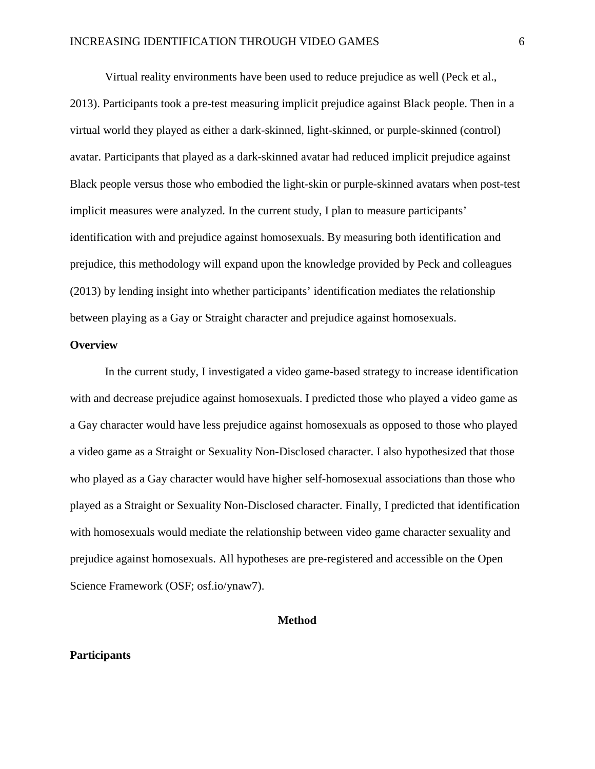Virtual reality environments have been used to reduce prejudice as well (Peck et al., 2013). Participants took a pre-test measuring implicit prejudice against Black people. Then in a virtual world they played as either a dark-skinned, light-skinned, or purple-skinned (control) avatar. Participants that played as a dark-skinned avatar had reduced implicit prejudice against Black people versus those who embodied the light-skin or purple-skinned avatars when post-test implicit measures were analyzed. In the current study, I plan to measure participants' identification with and prejudice against homosexuals. By measuring both identification and prejudice, this methodology will expand upon the knowledge provided by Peck and colleagues (2013) by lending insight into whether participants' identification mediates the relationship between playing as a Gay or Straight character and prejudice against homosexuals.

## Overview

In the current study, I investigated a video game-based strategy to increase identification with and decrease prejudice against homosexuals. I predicted those who played a video game as a Gay character would have less prejudice against homosexuals as opposed to those who played a video game as a Straight or Sexuality Non-Disclosed character. I also hypothesized that those who played as a Gay character would have higher self-homosexual associations than those who played as a Straight or Sexuality Non-Disclosed character. Finally, I predicted that identification with homosexuals would mediate the relationship between video game character sexuality and prejudice against homosexuals. All hypotheses are pre-registered and accessible on the Open Science Framework (OSF; osf.io/ynaw7).

# Method

## Participants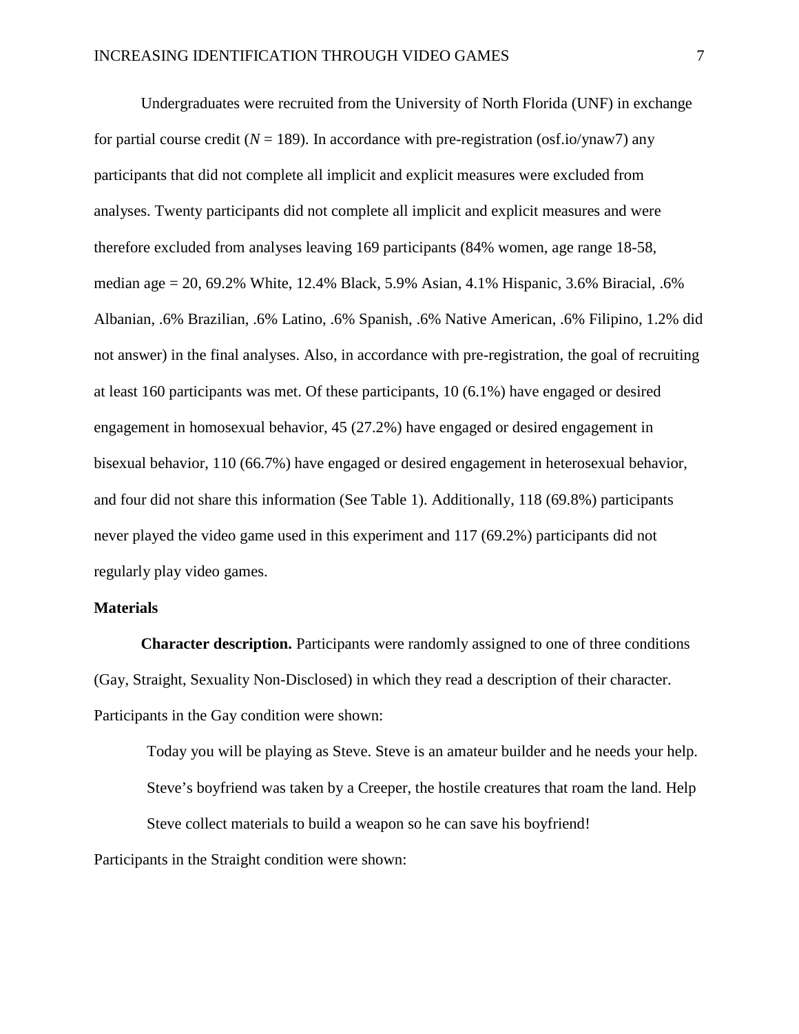Undergraduates were recruited from the University of North Florida (UNF) in exchange for partial course credit ($N$ = 189). In accordance with pre-registration (osf.io/ynaw7) any participants that did not complete all implicit and explicit measures were excluded from analyses. Twenty participants did not complete all implicit and explicit measures and were therefore excluded from analyses leaving 169 participants (84% women, age range 18-58, median age = 20, 69.2% White, 12.4% Black, 5.9% Asian, 4.1% Hispanic, 3.6% Biracial, .6% Albanian, .6% Brazilian, .6% Latino, .6% Spanish, .6% Native American, .6% Filipino, 1.2% did not answer) in the final analyses. Also, in accordance with pre-registration, the goal of recruiting at least 160 participants was met. Of these participants, 10 (6.1%) have engaged or desired engagement in homosexual behavior, 45 (27.2%) have engaged or desired engagement in bisexual behavior, 110 (66.7%) have engaged or desired engagement in heterosexual behavior, and four did not share this information (See Table 1). Additionally, 118 (69.8%) participants never played the video game used in this experiment and 117 (69.2%) participants did not regularly play video games.

### Materials

**Character description.** Participants were randomly assigned to one of three conditions (Gay, Straight, Sexuality Non-Disclosed) in which they read a description of their character. Participants in the Gay condition were shown:

> Today you will be playing as Steve. Steve is an amateur builder and he needs your help. Steve's boyfriend was taken by a Creeper, the hostile creatures that roam the land. Help Steve collect materials to build a weapon so he can save his boyfriend!

Participants in the Straight condition were shown: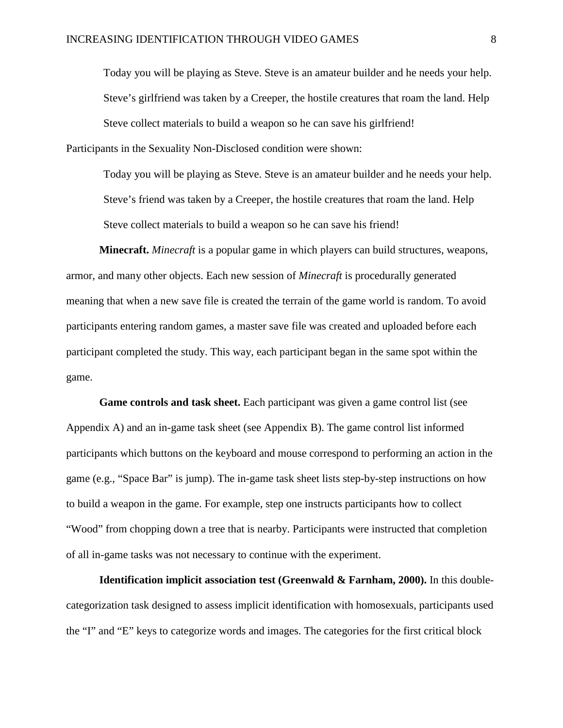> Today you will be playing as Steve. Steve is an amateur builder and he needs your help. Steve's girlfriend was taken by a Creeper, the hostile creatures that roam the land. Help Steve collect materials to build a weapon so he can save his girlfriend!

Participants in the Sexuality Non-Disclosed condition were shown:

> Today you will be playing as Steve. Steve is an amateur builder and he needs your help. Steve's friend was taken by a Creeper, the hostile creatures that roam the land. Help Steve collect materials to build a weapon so he can save his friend!

**Minecraft.** *Minecraft* is a popular game in which players can build structures, weapons, armor, and many other objects. Each new session of *Minecraft* is procedurally generated meaning that when a new save file is created the terrain of the game world is random. To avoid participants entering random games, a master save file was created and uploaded before each participant completed the study. This way, each participant began in the same spot within the game.

**Game controls and task sheet.** Each participant was given a game control list (see Appendix A) and an in-game task sheet (see Appendix B). The game control list informed participants which buttons on the keyboard and mouse correspond to performing an action in the game (e.g., "Space Bar" is jump). The in-game task sheet lists step-by-step instructions on how to build a weapon in the game. For example, step one instructs participants how to collect "Wood" from chopping down a tree that is nearby. Participants were instructed that completion of all in-game tasks was not necessary to continue with the experiment.

**Identification implicit association test (Greenwald & Farnham, 2000).** In this double-categorization task designed to assess implicit identification with homosexuals, participants used the "I" and "E" keys to categorize words and images. The categories for the first critical block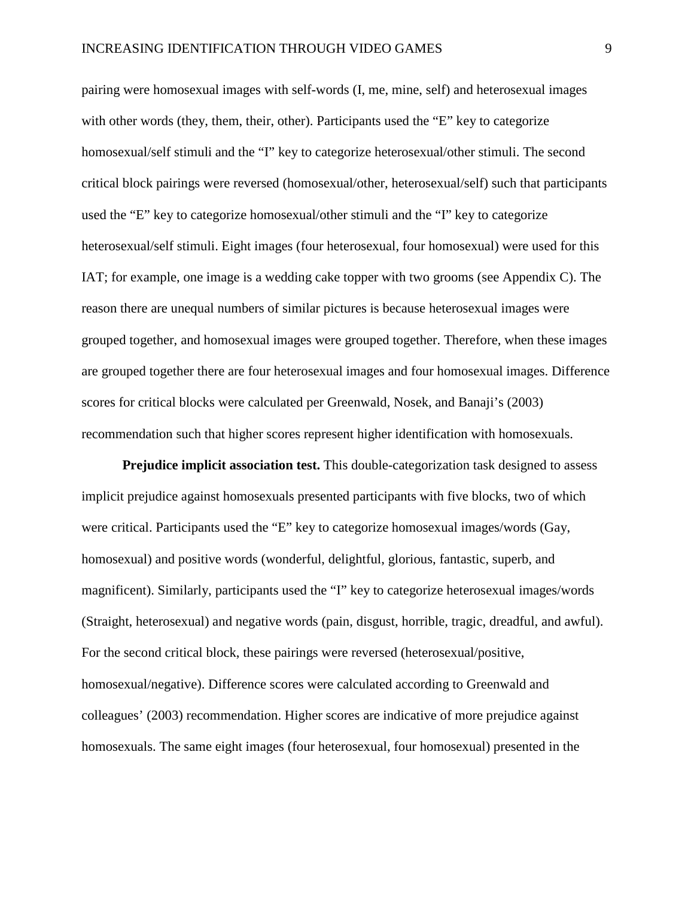pairing were homosexual images with self-words (I, me, mine, self) and heterosexual images with other words (they, them, their, other). Participants used the "E" key to categorize homosexual/self stimuli and the "I" key to categorize heterosexual/other stimuli. The second critical block pairings were reversed (homosexual/other, heterosexual/self) such that participants used the "E" key to categorize homosexual/other stimuli and the "I" key to categorize heterosexual/self stimuli. Eight images (four heterosexual, four homosexual) were used for this IAT; for example, one image is a wedding cake topper with two grooms (see Appendix C). The reason there are unequal numbers of similar pictures is because heterosexual images were grouped together, and homosexual images were grouped together. Therefore, when these images are grouped together there are four heterosexual images and four homosexual images. Difference scores for critical blocks were calculated per Greenwald, Nosek, and Banaji's (2003) recommendation such that higher scores represent higher identification with homosexuals.

**Prejudice implicit association test.** This double-categorization task designed to assess implicit prejudice against homosexuals presented participants with five blocks, two of which were critical. Participants used the "E" key to categorize homosexual images/words (Gay, homosexual) and positive words (wonderful, delightful, glorious, fantastic, superb, and magnificent). Similarly, participants used the "I" key to categorize heterosexual images/words (Straight, heterosexual) and negative words (pain, disgust, horrible, tragic, dreadful, and awful). For the second critical block, these pairings were reversed (heterosexual/positive, homosexual/negative). Difference scores were calculated according to Greenwald and colleagues' (2003) recommendation. Higher scores are indicative of more prejudice against homosexuals. The same eight images (four heterosexual, four homosexual) presented in the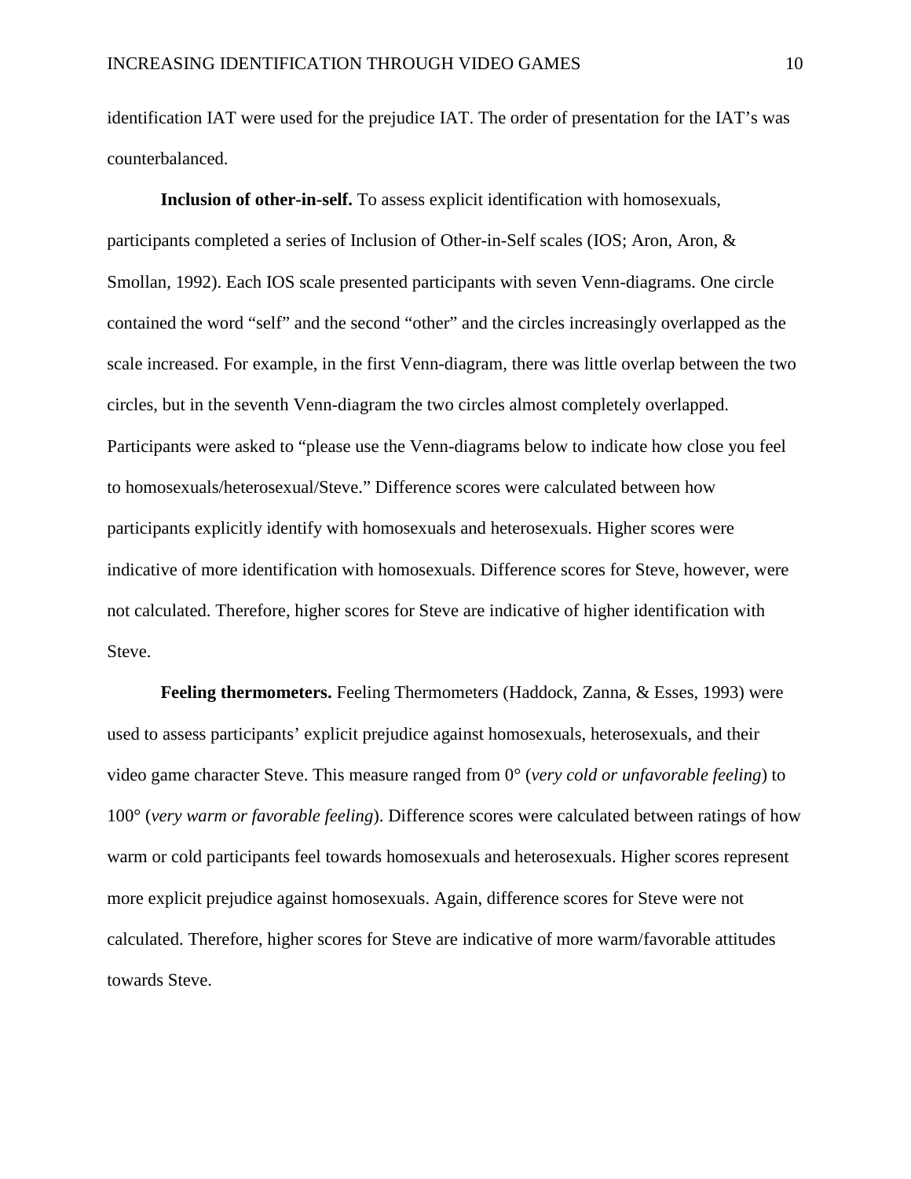identification IAT were used for the prejudice IAT. The order of presentation for the IAT's was counterbalanced.

**Inclusion of other-in-self.** To assess explicit identification with homosexuals, participants completed a series of Inclusion of Other-in-Self scales (IOS; Aron, Aron, & Smollan, 1992). Each IOS scale presented participants with seven Venn-diagrams. One circle contained the word "self" and the second "other" and the circles increasingly overlapped as the scale increased. For example, in the first Venn-diagram, there was little overlap between the two circles, but in the seventh Venn-diagram the two circles almost completely overlapped. Participants were asked to "please use the Venn-diagrams below to indicate how close you feel to homosexuals/heterosexual/Steve." Difference scores were calculated between how participants explicitly identify with homosexuals and heterosexuals. Higher scores were indicative of more identification with homosexuals. Difference scores for Steve, however, were not calculated. Therefore, higher scores for Steve are indicative of higher identification with Steve.

**Feeling thermometers.** Feeling Thermometers (Haddock, Zanna, & Esses, 1993) were used to assess participants' explicit prejudice against homosexuals, heterosexuals, and their video game character Steve. This measure ranged from 0° (*very cold or unfavorable feeling*) to 100° (*very warm or favorable feeling*). Difference scores were calculated between ratings of how warm or cold participants feel towards homosexuals and heterosexuals. Higher scores represent more explicit prejudice against homosexuals. Again, difference scores for Steve were not calculated. Therefore, higher scores for Steve are indicative of more warm/favorable attitudes towards Steve.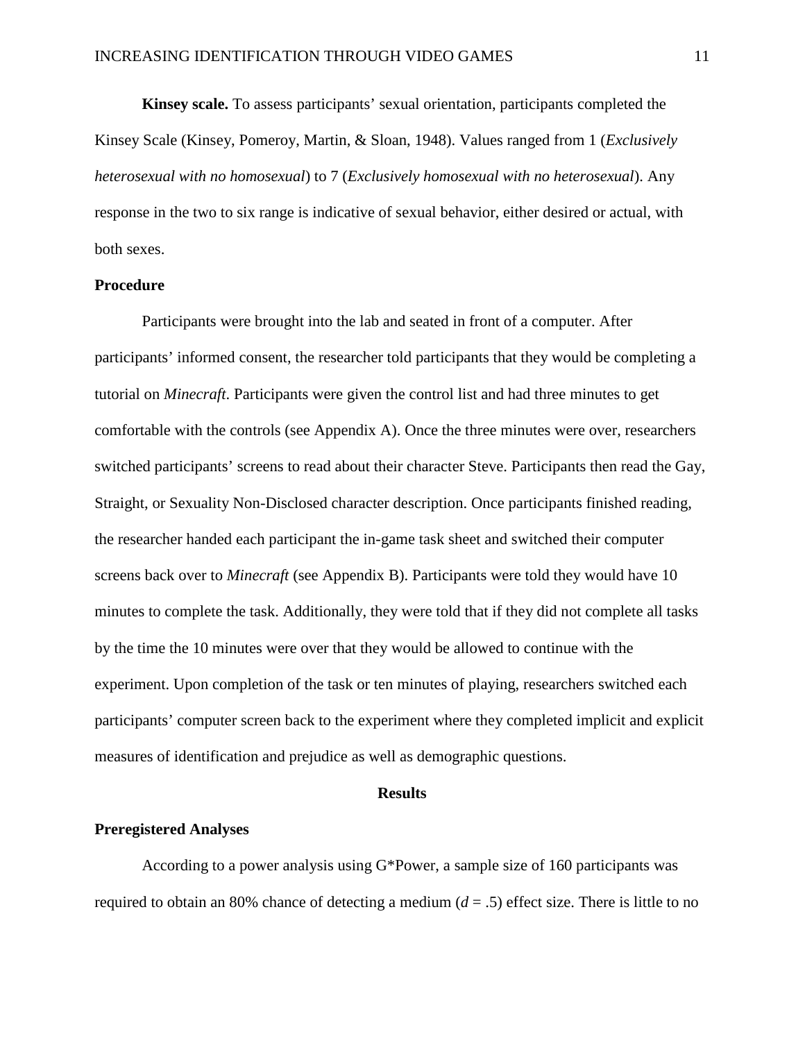**Kinsey scale.** To assess participants' sexual orientation, participants completed the Kinsey Scale (Kinsey, Pomeroy, Martin, & Sloan, 1948). Values ranged from 1 (*Exclusively heterosexual with no homosexual*) to 7 (*Exclusively homosexual with no heterosexual*). Any response in the two to six range is indicative of sexual behavior, either desired or actual, with both sexes.

## Procedure

Participants were brought into the lab and seated in front of a computer. After participants' informed consent, the researcher told participants that they would be completing a tutorial on *Minecraft*. Participants were given the control list and had three minutes to get comfortable with the controls (see Appendix A). Once the three minutes were over, researchers switched participants' screens to read about their character Steve. Participants then read the Gay, Straight, or Sexuality Non-Disclosed character description. Once participants finished reading, the researcher handed each participant the in-game task sheet and switched their computer screens back over to *Minecraft* (see Appendix B). Participants were told they would have 10 minutes to complete the task. Additionally, they were told that if they did not complete all tasks by the time the 10 minutes were over that they would be allowed to continue with the experiment. Upon completion of the task or ten minutes of playing, researchers switched each participants' computer screen back to the experiment where they completed implicit and explicit measures of identification and prejudice as well as demographic questions.

# Results

## Preregistered Analyses

According to a power analysis using G*Power, a sample size of 160 participants was required to obtain an 80% chance of detecting a medium ($d$ = .5) effect size. There is little to no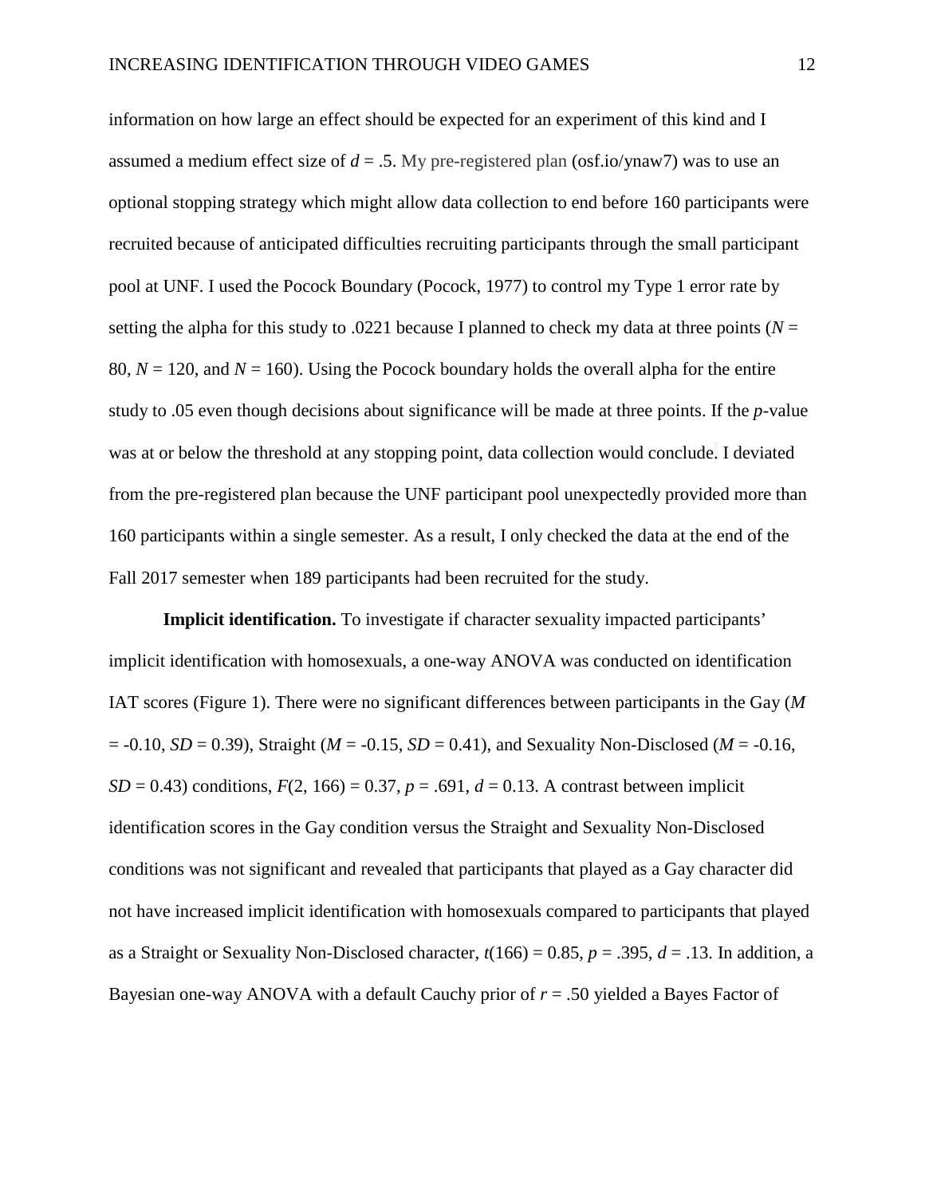information on how large an effect should be expected for an experiment of this kind and I assumed a medium effect size of $d = .5$. My pre-registered plan (osf.io/ynaw7) was to use an optional stopping strategy which might allow data collection to end before 160 participants were recruited because of anticipated difficulties recruiting participants through the small participant pool at UNF. I used the Pocock Boundary (Pocock, 1977) to control my Type 1 error rate by setting the alpha for this study to .0221 because I planned to check my data at three points ($N = 80$, $N = 120$, and $N = 160$). Using the Pocock boundary holds the overall alpha for the entire study to .05 even though decisions about significance will be made at three points. If the $p$-value was at or below the threshold at any stopping point, data collection would conclude. I deviated from the pre-registered plan because the UNF participant pool unexpectedly provided more than 160 participants within a single semester. As a result, I only checked the data at the end of the Fall 2017 semester when 189 participants had been recruited for the study.

**Implicit identification.** To investigate if character sexuality impacted participants' implicit identification with homosexuals, a one-way ANOVA was conducted on identification IAT scores (Figure 1). There were no significant differences between participants in the Gay ($M = -0.10$, $SD = 0.39$), Straight ($M = -0.15$, $SD = 0.41$), and Sexuality Non-Disclosed ($M = -0.16$, $SD = 0.43$) conditions, $F(2, 166) = 0.37$, $p = .691$, $d = 0.13$. A contrast between implicit identification scores in the Gay condition versus the Straight and Sexuality Non-Disclosed conditions was not significant and revealed that participants that played as a Gay character did not have increased implicit identification with homosexuals compared to participants that played as a Straight or Sexuality Non-Disclosed character, $t(166) = 0.85$, $p = .395$, $d = .13$. In addition, a Bayesian one-way ANOVA with a default Cauchy prior of $r = .50$ yielded a Bayes Factor of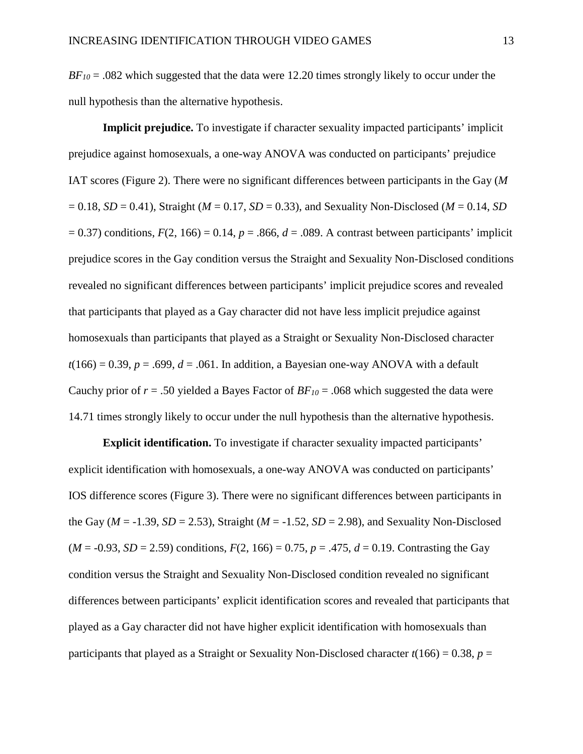$BF_{10}$ = .082 which suggested that the data were 12.20 times strongly likely to occur under the null hypothesis than the alternative hypothesis.

**Implicit prejudice.** To investigate if character sexuality impacted participants' implicit prejudice against homosexuals, a one-way ANOVA was conducted on participants' prejudice IAT scores (Figure 2). There were no significant differences between participants in the Gay ($M$ = 0.18, $SD$ = 0.41), Straight ($M$ = 0.17, $SD$ = 0.33), and Sexuality Non-Disclosed ($M$ = 0.14, $SD$ = 0.37) conditions, $F(2, 166) = 0.14$, $p = .866$, $d = .089$. A contrast between participants' implicit prejudice scores in the Gay condition versus the Straight and Sexuality Non-Disclosed conditions revealed no significant differences between participants' implicit prejudice scores and revealed that participants that played as a Gay character did not have less implicit prejudice against homosexuals than participants that played as a Straight or Sexuality Non-Disclosed character $t(166) = 0.39$, $p = .699$, $d = .061$. In addition, a Bayesian one-way ANOVA with a default Cauchy prior of $r = .50$ yielded a Bayes Factor of $BF_{10}$ = .068 which suggested the data were 14.71 times strongly likely to occur under the null hypothesis than the alternative hypothesis.

**Explicit identification.** To investigate if character sexuality impacted participants' explicit identification with homosexuals, a one-way ANOVA was conducted on participants' IOS difference scores (Figure 3). There were no significant differences between participants in the Gay ($M$ = -1.39, $SD$ = 2.53), Straight ($M$ = -1.52, $SD$ = 2.98), and Sexuality Non-Disclosed ($M$ = -0.93, $SD$ = 2.59) conditions, $F(2, 166) = 0.75$, $p = .475$, $d = 0.19$. Contrasting the Gay condition versus the Straight and Sexuality Non-Disclosed condition revealed no significant differences between participants' explicit identification scores and revealed that participants that played as a Gay character did not have higher explicit identification with homosexuals than participants that played as a Straight or Sexuality Non-Disclosed character $t(166) = 0.38$, $p$ =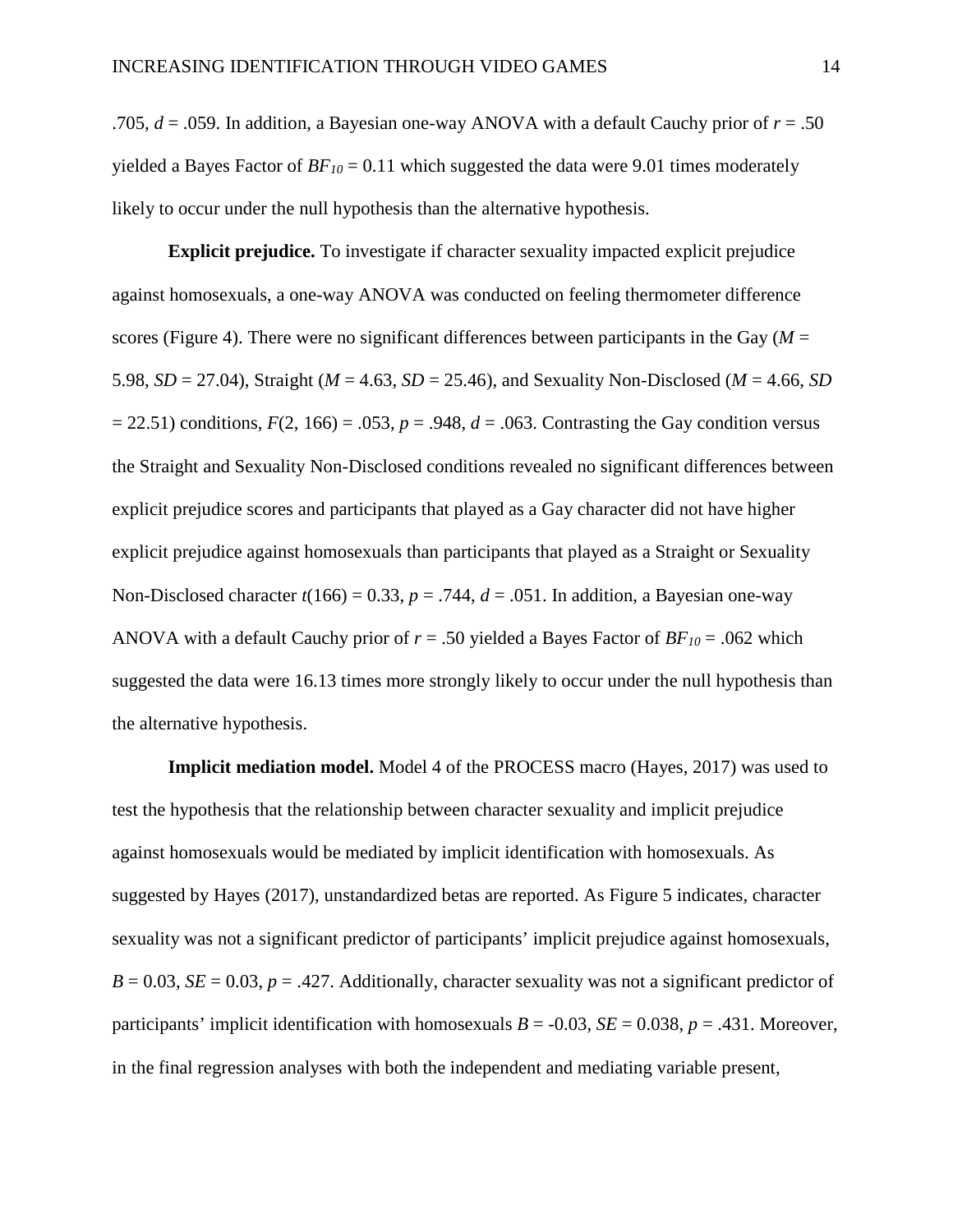.705, $d$ = .059. In addition, a Bayesian one-way ANOVA with a default Cauchy prior of $r$ = .50 yielded a Bayes Factor of $BF_{10}$ = 0.11 which suggested the data were 9.01 times moderately likely to occur under the null hypothesis than the alternative hypothesis.

**Explicit prejudice.** To investigate if character sexuality impacted explicit prejudice against homosexuals, a one-way ANOVA was conducted on feeling thermometer difference scores (Figure 4). There were no significant differences between participants in the Gay ($M$ = 5.98, $SD$ = 27.04), Straight ($M$ = 4.63, $SD$ = 25.46), and Sexuality Non-Disclosed ($M$ = 4.66, $SD$ = 22.51) conditions, $F(2, 166)$ = .053, $p$ = .948, $d$ = .063. Contrasting the Gay condition versus the Straight and Sexuality Non-Disclosed conditions revealed no significant differences between explicit prejudice scores and participants that played as a Gay character did not have higher explicit prejudice against homosexuals than participants that played as a Straight or Sexuality Non-Disclosed character $t(166)$ = 0.33, $p$ = .744, $d$ = .051. In addition, a Bayesian one-way ANOVA with a default Cauchy prior of $r$ = .50 yielded a Bayes Factor of $BF_{10}$ = .062 which suggested the data were 16.13 times more strongly likely to occur under the null hypothesis than the alternative hypothesis.

**Implicit mediation model.** Model 4 of the PROCESS macro (Hayes, 2017) was used to test the hypothesis that the relationship between character sexuality and implicit prejudice against homosexuals would be mediated by implicit identification with homosexuals. As suggested by Hayes (2017), unstandardized betas are reported. As Figure 5 indicates, character sexuality was not a significant predictor of participants' implicit prejudice against homosexuals, $B$ = 0.03, $SE$ = 0.03, $p$ = .427. Additionally, character sexuality was not a significant predictor of participants' implicit identification with homosexuals $B$ = -0.03, $SE$ = 0.038, $p$ = .431. Moreover, in the final regression analyses with both the independent and mediating variable present,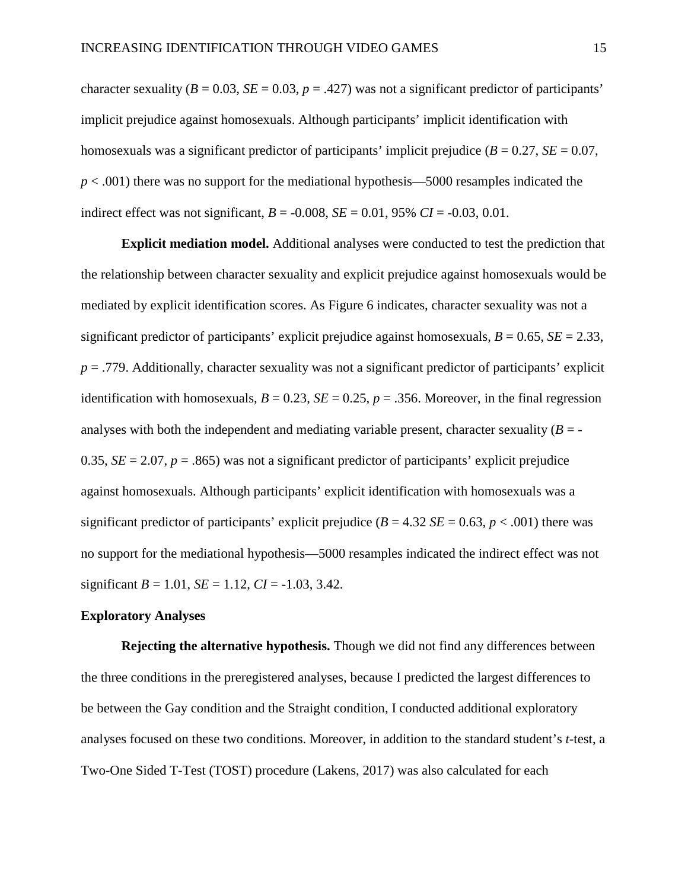character sexuality ($B = 0.03$, $SE = 0.03$, $p = .427$) was not a significant predictor of participants' implicit prejudice against homosexuals. Although participants' implicit identification with homosexuals was a significant predictor of participants' implicit prejudice ($B = 0.27$, $SE = 0.07$, $p < .001$) there was no support for the mediational hypothesis—5000 resamples indicated the indirect effect was not significant, $B = -0.008$, $SE = 0.01$, 95% $CI = -0.03, 0.01$.

**Explicit mediation model.** Additional analyses were conducted to test the prediction that the relationship between character sexuality and explicit prejudice against homosexuals would be mediated by explicit identification scores. As Figure 6 indicates, character sexuality was not a significant predictor of participants' explicit prejudice against homosexuals, $B = 0.65$, $SE = 2.33$, $p = .779$. Additionally, character sexuality was not a significant predictor of participants' explicit identification with homosexuals, $B = 0.23$, $SE = 0.25$, $p = .356$. Moreover, in the final regression analyses with both the independent and mediating variable present, character sexuality ($B = -0.35$, $SE = 2.07$, $p = .865$) was not a significant predictor of participants' explicit prejudice against homosexuals. Although participants' explicit identification with homosexuals was a significant predictor of participants' explicit prejudice ($B = 4.32$ $SE = 0.63$, $p < .001$) there was no support for the mediational hypothesis—5000 resamples indicated the indirect effect was not significant $B = 1.01$, $SE = 1.12$, $CI = -1.03, 3.42$.

### Exploratory Analyses

**Rejecting the alternative hypothesis.** Though we did not find any differences between the three conditions in the preregistered analyses, because I predicted the largest differences to be between the Gay condition and the Straight condition, I conducted additional exploratory analyses focused on these two conditions. Moreover, in addition to the standard student's *t*-test, a Two-One Sided T-Test (TOST) procedure (Lakens, 2017) was also calculated for each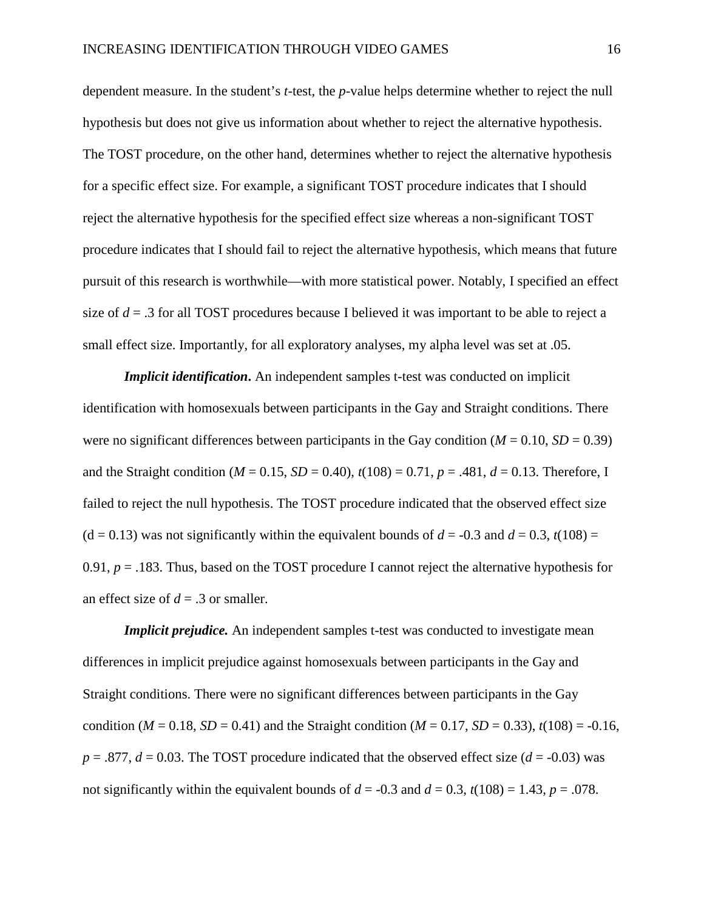dependent measure. In the student's *t*-test, the *p*-value helps determine whether to reject the null hypothesis but does not give us information about whether to reject the alternative hypothesis. The TOST procedure, on the other hand, determines whether to reject the alternative hypothesis for a specific effect size. For example, a significant TOST procedure indicates that I should reject the alternative hypothesis for the specified effect size whereas a non-significant TOST procedure indicates that I should fail to reject the alternative hypothesis, which means that future pursuit of this research is worthwhile—with more statistical power. Notably, I specified an effect size of $d = .3$ for all TOST procedures because I believed it was important to be able to reject a small effect size. Importantly, for all exploratory analyses, my alpha level was set at .05.

***Implicit identification*.** An independent samples t-test was conducted on implicit identification with homosexuals between participants in the Gay and Straight conditions. There were no significant differences between participants in the Gay condition ($M = 0.10$, $SD = 0.39$) and the Straight condition ($M = 0.15$, $SD = 0.40$), $t(108) = 0.71$, $p = .481$, $d = 0.13$. Therefore, I failed to reject the null hypothesis. The TOST procedure indicated that the observed effect size ($d = 0.13$) was not significantly within the equivalent bounds of $d = -0.3$ and $d = 0.3$, $t(108) = 0.91$, $p = .183$. Thus, based on the TOST procedure I cannot reject the alternative hypothesis for an effect size of $d = .3$ or smaller.

***Implicit prejudice.*** An independent samples t-test was conducted to investigate mean differences in implicit prejudice against homosexuals between participants in the Gay and Straight conditions. There were no significant differences between participants in the Gay condition ($M = 0.18$, $SD = 0.41$) and the Straight condition ($M = 0.17$, $SD = 0.33$), $t(108) = -0.16$, $p = .877$, $d = 0.03$. The TOST procedure indicated that the observed effect size ($d = -0.03$) was not significantly within the equivalent bounds of $d = -0.3$ and $d = 0.3$, $t(108) = 1.43$, $p = .078$.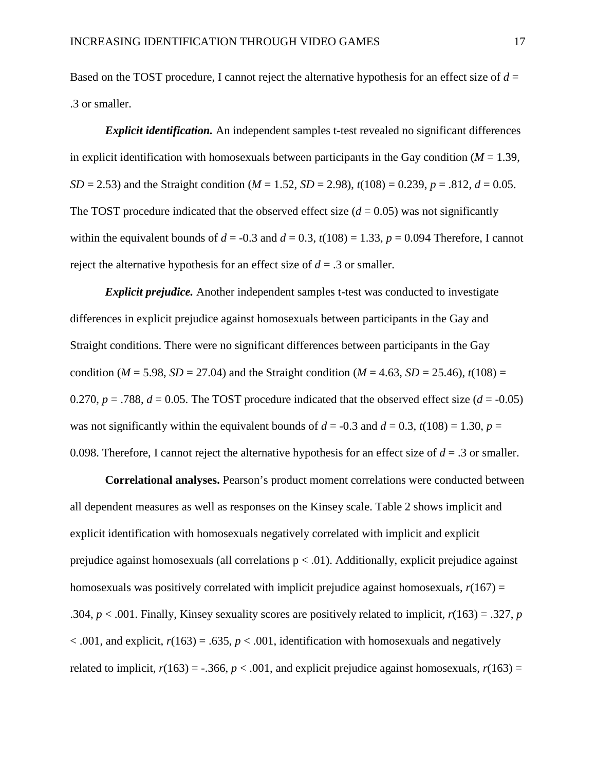Based on the TOST procedure, I cannot reject the alternative hypothesis for an effect size of $d$ = .3 or smaller.

***Explicit identification.*** An independent samples t-test revealed no significant differences in explicit identification with homosexuals between participants in the Gay condition ($M$ = 1.39, $SD$ = 2.53) and the Straight condition ($M$ = 1.52, $SD$ = 2.98), $t(108)$ = 0.239, $p$ = .812, $d$ = 0.05. The TOST procedure indicated that the observed effect size ($d$ = 0.05) was not significantly within the equivalent bounds of $d$ = -0.3 and $d$ = 0.3, $t(108)$ = 1.33, $p$ = 0.094 Therefore, I cannot reject the alternative hypothesis for an effect size of $d$ = .3 or smaller.

***Explicit prejudice.*** Another independent samples t-test was conducted to investigate differences in explicit prejudice against homosexuals between participants in the Gay and Straight conditions. There were no significant differences between participants in the Gay condition ($M$ = 5.98, $SD$ = 27.04) and the Straight condition ($M$ = 4.63, $SD$ = 25.46), $t(108)$ = 0.270, $p$ = .788, $d$ = 0.05. The TOST procedure indicated that the observed effect size ($d$ = -0.05) was not significantly within the equivalent bounds of $d$ = -0.3 and $d$ = 0.3, $t(108)$ = 1.30, $p$ = 0.098. Therefore, I cannot reject the alternative hypothesis for an effect size of $d$ = .3 or smaller.

**Correlational analyses.** Pearson's product moment correlations were conducted between all dependent measures as well as responses on the Kinsey scale. Table 2 shows implicit and explicit identification with homosexuals negatively correlated with implicit and explicit prejudice against homosexuals (all correlations p < .01). Additionally, explicit prejudice against homosexuals was positively correlated with implicit prejudice against homosexuals, $r(167)$ = .304, $p$ < .001. Finally, Kinsey sexuality scores are positively related to implicit, $r(163)$ = .327, $p$ < .001, and explicit, $r(163)$ = .635, $p$ < .001, identification with homosexuals and negatively related to implicit, $r(163)$ = -.366, $p$ < .001, and explicit prejudice against homosexuals, $r(163)$ =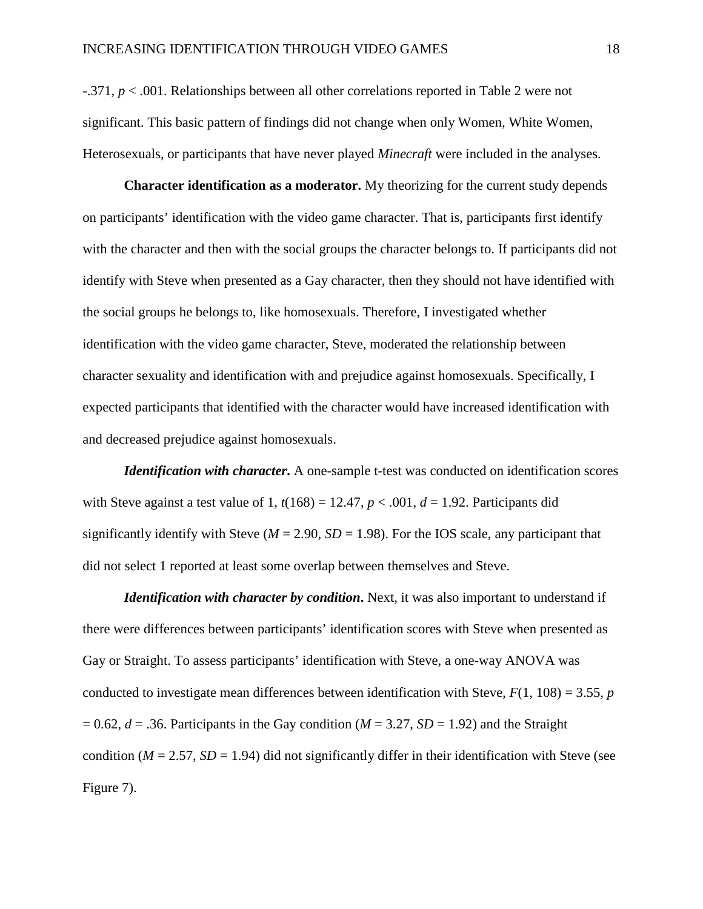-.371, $p < .001$. Relationships between all other correlations reported in Table 2 were not significant. This basic pattern of findings did not change when only Women, White Women, Heterosexuals, or participants that have never played *Minecraft* were included in the analyses.

**Character identification as a moderator.** My theorizing for the current study depends on participants' identification with the video game character. That is, participants first identify with the character and then with the social groups the character belongs to. If participants did not identify with Steve when presented as a Gay character, then they should not have identified with the social groups he belongs to, like homosexuals. Therefore, I investigated whether identification with the video game character, Steve, moderated the relationship between character sexuality and identification with and prejudice against homosexuals. Specifically, I expected participants that identified with the character would have increased identification with and decreased prejudice against homosexuals.

***Identification with character*.** A one-sample t-test was conducted on identification scores with Steve against a test value of 1, $t(168) = 12.47$, $p < .001$, $d = 1.92$. Participants did significantly identify with Steve ($M = 2.90$, $SD = 1.98$). For the IOS scale, any participant that did not select 1 reported at least some overlap between themselves and Steve.

***Identification with character by condition*.** Next, it was also important to understand if there were differences between participants' identification scores with Steve when presented as Gay or Straight. To assess participants' identification with Steve, a one-way ANOVA was conducted to investigate mean differences between identification with Steve, $F(1, 108) = 3.55$, $p = 0.62$, $d = .36$. Participants in the Gay condition ($M = 3.27$, $SD = 1.92$) and the Straight condition ($M = 2.57$, $SD = 1.94$) did not significantly differ in their identification with Steve (see Figure 7).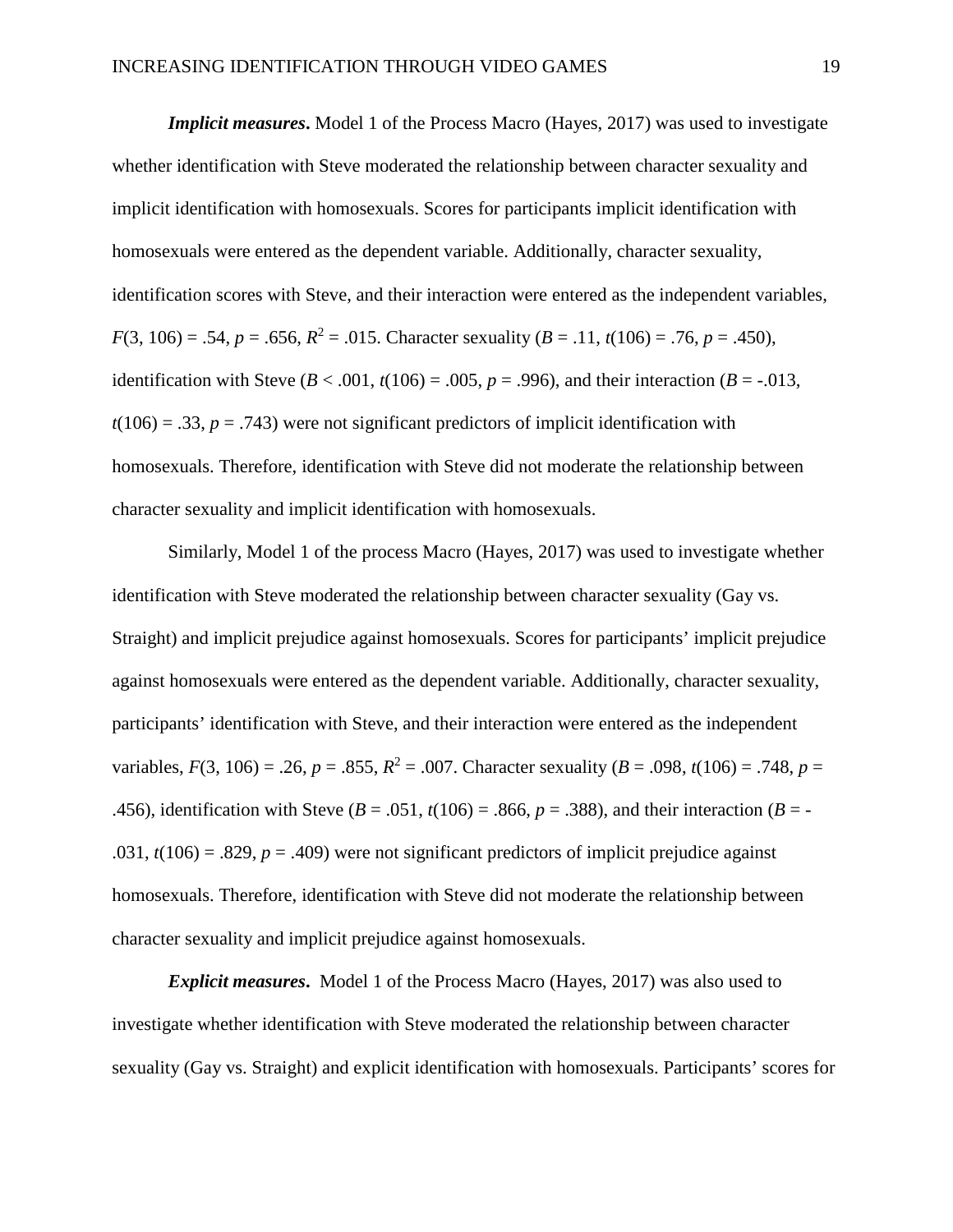***Implicit measures*.** Model 1 of the Process Macro (Hayes, 2017) was used to investigate whether identification with Steve moderated the relationship between character sexuality and implicit identification with homosexuals. Scores for participants implicit identification with homosexuals were entered as the dependent variable. Additionally, character sexuality, identification scores with Steve, and their interaction were entered as the independent variables, $F(3, 106) = .54$, $p = .656$, $R^2 = .015$. Character sexuality ($B = .11$, $t(106) = .76$, $p = .450$), identification with Steve ($B < .001$, $t(106) = .005$, $p = .996$), and their interaction ($B = -.013$, $t(106) = .33$, $p = .743$) were not significant predictors of implicit identification with homosexuals. Therefore, identification with Steve did not moderate the relationship between character sexuality and implicit identification with homosexuals.

Similarly, Model 1 of the process Macro (Hayes, 2017) was used to investigate whether identification with Steve moderated the relationship between character sexuality (Gay vs. Straight) and implicit prejudice against homosexuals. Scores for participants' implicit prejudice against homosexuals were entered as the dependent variable. Additionally, character sexuality, participants' identification with Steve, and their interaction were entered as the independent variables, $F(3, 106) = .26$, $p = .855$, $R^2 = .007$. Character sexuality ($B = .098$, $t(106) = .748$, $p = .456$), identification with Steve ($B = .051$, $t(106) = .866$, $p = .388$), and their interaction ($B = -.031$, $t(106) = .829$, $p = .409$) were not significant predictors of implicit prejudice against homosexuals. Therefore, identification with Steve did not moderate the relationship between character sexuality and implicit prejudice against homosexuals.

***Explicit measures*.** Model 1 of the Process Macro (Hayes, 2017) was also used to investigate whether identification with Steve moderated the relationship between character sexuality (Gay vs. Straight) and explicit identification with homosexuals. Participants' scores for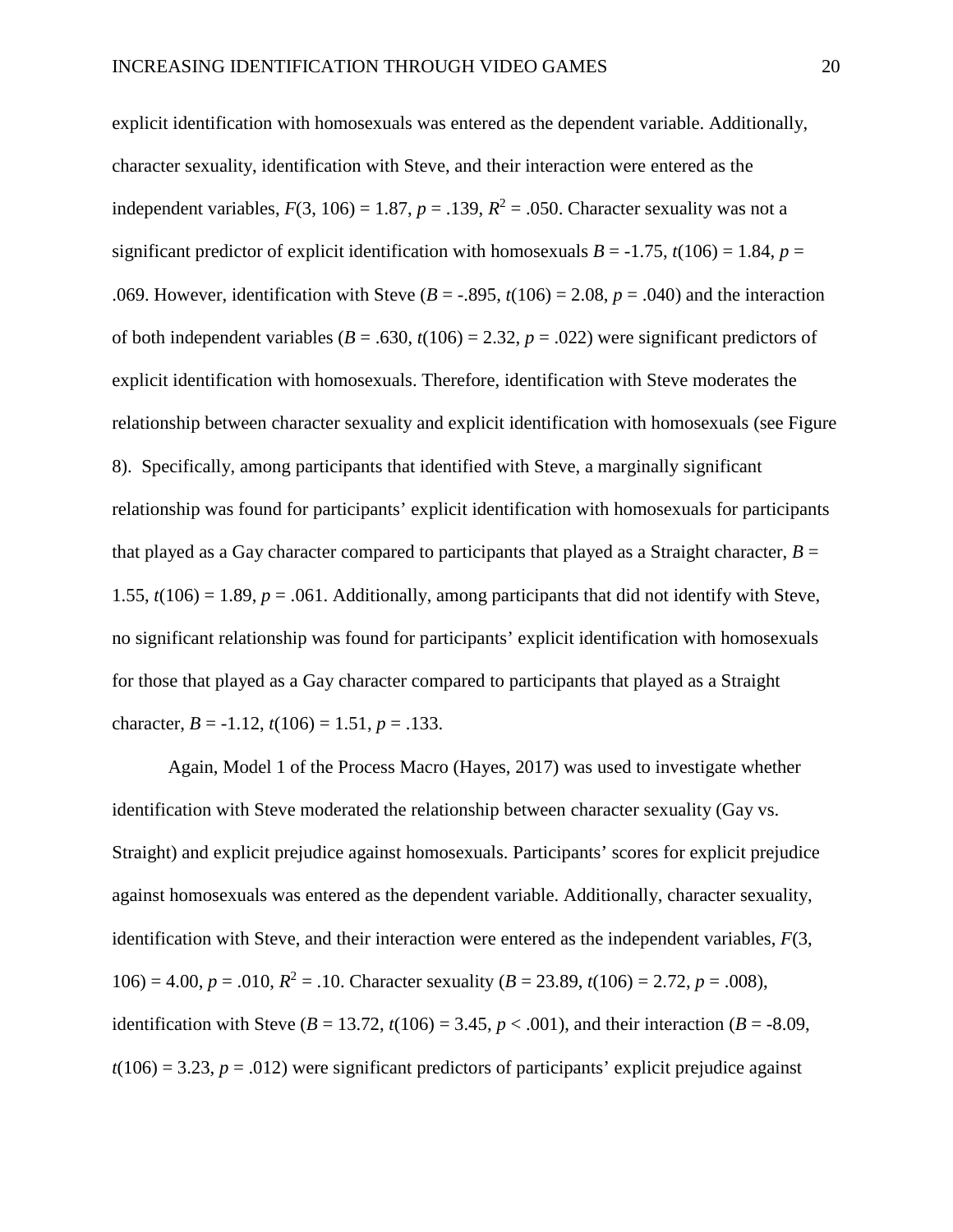explicit identification with homosexuals was entered as the dependent variable. Additionally, character sexuality, identification with Steve, and their interaction were entered as the independent variables, $F(3, 106) = 1.87$, $p = .139$, $R^2 = .050$. Character sexuality was not a significant predictor of explicit identification with homosexuals $B = -1.75$, $t(106) = 1.84$, $p = .069$. However, identification with Steve ($B = -.895$, $t(106) = 2.08$, $p = .040$) and the interaction of both independent variables ($B = .630$, $t(106) = 2.32$, $p = .022$) were significant predictors of explicit identification with homosexuals. Therefore, identification with Steve moderates the relationship between character sexuality and explicit identification with homosexuals (see Figure 8). Specifically, among participants that identified with Steve, a marginally significant relationship was found for participants' explicit identification with homosexuals for participants that played as a Gay character compared to participants that played as a Straight character, $B = 1.55$, $t(106) = 1.89$, $p = .061$. Additionally, among participants that did not identify with Steve, no significant relationship was found for participants' explicit identification with homosexuals for those that played as a Gay character compared to participants that played as a Straight character, $B = -1.12$, $t(106) = 1.51$, $p = .133$.

Again, Model 1 of the Process Macro (Hayes, 2017) was used to investigate whether identification with Steve moderated the relationship between character sexuality (Gay vs. Straight) and explicit prejudice against homosexuals. Participants' scores for explicit prejudice against homosexuals was entered as the dependent variable. Additionally, character sexuality, identification with Steve, and their interaction were entered as the independent variables, $F(3, 106) = 4.00$, $p = .010$, $R^2 = .10$. Character sexuality ($B = 23.89$, $t(106) = 2.72$, $p = .008$), identification with Steve ($B = 13.72$, $t(106) = 3.45$, $p < .001$), and their interaction ($B = -8.09$, $t(106) = 3.23$, $p = .012$) were significant predictors of participants' explicit prejudice against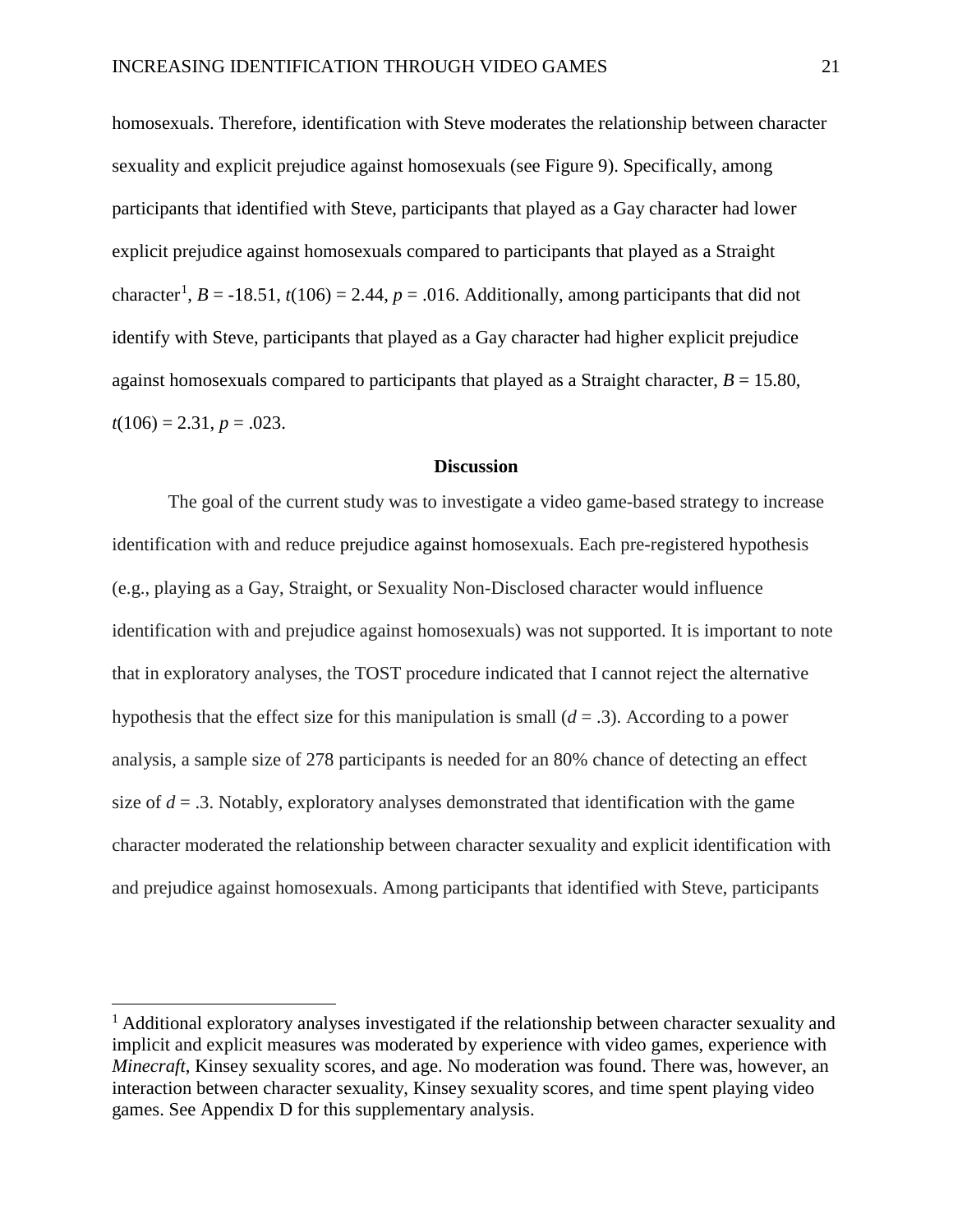homosexuals. Therefore, identification with Steve moderates the relationship between character sexuality and explicit prejudice against homosexuals (see Figure 9). Specifically, among participants that identified with Steve, participants that played as a Gay character had lower explicit prejudice against homosexuals compared to participants that played as a Straight character[1], $B$ = -18.51, $t$(106) = 2.44, $p$ = .016. Additionally, among participants that did not identify with Steve, participants that played as a Gay character had higher explicit prejudice against homosexuals compared to participants that played as a Straight character, $B$ = 15.80, $t$(106) = 2.31, $p$ = .023.

## Discussion

The goal of the current study was to investigate a video game-based strategy to increase identification with and reduce prejudice against homosexuals. Each pre-registered hypothesis (e.g., playing as a Gay, Straight, or Sexuality Non-Disclosed character would influence identification with and prejudice against homosexuals) was not supported. It is important to note that in exploratory analyses, the TOST procedure indicated that I cannot reject the alternative hypothesis that the effect size for this manipulation is small ($d$ = .3). According to a power analysis, a sample size of 278 participants is needed for an 80% chance of detecting an effect size of $d$ = .3. Notably, exploratory analyses demonstrated that identification with the game character moderated the relationship between character sexuality and explicit identification with and prejudice against homosexuals. Among participants that identified with Steve, participants

[1] Additional exploratory analyses investigated if the relationship between character sexuality and implicit and explicit measures was moderated by experience with video games, experience with *Minecraft*, Kinsey sexuality scores, and age. No moderation was found. There was, however, an interaction between character sexuality, Kinsey sexuality scores, and time spent playing video games. See Appendix D for this supplementary analysis.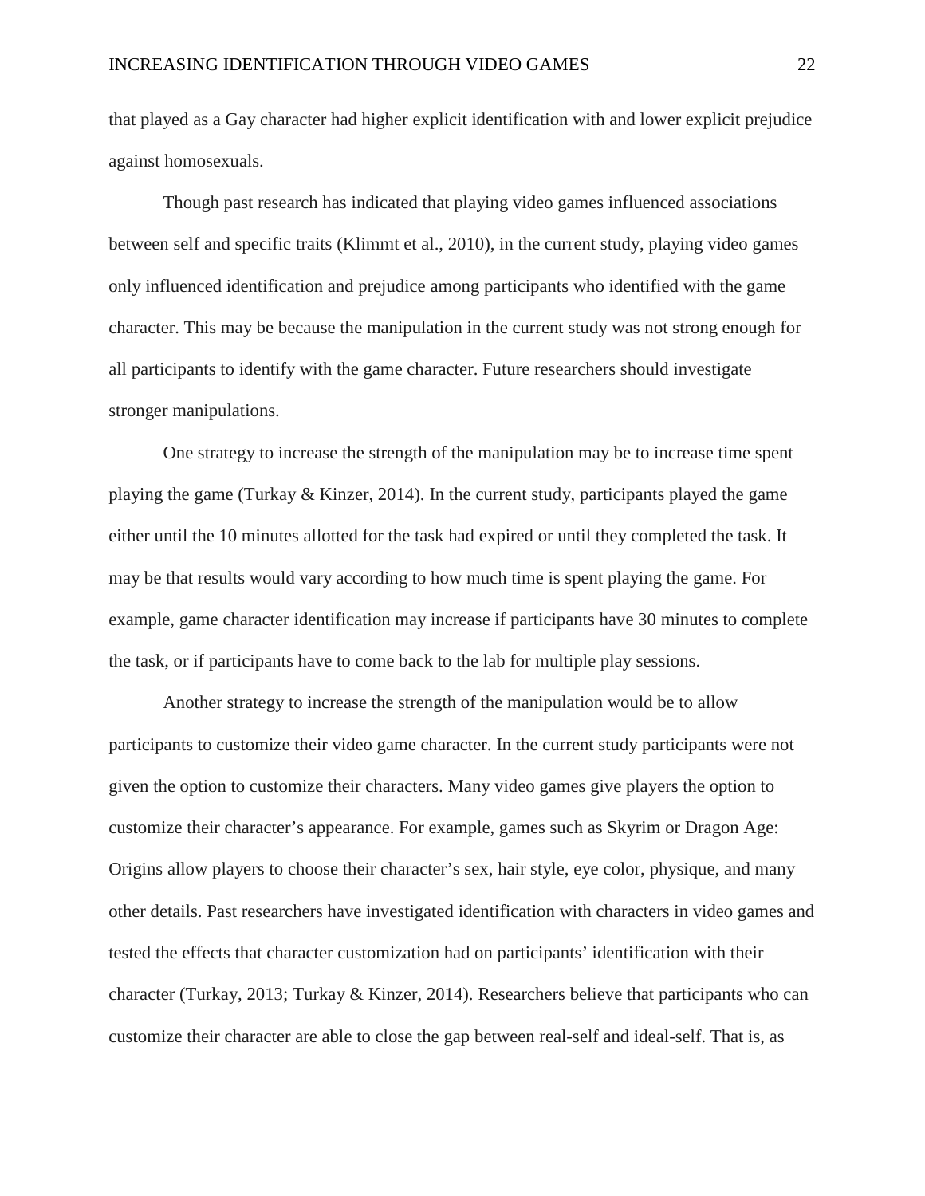that played as a Gay character had higher explicit identification with and lower explicit prejudice against homosexuals.

Though past research has indicated that playing video games influenced associations between self and specific traits (Klimmt et al., 2010), in the current study, playing video games only influenced identification and prejudice among participants who identified with the game character. This may be because the manipulation in the current study was not strong enough for all participants to identify with the game character. Future researchers should investigate stronger manipulations.

One strategy to increase the strength of the manipulation may be to increase time spent playing the game (Turkay & Kinzer, 2014). In the current study, participants played the game either until the 10 minutes allotted for the task had expired or until they completed the task. It may be that results would vary according to how much time is spent playing the game. For example, game character identification may increase if participants have 30 minutes to complete the task, or if participants have to come back to the lab for multiple play sessions.

Another strategy to increase the strength of the manipulation would be to allow participants to customize their video game character. In the current study participants were not given the option to customize their characters. Many video games give players the option to customize their character's appearance. For example, games such as Skyrim or Dragon Age: Origins allow players to choose their character's sex, hair style, eye color, physique, and many other details. Past researchers have investigated identification with characters in video games and tested the effects that character customization had on participants' identification with their character (Turkay, 2013; Turkay & Kinzer, 2014). Researchers believe that participants who can customize their character are able to close the gap between real-self and ideal-self. That is, as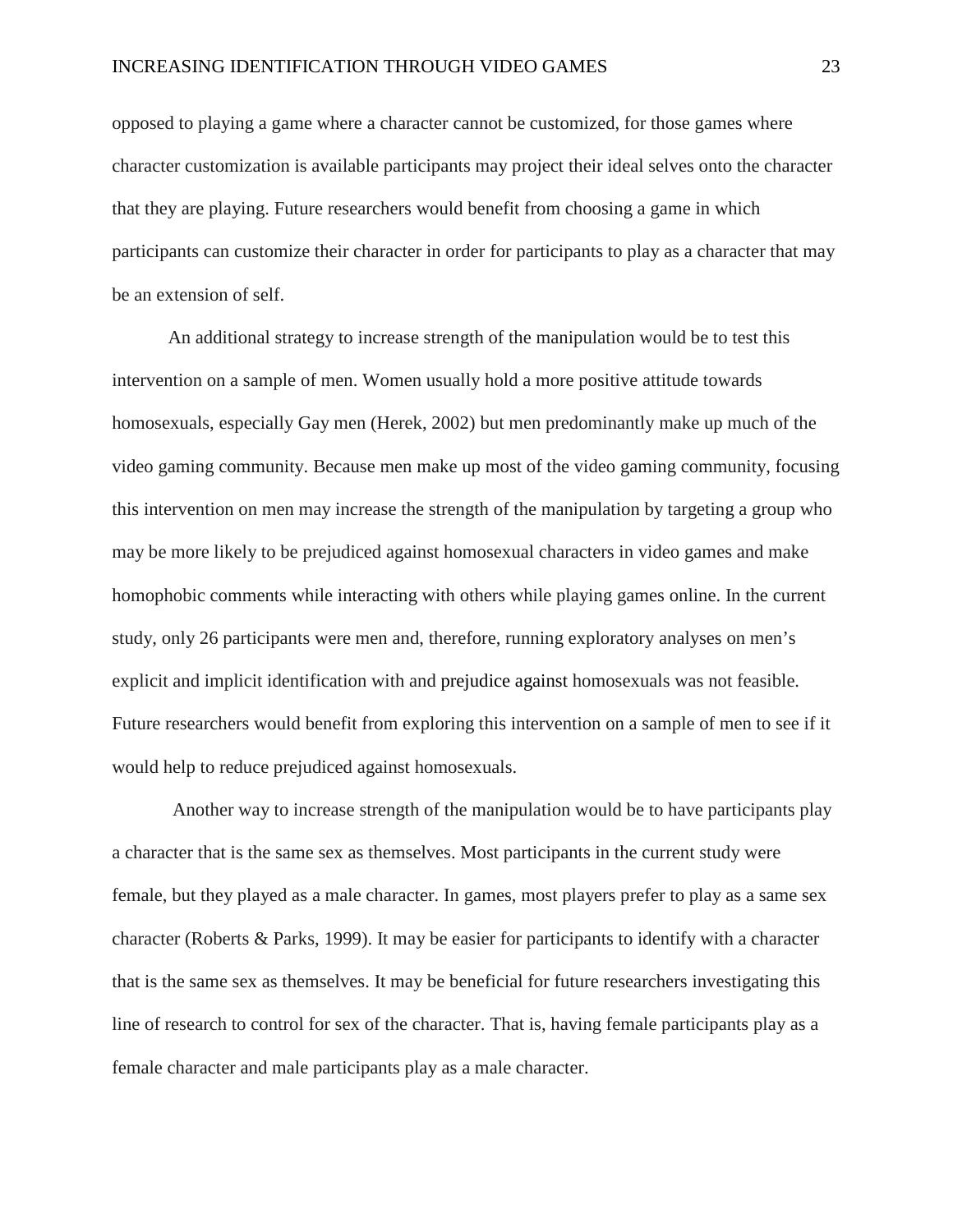opposed to playing a game where a character cannot be customized, for those games where character customization is available participants may project their ideal selves onto the character that they are playing. Future researchers would benefit from choosing a game in which participants can customize their character in order for participants to play as a character that may be an extension of self.

An additional strategy to increase strength of the manipulation would be to test this intervention on a sample of men. Women usually hold a more positive attitude towards homosexuals, especially Gay men (Herek, 2002) but men predominantly make up much of the video gaming community. Because men make up most of the video gaming community, focusing this intervention on men may increase the strength of the manipulation by targeting a group who may be more likely to be prejudiced against homosexual characters in video games and make homophobic comments while interacting with others while playing games online. In the current study, only 26 participants were men and, therefore, running exploratory analyses on men's explicit and implicit identification with and prejudice against homosexuals was not feasible. Future researchers would benefit from exploring this intervention on a sample of men to see if it would help to reduce prejudiced against homosexuals.

Another way to increase strength of the manipulation would be to have participants play a character that is the same sex as themselves. Most participants in the current study were female, but they played as a male character. In games, most players prefer to play as a same sex character (Roberts & Parks, 1999). It may be easier for participants to identify with a character that is the same sex as themselves. It may be beneficial for future researchers investigating this line of research to control for sex of the character. That is, having female participants play as a female character and male participants play as a male character.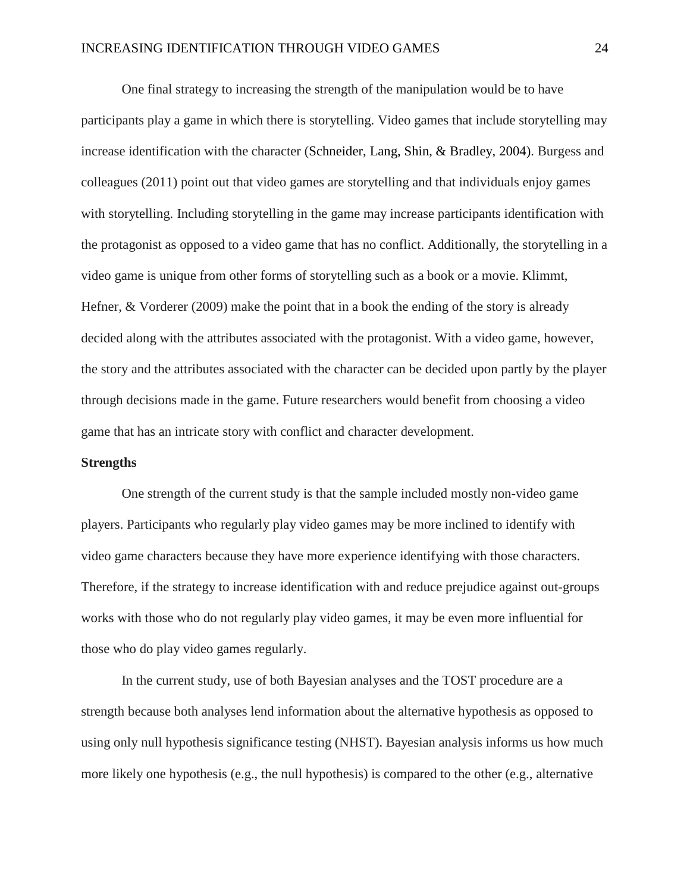One final strategy to increasing the strength of the manipulation would be to have participants play a game in which there is storytelling. Video games that include storytelling may increase identification with the character (Schneider, Lang, Shin, & Bradley, 2004). Burgess and colleagues (2011) point out that video games are storytelling and that individuals enjoy games with storytelling. Including storytelling in the game may increase participants identification with the protagonist as opposed to a video game that has no conflict. Additionally, the storytelling in a video game is unique from other forms of storytelling such as a book or a movie. Klimmt, Hefner, & Vorderer (2009) make the point that in a book the ending of the story is already decided along with the attributes associated with the protagonist. With a video game, however, the story and the attributes associated with the character can be decided upon partly by the player through decisions made in the game. Future researchers would benefit from choosing a video game that has an intricate story with conflict and character development.

**Strengths**

One strength of the current study is that the sample included mostly non-video game players. Participants who regularly play video games may be more inclined to identify with video game characters because they have more experience identifying with those characters. Therefore, if the strategy to increase identification with and reduce prejudice against out-groups works with those who do not regularly play video games, it may be even more influential for those who do play video games regularly.

In the current study, use of both Bayesian analyses and the TOST procedure are a strength because both analyses lend information about the alternative hypothesis as opposed to using only null hypothesis significance testing (NHST). Bayesian analysis informs us how much more likely one hypothesis (e.g., the null hypothesis) is compared to the other (e.g., alternative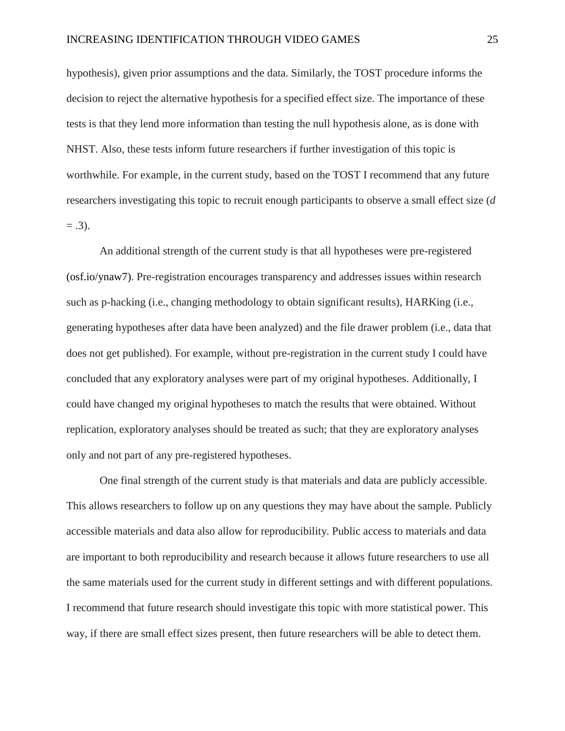hypothesis), given prior assumptions and the data. Similarly, the TOST procedure informs the decision to reject the alternative hypothesis for a specified effect size. The importance of these tests is that they lend more information than testing the null hypothesis alone, as is done with NHST. Also, these tests inform future researchers if further investigation of this topic is worthwhile. For example, in the current study, based on the TOST I recommend that any future researchers investigating this topic to recruit enough participants to observe a small effect size ($d = .3$).

An additional strength of the current study is that all hypotheses were pre-registered (osf.io/ynaw7). Pre-registration encourages transparency and addresses issues within research such as p-hacking (i.e., changing methodology to obtain significant results), HARKing (i.e., generating hypotheses after data have been analyzed) and the file drawer problem (i.e., data that does not get published). For example, without pre-registration in the current study I could have concluded that any exploratory analyses were part of my original hypotheses. Additionally, I could have changed my original hypotheses to match the results that were obtained. Without replication, exploratory analyses should be treated as such; that they are exploratory analyses only and not part of any pre-registered hypotheses.

One final strength of the current study is that materials and data are publicly accessible. This allows researchers to follow up on any questions they may have about the sample. Publicly accessible materials and data also allow for reproducibility. Public access to materials and data are important to both reproducibility and research because it allows future researchers to use all the same materials used for the current study in different settings and with different populations. I recommend that future research should investigate this topic with more statistical power. This way, if there are small effect sizes present, then future researchers will be able to detect them.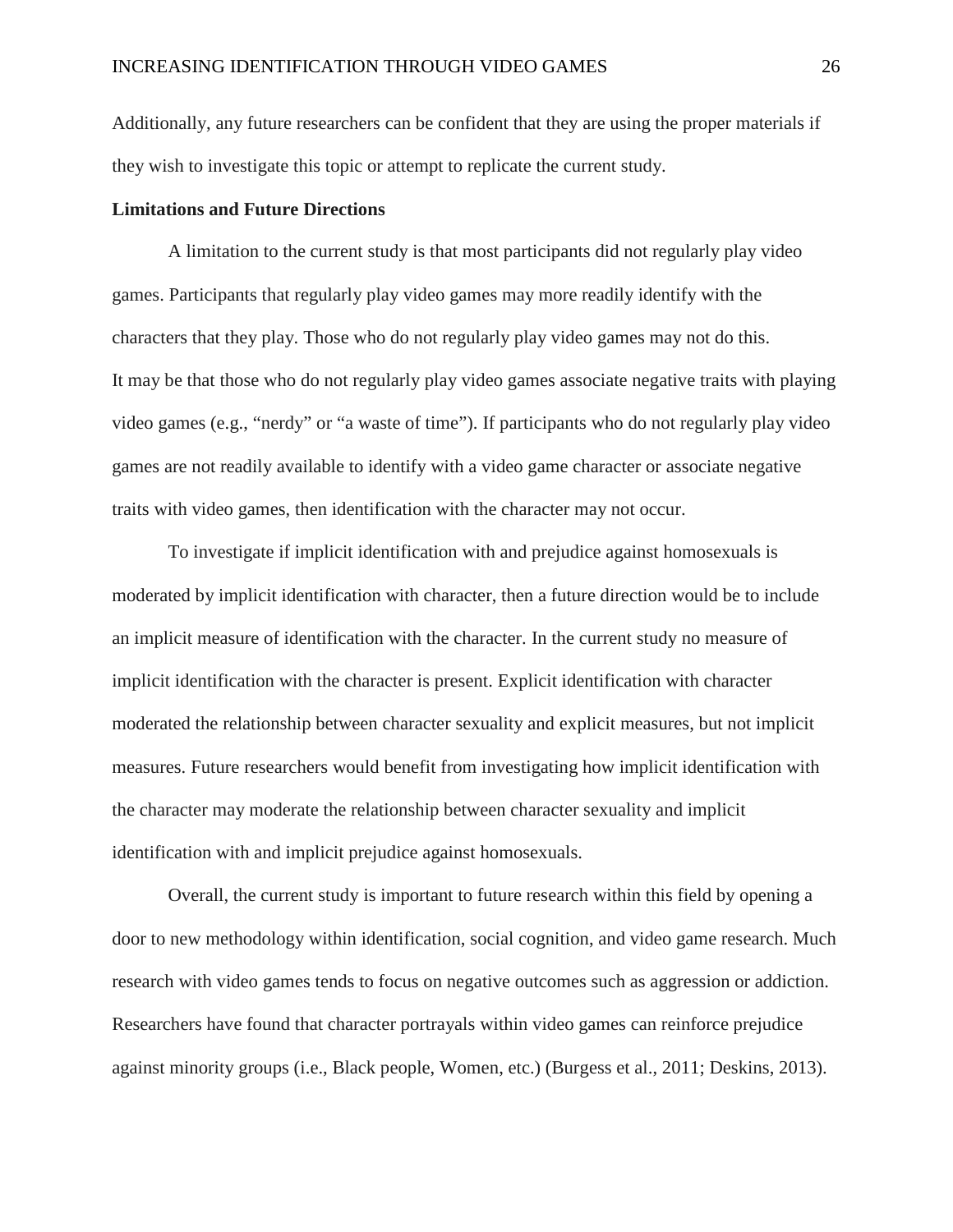Additionally, any future researchers can be confident that they are using the proper materials if they wish to investigate this topic or attempt to replicate the current study.

**Limitations and Future Directions**

A limitation to the current study is that most participants did not regularly play video games. Participants that regularly play video games may more readily identify with the characters that they play. Those who do not regularly play video games may not do this. It may be that those who do not regularly play video games associate negative traits with playing video games (e.g., "nerdy" or "a waste of time"). If participants who do not regularly play video games are not readily available to identify with a video game character or associate negative traits with video games, then identification with the character may not occur.

To investigate if implicit identification with and prejudice against homosexuals is moderated by implicit identification with character, then a future direction would be to include an implicit measure of identification with the character. In the current study no measure of implicit identification with the character is present. Explicit identification with character moderated the relationship between character sexuality and explicit measures, but not implicit measures. Future researchers would benefit from investigating how implicit identification with the character may moderate the relationship between character sexuality and implicit identification with and implicit prejudice against homosexuals.

Overall, the current study is important to future research within this field by opening a door to new methodology within identification, social cognition, and video game research. Much research with video games tends to focus on negative outcomes such as aggression or addiction. Researchers have found that character portrayals within video games can reinforce prejudice against minority groups (i.e., Black people, Women, etc.) (Burgess et al., 2011; Deskins, 2013).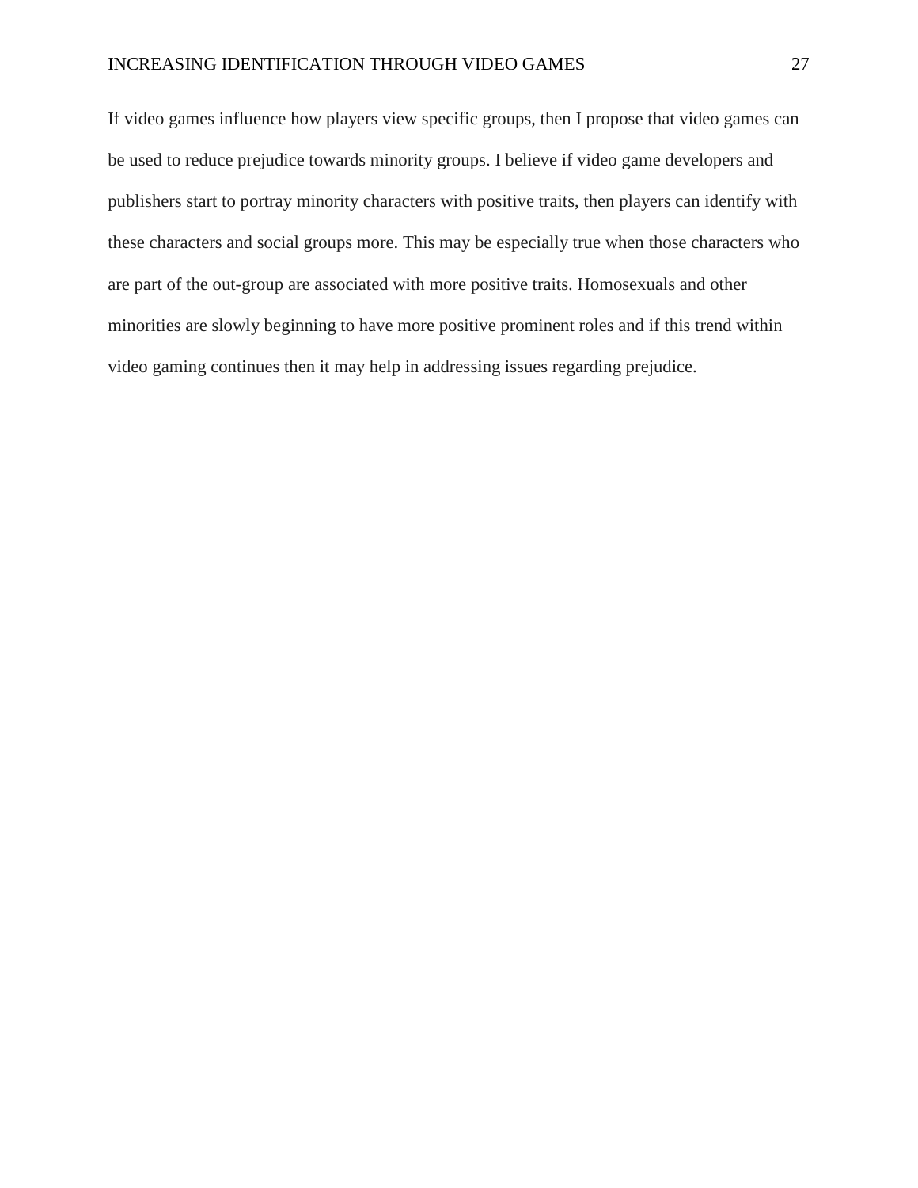If video games influence how players view specific groups, then I propose that video games can be used to reduce prejudice towards minority groups. I believe if video game developers and publishers start to portray minority characters with positive traits, then players can identify with these characters and social groups more. This may be especially true when those characters who are part of the out-group are associated with more positive traits. Homosexuals and other minorities are slowly beginning to have more positive prominent roles and if this trend within video gaming continues then it may help in addressing issues regarding prejudice.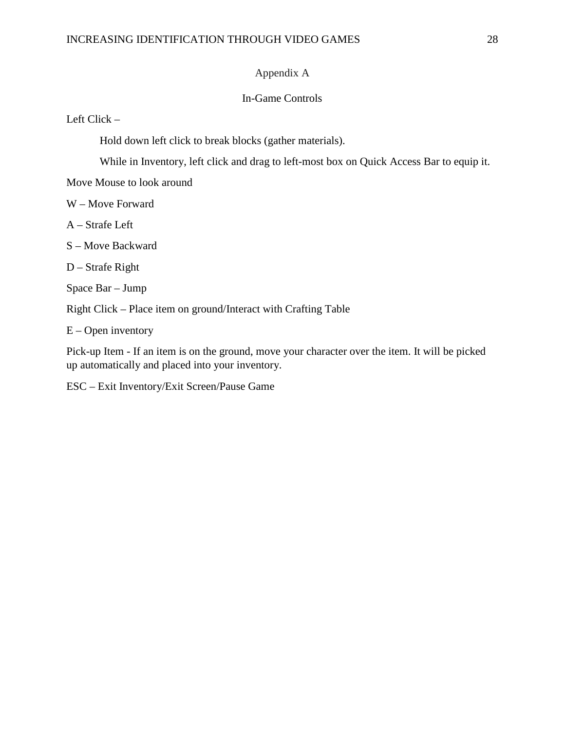# Appendix A

## In-Game Controls

Left Click –

Hold down left click to break blocks (gather materials).

While in Inventory, left click and drag to left-most box on Quick Access Bar to equip it.

Move Mouse to look around

W – Move Forward

A – Strafe Left

S – Move Backward

D – Strafe Right

Space Bar – Jump

Right Click – Place item on ground/Interact with Crafting Table

E – Open inventory

Pick-up Item - If an item is on the ground, move your character over the item. It will be picked up automatically and placed into your inventory.

ESC – Exit Inventory/Exit Screen/Pause Game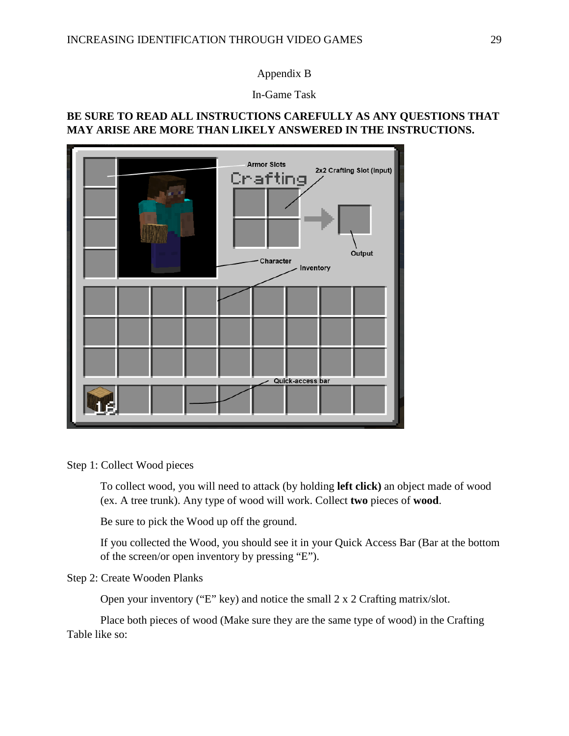Appendix B

In-Game Task

**BE SURE TO READ ALL INSTRUCTIONS CAREFULLY AS ANY QUESTIONS THAT MAY ARISE ARE MORE THAN LIKELY ANSWERED IN THE INSTRUCTIONS.**

Step 1: Collect Wood pieces

To collect wood, you will need to attack (by holding **left click)** an object made of wood (ex. A tree trunk). Any type of wood will work. Collect **two** pieces of **wood**.

Be sure to pick the Wood up off the ground.

If you collected the Wood, you should see it in your Quick Access Bar (Bar at the bottom of the screen/or open inventory by pressing "E").

Step 2: Create Wooden Planks

Open your inventory ("E" key) and notice the small 2 x 2 Crafting matrix/slot.

Place both pieces of wood (Make sure they are the same type of wood) in the Crafting Table like so: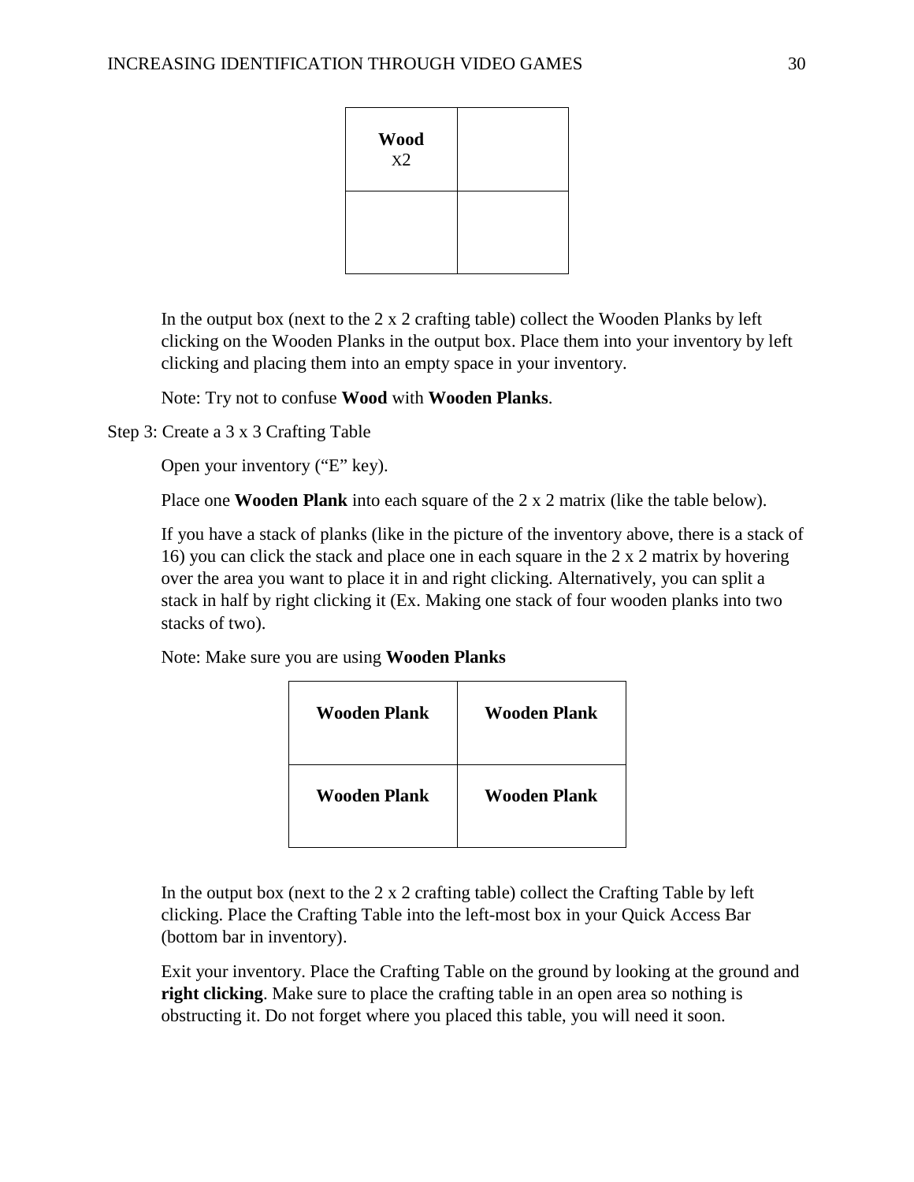| **Wood** X2 | |
|---|---|
| | |

In the output box (next to the 2 x 2 crafting table) collect the Wooden Planks by left clicking on the Wooden Planks in the output box. Place them into your inventory by left clicking and placing them into an empty space in your inventory.

Note: Try not to confuse **Wood** with **Wooden Planks**.

Step 3: Create a 3 x 3 Crafting Table

Open your inventory (“E” key).

Place one **Wooden Plank** into each square of the 2 x 2 matrix (like the table below).

If you have a stack of planks (like in the picture of the inventory above, there is a stack of 16) you can click the stack and place one in each square in the 2 x 2 matrix by hovering over the area you want to place it in and right clicking. Alternatively, you can split a stack in half by right clicking it (Ex. Making one stack of four wooden planks into two stacks of two).

Note: Make sure you are using **Wooden Planks**

| **Wooden Plank** | **Wooden Plank** |
|---|---|
| **Wooden Plank** | **Wooden Plank** |

In the output box (next to the 2 x 2 crafting table) collect the Crafting Table by left clicking. Place the Crafting Table into the left-most box in your Quick Access Bar (bottom bar in inventory).

Exit your inventory. Place the Crafting Table on the ground by looking at the ground and **right clicking**. Make sure to place the crafting table in an open area so nothing is obstructing it. Do not forget where you placed this table, you will need it soon.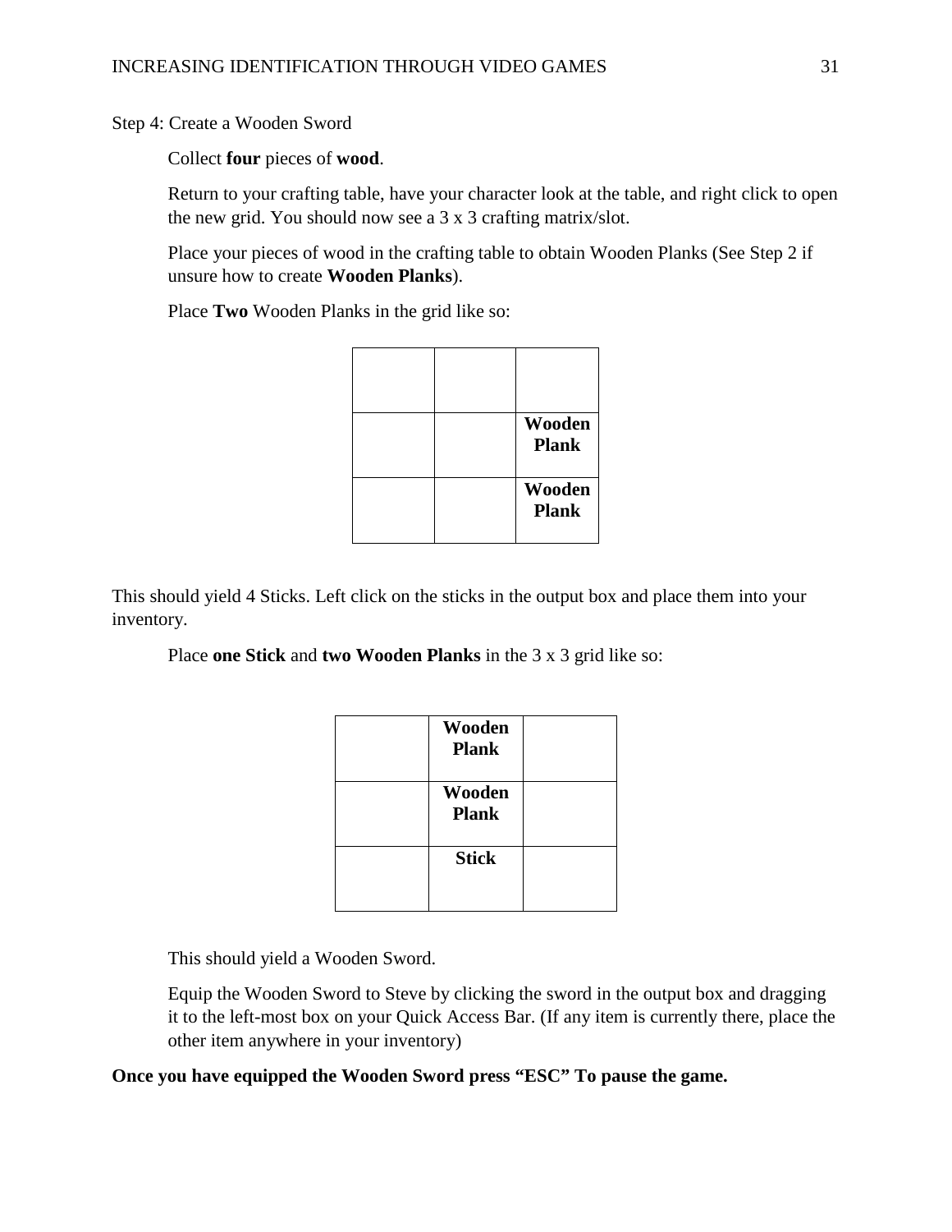Step 4: Create a Wooden Sword

Collect **four** pieces of **wood**.

Return to your crafting table, have your character look at the table, and right click to open the new grid. You should now see a 3 x 3 crafting matrix/slot.

Place your pieces of wood in the crafting table to obtain Wooden Planks (See Step 2 if unsure how to create **Wooden Planks**).

Place **Two** Wooden Planks in the grid like so:

| | | |
|---|---|---|
| | | |
| | | **Wooden Plank** |
| | | **Wooden Plank** |

This should yield 4 Sticks. Left click on the sticks in the output box and place them into your inventory.

Place **one Stick** and **two Wooden Planks** in the 3 x 3 grid like so:

| | | |
|---|---|---|
| | **Wooden Plank** | |
| | **Wooden Plank** | |
| | **Stick** | |

This should yield a Wooden Sword.

Equip the Wooden Sword to Steve by clicking the sword in the output box and dragging it to the left-most box on your Quick Access Bar. (If any item is currently there, place the other item anywhere in your inventory)

**Once you have equipped the Wooden Sword press "ESC" To pause the game.**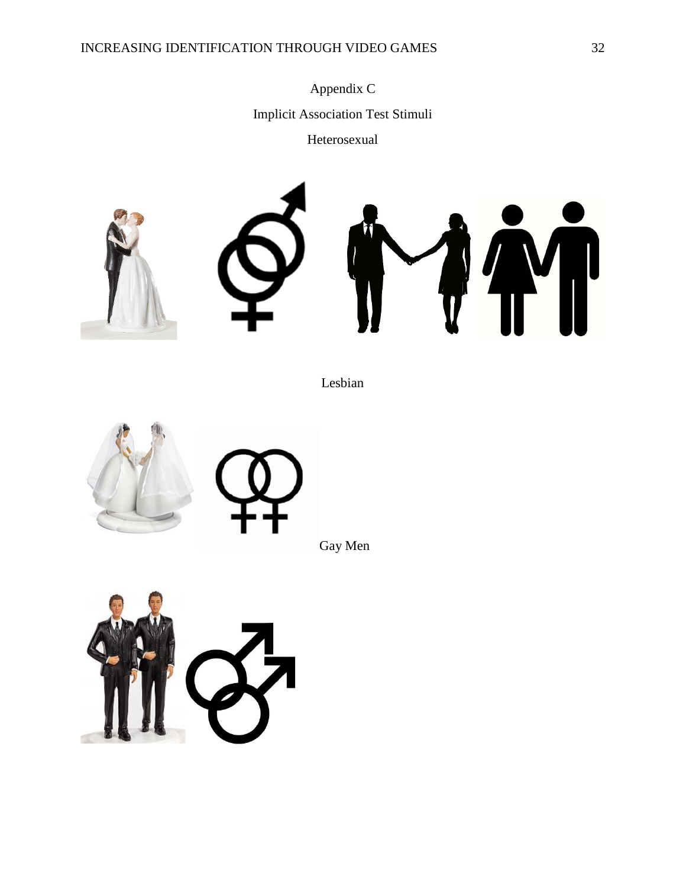# Appendix C

## Implicit Association Test Stimuli

### Heterosexual

### Lesbian

### Gay Men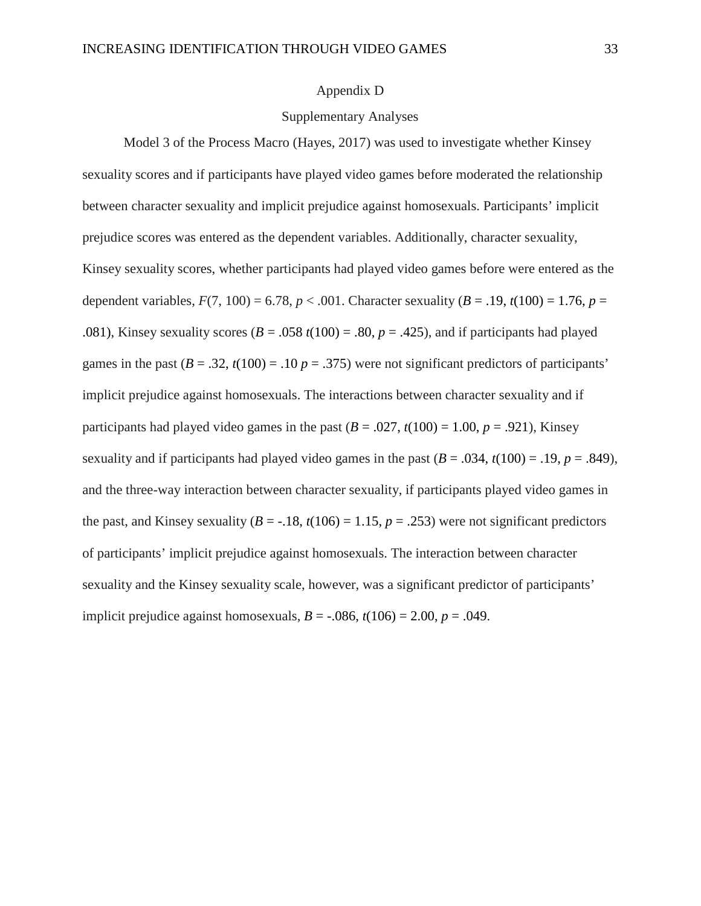# Appendix D

## Supplementary Analyses

Model 3 of the Process Macro (Hayes, 2017) was used to investigate whether Kinsey sexuality scores and if participants have played video games before moderated the relationship between character sexuality and implicit prejudice against homosexuals. Participants' implicit prejudice scores was entered as the dependent variables. Additionally, character sexuality, Kinsey sexuality scores, whether participants had played video games before were entered as the dependent variables, $F(7, 100) = 6.78$, $p < .001$. Character sexuality ($B = .19$, $t(100) = 1.76$, $p = .081$), Kinsey sexuality scores ($B = .058$ $t(100) = .80$, $p = .425$), and if participants had played games in the past ($B = .32$, $t(100) = .10$ $p = .375$) were not significant predictors of participants' implicit prejudice against homosexuals. The interactions between character sexuality and if participants had played video games in the past ($B = .027$, $t(100) = 1.00$, $p = .921$), Kinsey sexuality and if participants had played video games in the past ($B = .034$, $t(100) = .19$, $p = .849$), and the three-way interaction between character sexuality, if participants played video games in the past, and Kinsey sexuality ($B = -.18$, $t(106) = 1.15$, $p = .253$) were not significant predictors of participants' implicit prejudice against homosexuals. The interaction between character sexuality and the Kinsey sexuality scale, however, was a significant predictor of participants' implicit prejudice against homosexuals, $B = -.086$, $t(106) = 2.00$, $p = .049$.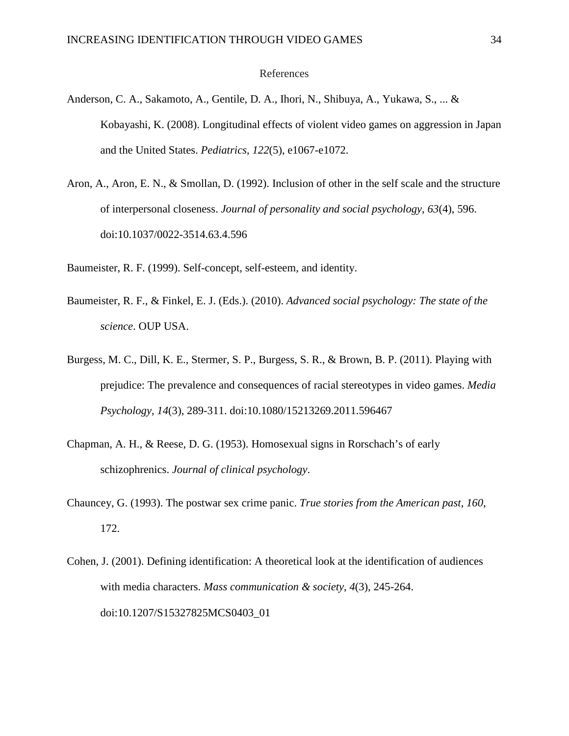# References

Anderson, C. A., Sakamoto, A., Gentile, D. A., Ihori, N., Shibuya, A., Yukawa, S., ... & Kobayashi, K. (2008). Longitudinal effects of violent video games on aggression in Japan and the United States. *Pediatrics*, *122*(5), e1067-e1072.

Aron, A., Aron, E. N., & Smollan, D. (1992). Inclusion of other in the self scale and the structure of interpersonal closeness. *Journal of personality and social psychology*, *63*(4), 596. doi:10.1037/0022-3514.63.4.596

Baumeister, R. F. (1999). Self-concept, self-esteem, and identity.

Baumeister, R. F., & Finkel, E. J. (Eds.). (2010). *Advanced social psychology: The state of the science*. OUP USA.

Burgess, M. C., Dill, K. E., Stermer, S. P., Burgess, S. R., & Brown, B. P. (2011). Playing with prejudice: The prevalence and consequences of racial stereotypes in video games. *Media Psychology*, *14*(3), 289-311. doi:10.1080/15213269.2011.596467

Chapman, A. H., & Reese, D. G. (1953). Homosexual signs in Rorschach's of early schizophrenics. *Journal of clinical psychology*.

Chauncey, G. (1993). The postwar sex crime panic. *True stories from the American past*, *160*, 172.

Cohen, J. (2001). Defining identification: A theoretical look at the identification of audiences with media characters. *Mass communication & society*, *4*(3), 245-264. doi:10.1207/S15327825MCS0403_01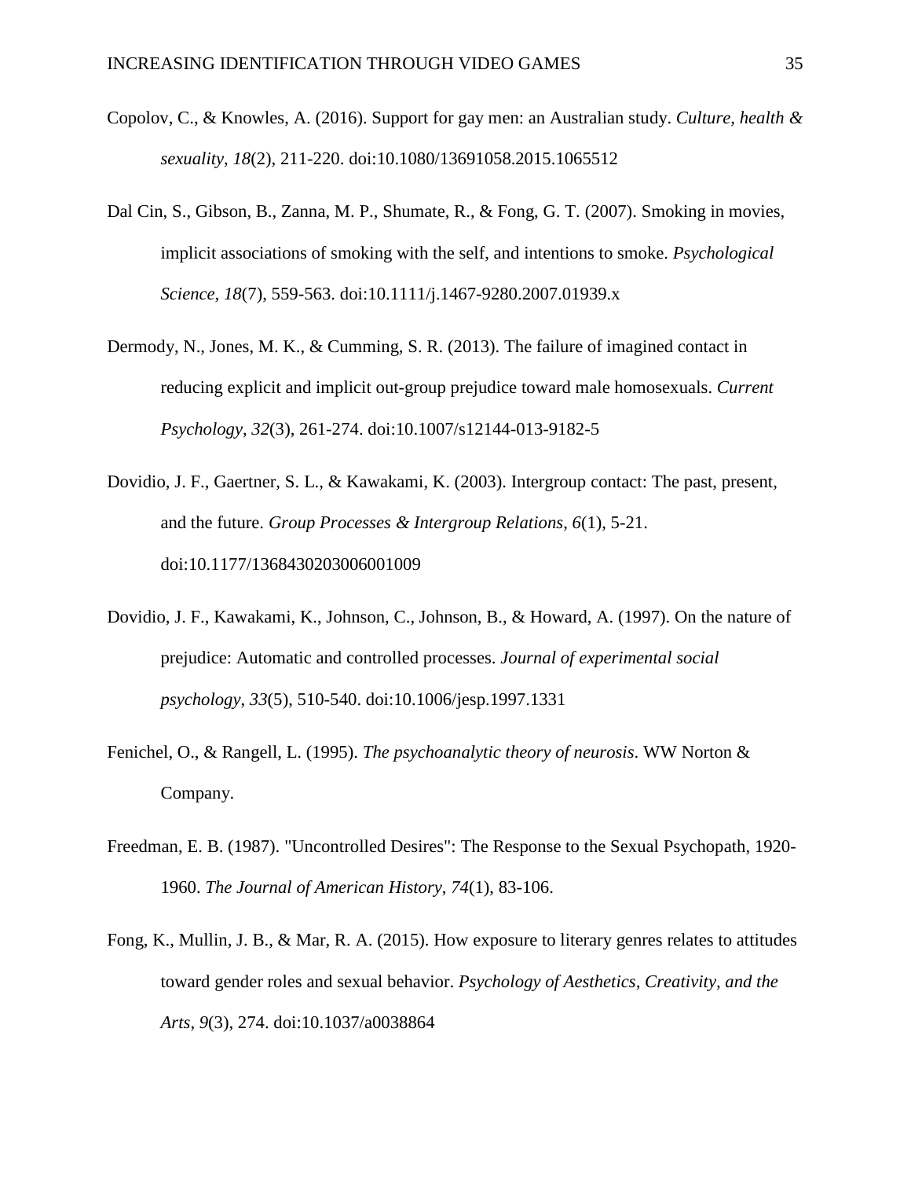Copolov, C., & Knowles, A. (2016). Support for gay men: an Australian study. *Culture, health & sexuality*, *18*(2), 211-220. doi:10.1080/13691058.2015.1065512

Dal Cin, S., Gibson, B., Zanna, M. P., Shumate, R., & Fong, G. T. (2007). Smoking in movies, implicit associations of smoking with the self, and intentions to smoke. *Psychological Science*, *18*(7), 559-563. doi:10.1111/j.1467-9280.2007.01939.x

Dermody, N., Jones, M. K., & Cumming, S. R. (2013). The failure of imagined contact in reducing explicit and implicit out-group prejudice toward male homosexuals. *Current Psychology*, *32*(3), 261-274. doi:10.1007/s12144-013-9182-5

Dovidio, J. F., Gaertner, S. L., & Kawakami, K. (2003). Intergroup contact: The past, present, and the future. *Group Processes & Intergroup Relations*, *6*(1), 5-21. doi:10.1177/1368430203006001009

Dovidio, J. F., Kawakami, K., Johnson, C., Johnson, B., & Howard, A. (1997). On the nature of prejudice: Automatic and controlled processes. *Journal of experimental social psychology*, *33*(5), 510-540. doi:10.1006/jesp.1997.1331

Fenichel, O., & Rangell, L. (1995). *The psychoanalytic theory of neurosis*. WW Norton & Company.

Freedman, E. B. (1987). "Uncontrolled Desires": The Response to the Sexual Psychopath, 1920-1960. *The Journal of American History*, *74*(1), 83-106.

Fong, K., Mullin, J. B., & Mar, R. A. (2015). How exposure to literary genres relates to attitudes toward gender roles and sexual behavior. *Psychology of Aesthetics, Creativity, and the Arts*, *9*(3), 274. doi:10.1037/a0038864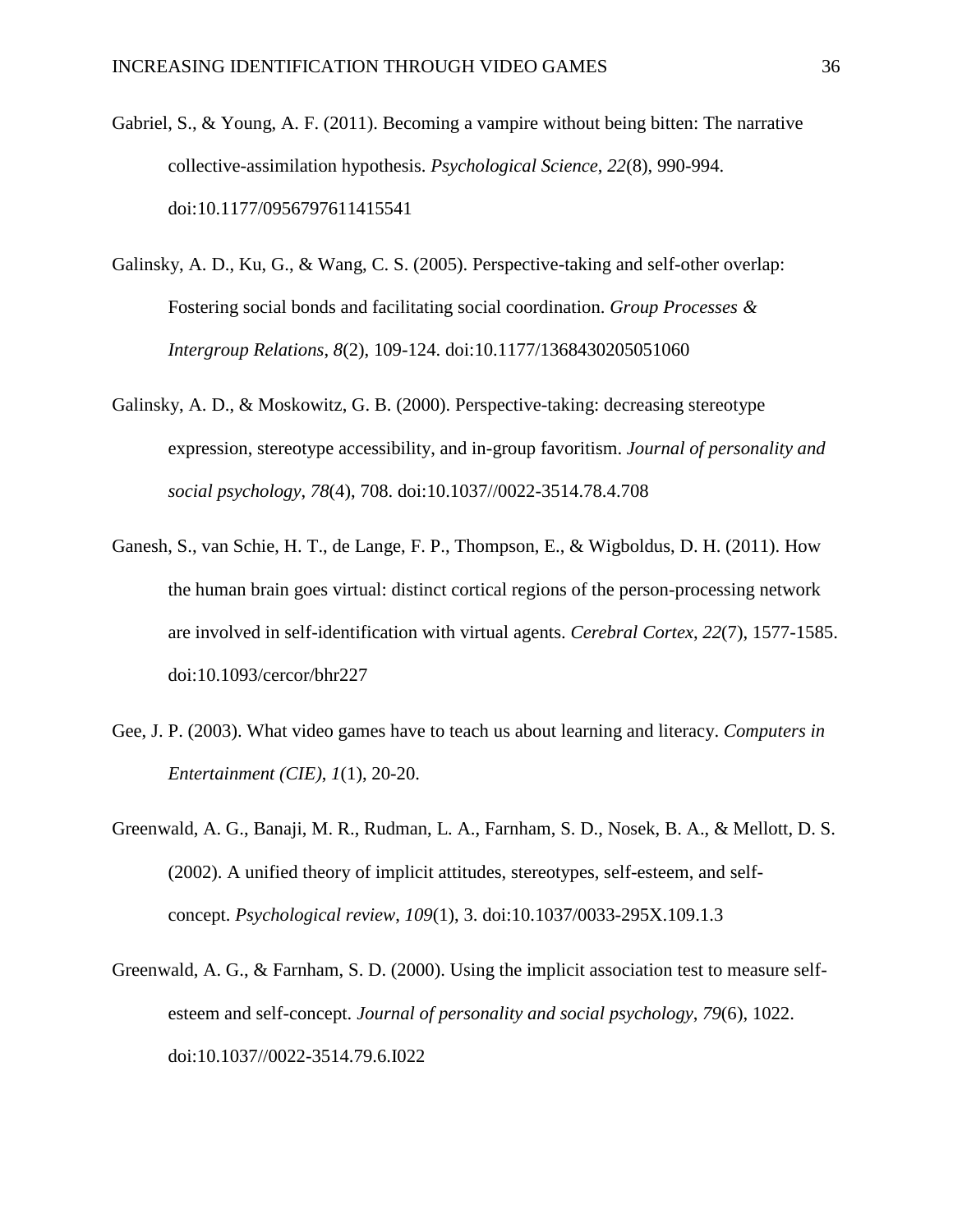Gabriel, S., & Young, A. F. (2011). Becoming a vampire without being bitten: The narrative collective-assimilation hypothesis. *Psychological Science*, *22*(8), 990-994. doi:10.1177/0956797611415541

Galinsky, A. D., Ku, G., & Wang, C. S. (2005). Perspective-taking and self-other overlap: Fostering social bonds and facilitating social coordination. *Group Processes & Intergroup Relations*, *8*(2), 109-124. doi:10.1177/1368430205051060

Galinsky, A. D., & Moskowitz, G. B. (2000). Perspective-taking: decreasing stereotype expression, stereotype accessibility, and in-group favoritism. *Journal of personality and social psychology*, *78*(4), 708. doi:10.1037//0022-3514.78.4.708

Ganesh, S., van Schie, H. T., de Lange, F. P., Thompson, E., & Wigboldus, D. H. (2011). How the human brain goes virtual: distinct cortical regions of the person-processing network are involved in self-identification with virtual agents. *Cerebral Cortex*, *22*(7), 1577-1585. doi:10.1093/cercor/bhr227

Gee, J. P. (2003). What video games have to teach us about learning and literacy. *Computers in Entertainment (CIE)*, *1*(1), 20-20.

Greenwald, A. G., Banaji, M. R., Rudman, L. A., Farnham, S. D., Nosek, B. A., & Mellott, D. S. (2002). A unified theory of implicit attitudes, stereotypes, self-esteem, and self-concept. *Psychological review*, *109*(1), 3. doi:10.1037/0033-295X.109.1.3

Greenwald, A. G., & Farnham, S. D. (2000). Using the implicit association test to measure self-esteem and self-concept. *Journal of personality and social psychology*, *79*(6), 1022. doi:10.1037//0022-3514.79.6.I022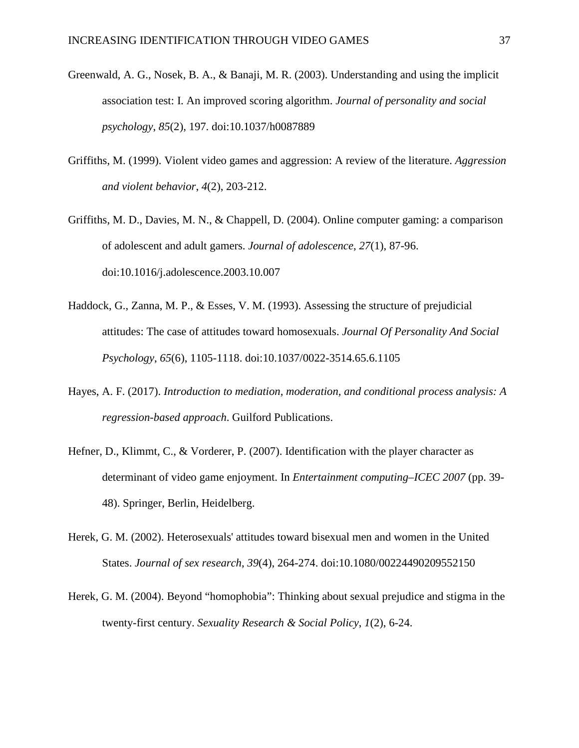Greenwald, A. G., Nosek, B. A., & Banaji, M. R. (2003). Understanding and using the implicit association test: I. An improved scoring algorithm. *Journal of personality and social psychology*, *85*(2), 197. doi:10.1037/h0087889

Griffiths, M. (1999). Violent video games and aggression: A review of the literature. *Aggression and violent behavior*, *4*(2), 203-212.

Griffiths, M. D., Davies, M. N., & Chappell, D. (2004). Online computer gaming: a comparison of adolescent and adult gamers. *Journal of adolescence*, *27*(1), 87-96. doi:10.1016/j.adolescence.2003.10.007

Haddock, G., Zanna, M. P., & Esses, V. M. (1993). Assessing the structure of prejudicial attitudes: The case of attitudes toward homosexuals. *Journal Of Personality And Social Psychology*, *65*(6), 1105-1118. doi:10.1037/0022-3514.65.6.1105

Hayes, A. F. (2017). *Introduction to mediation, moderation, and conditional process analysis: A regression-based approach*. Guilford Publications.

Hefner, D., Klimmt, C., & Vorderer, P. (2007). Identification with the player character as determinant of video game enjoyment. In *Entertainment computing–ICEC 2007* (pp. 39-48). Springer, Berlin, Heidelberg.

Herek, G. M. (2002). Heterosexuals' attitudes toward bisexual men and women in the United States. *Journal of sex research*, *39*(4), 264-274. doi:10.1080/00224490209552150

Herek, G. M. (2004). Beyond "homophobia": Thinking about sexual prejudice and stigma in the twenty-first century. *Sexuality Research & Social Policy*, *1*(2), 6-24.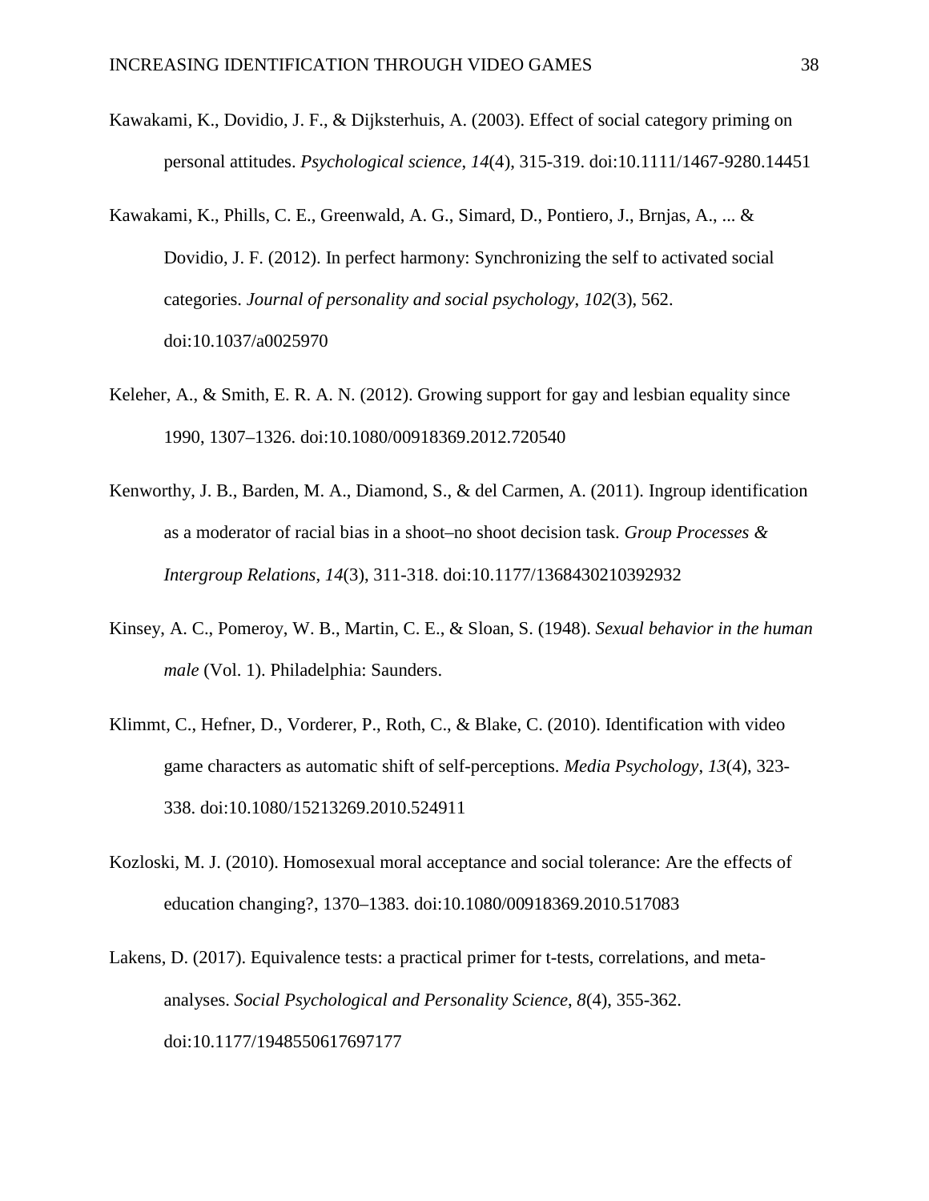Kawakami, K., Dovidio, J. F., & Dijksterhuis, A. (2003). Effect of social category priming on personal attitudes. *Psychological science*, *14*(4), 315-319. doi:10.1111/1467-9280.14451

Kawakami, K., Phills, C. E., Greenwald, A. G., Simard, D., Pontiero, J., Brnjas, A., ... & Dovidio, J. F. (2012). In perfect harmony: Synchronizing the self to activated social categories. *Journal of personality and social psychology*, *102*(3), 562. doi:10.1037/a0025970

Keleher, A., & Smith, E. R. A. N. (2012). Growing support for gay and lesbian equality since 1990, 1307–1326. doi:10.1080/00918369.2012.720540

Kenworthy, J. B., Barden, M. A., Diamond, S., & del Carmen, A. (2011). Ingroup identification as a moderator of racial bias in a shoot–no shoot decision task. *Group Processes & Intergroup Relations*, *14*(3), 311-318. doi:10.1177/1368430210392932

Kinsey, A. C., Pomeroy, W. B., Martin, C. E., & Sloan, S. (1948). *Sexual behavior in the human male* (Vol. 1). Philadelphia: Saunders.

Klimmt, C., Hefner, D., Vorderer, P., Roth, C., & Blake, C. (2010). Identification with video game characters as automatic shift of self-perceptions. *Media Psychology*, *13*(4), 323-338. doi:10.1080/15213269.2010.524911

Kozloski, M. J. (2010). Homosexual moral acceptance and social tolerance: Are the effects of education changing?, 1370–1383. doi:10.1080/00918369.2010.517083

Lakens, D. (2017). Equivalence tests: a practical primer for t-tests, correlations, and meta-analyses. *Social Psychological and Personality Science*, *8*(4), 355-362. doi:10.1177/1948550617697177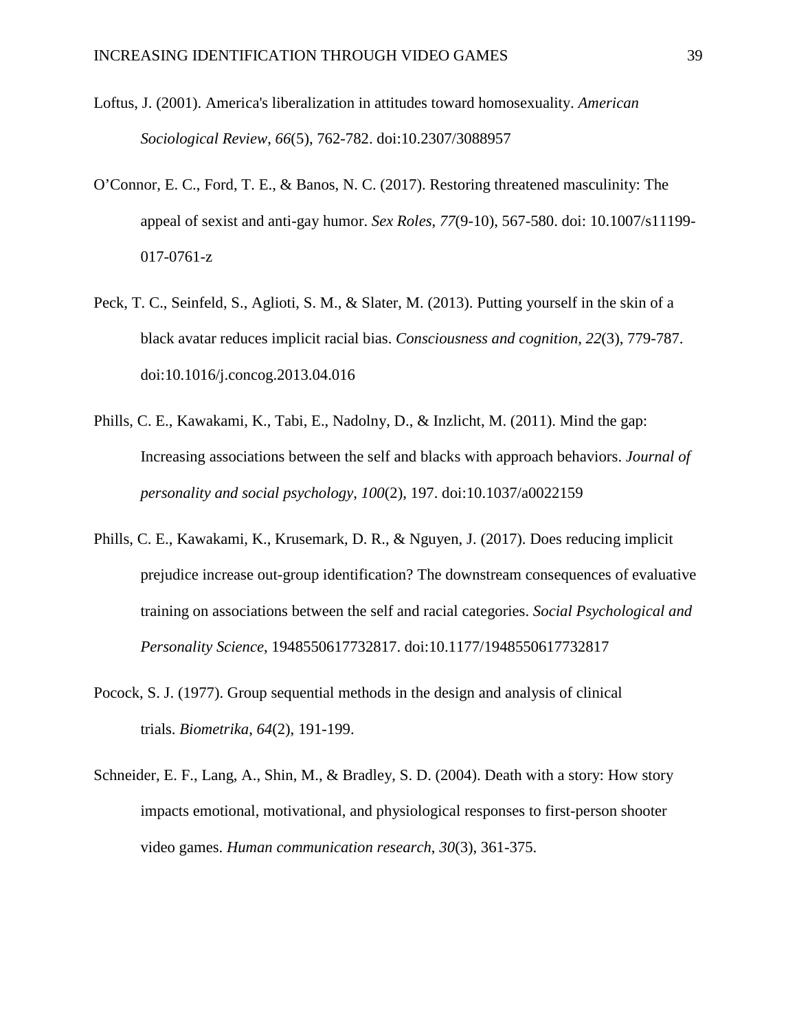Loftus, J. (2001). America's liberalization in attitudes toward homosexuality. *American Sociological Review*, *66*(5), 762-782. doi:10.2307/3088957

O'Connor, E. C., Ford, T. E., & Banos, N. C. (2017). Restoring threatened masculinity: The appeal of sexist and anti-gay humor. *Sex Roles*, *77*(9-10), 567-580. doi: 10.1007/s11199-017-0761-z

Peck, T. C., Seinfeld, S., Aglioti, S. M., & Slater, M. (2013). Putting yourself in the skin of a black avatar reduces implicit racial bias. *Consciousness and cognition*, *22*(3), 779-787. doi:10.1016/j.concog.2013.04.016

Phills, C. E., Kawakami, K., Tabi, E., Nadolny, D., & Inzlicht, M. (2011). Mind the gap: Increasing associations between the self and blacks with approach behaviors. *Journal of personality and social psychology*, *100*(2), 197. doi:10.1037/a0022159

Phills, C. E., Kawakami, K., Krusemark, D. R., & Nguyen, J. (2017). Does reducing implicit prejudice increase out-group identification? The downstream consequences of evaluative training on associations between the self and racial categories. *Social Psychological and Personality Science*, 1948550617732817. doi:10.1177/1948550617732817

Pocock, S. J. (1977). Group sequential methods in the design and analysis of clinical trials. *Biometrika*, *64*(2), 191-199.

Schneider, E. F., Lang, A., Shin, M., & Bradley, S. D. (2004). Death with a story: How story impacts emotional, motivational, and physiological responses to first-person shooter video games. *Human communication research*, *30*(3), 361-375.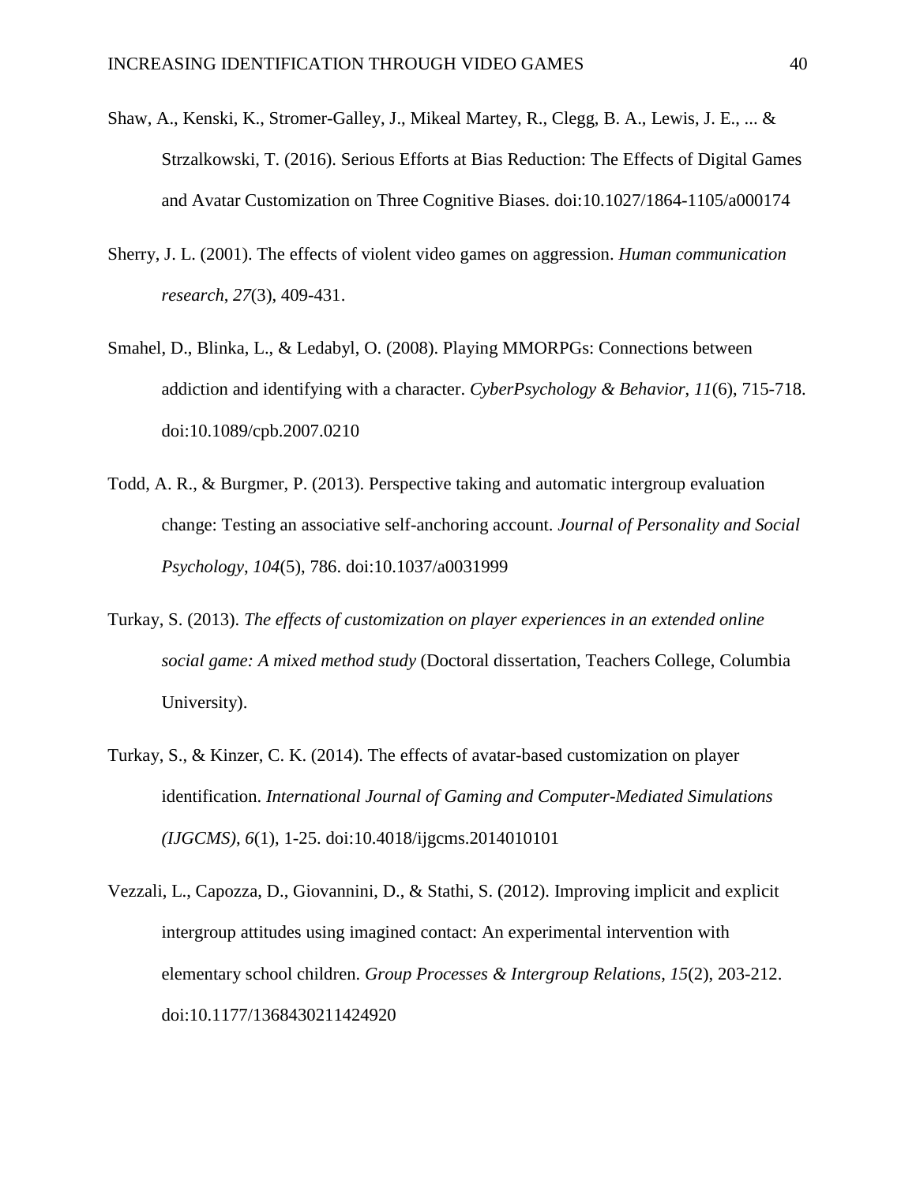Shaw, A., Kenski, K., Stromer-Galley, J., Mikeal Martey, R., Clegg, B. A., Lewis, J. E., ... & Strzalkowski, T. (2016). Serious Efforts at Bias Reduction: The Effects of Digital Games and Avatar Customization on Three Cognitive Biases. doi:10.1027/1864-1105/a000174

Sherry, J. L. (2001). The effects of violent video games on aggression. *Human communication research*, *27*(3), 409-431.

Smahel, D., Blinka, L., & Ledabyl, O. (2008). Playing MMORPGs: Connections between addiction and identifying with a character. *CyberPsychology & Behavior*, *11*(6), 715-718. doi:10.1089/cpb.2007.0210

Todd, A. R., & Burgmer, P. (2013). Perspective taking and automatic intergroup evaluation change: Testing an associative self-anchoring account. *Journal of Personality and Social Psychology*, *104*(5), 786. doi:10.1037/a0031999

Turkay, S. (2013). *The effects of customization on player experiences in an extended online social game: A mixed method study* (Doctoral dissertation, Teachers College, Columbia University).

Turkay, S., & Kinzer, C. K. (2014). The effects of avatar-based customization on player identification. *International Journal of Gaming and Computer-Mediated Simulations (IJGCMS)*, *6*(1), 1-25. doi:10.4018/ijgcms.2014010101

Vezzali, L., Capozza, D., Giovannini, D., & Stathi, S. (2012). Improving implicit and explicit intergroup attitudes using imagined contact: An experimental intervention with elementary school children. *Group Processes & Intergroup Relations*, *15*(2), 203-212. doi:10.1177/1368430211424920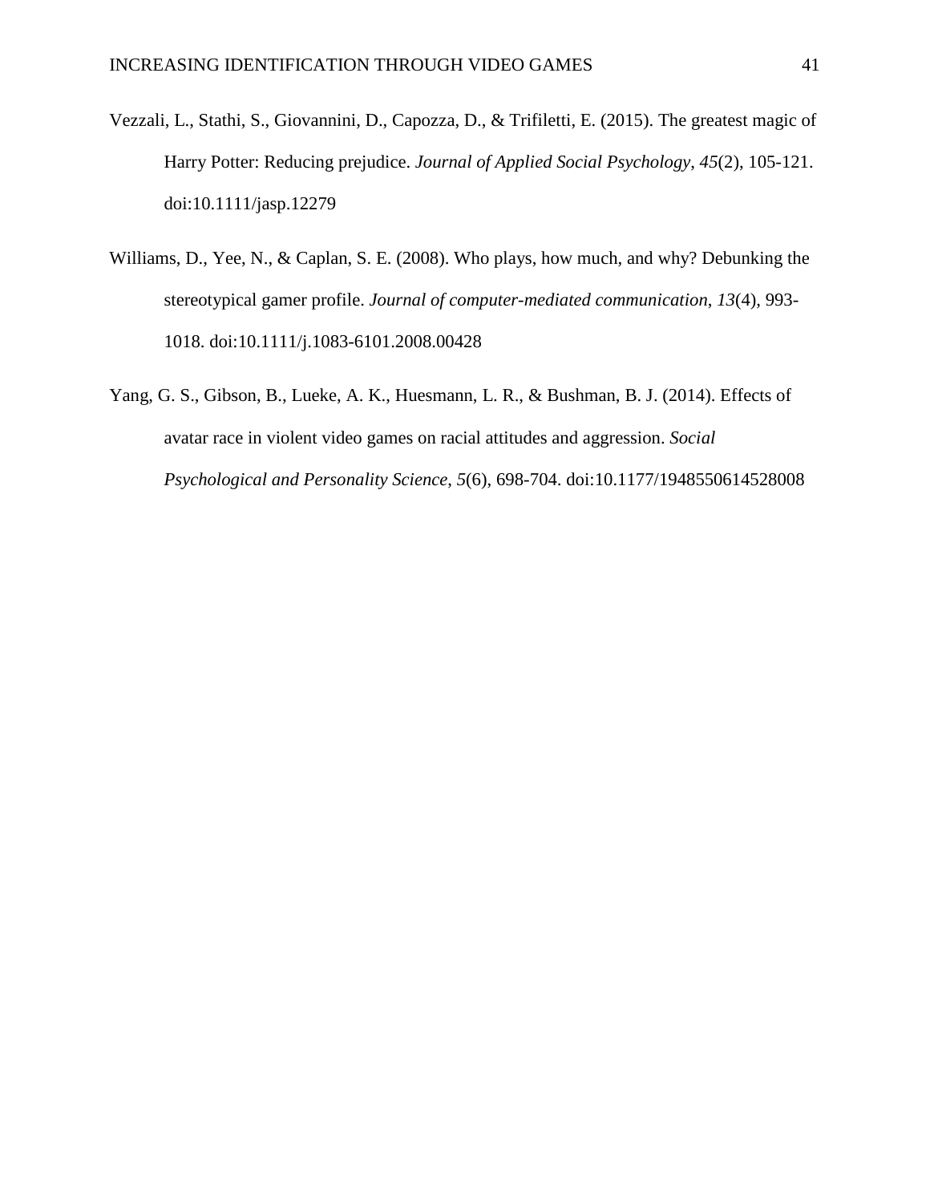Vezzali, L., Stathi, S., Giovannini, D., Capozza, D., & Trifiletti, E. (2015). The greatest magic of Harry Potter: Reducing prejudice. *Journal of Applied Social Psychology*, *45*(2), 105-121. doi:10.1111/jasp.12279

Williams, D., Yee, N., & Caplan, S. E. (2008). Who plays, how much, and why? Debunking the stereotypical gamer profile. *Journal of computer-mediated communication*, *13*(4), 993-1018. doi:10.1111/j.1083-6101.2008.00428

Yang, G. S., Gibson, B., Lueke, A. K., Huesmann, L. R., & Bushman, B. J. (2014). Effects of avatar race in violent video games on racial attitudes and aggression. *Social Psychological and Personality Science*, *5*(6), 698-704. doi:10.1177/1948550614528008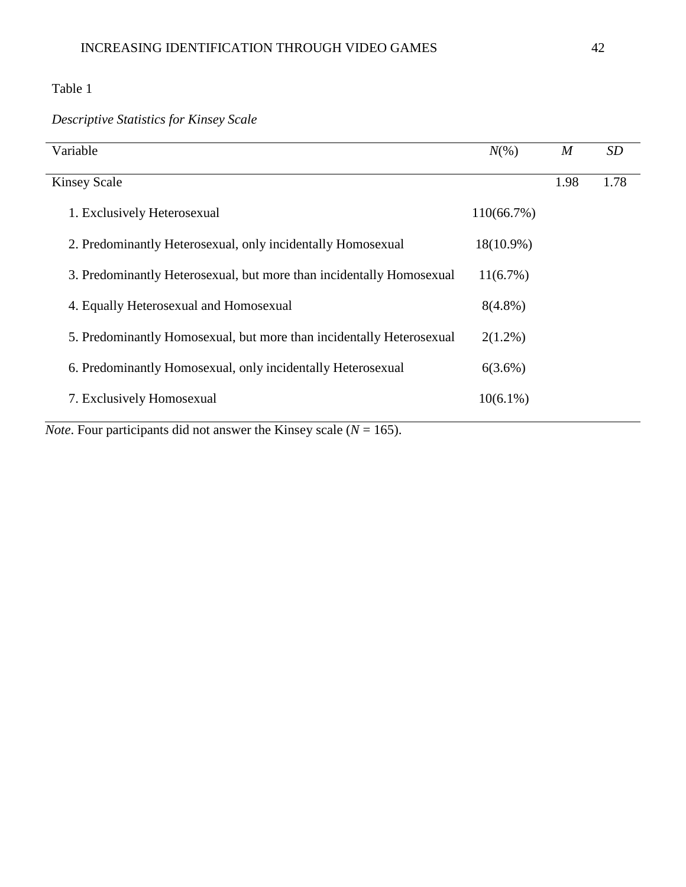Table 1

*Descriptive Statistics for Kinsey Scale*

| Variable | *N*(%) | *M* | *SD* |
|---|---|---|---|
| Kinsey Scale | | 1.98 | 1.78 |
| 1. Exclusively Heterosexual | 110(66.7%) | | |
| 2. Predominantly Heterosexual, only incidentally Homosexual | 18(10.9%) | | |
| 3. Predominantly Heterosexual, but more than incidentally Homosexual | 11(6.7%) | | |
| 4. Equally Heterosexual and Homosexual | 8(4.8%) | | |
| 5. Predominantly Homosexual, but more than incidentally Heterosexual | 2(1.2%) | | |
| 6. Predominantly Homosexual, only incidentally Heterosexual | 6(3.6%) | | |
| 7. Exclusively Homosexual | 10(6.1%) | | |

*Note*. Four participants did not answer the Kinsey scale ($N = 165$).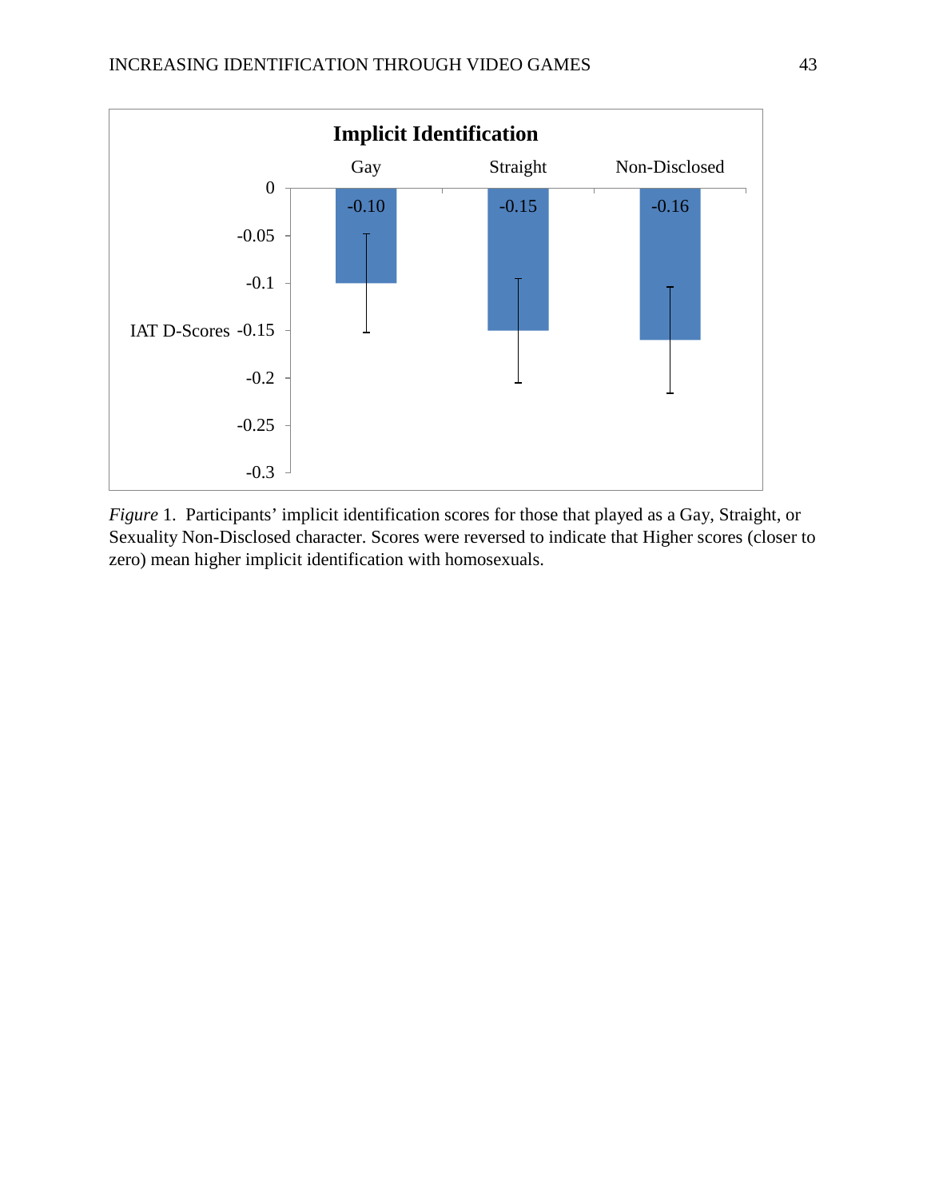**Implicit Identification**

| | Gay | Straight | Non-Disclosed |
|---|---|---|---|
| IAT D-Scores | -0.10 | -0.15 | -0.16 |

*Figure* 1. Participants' implicit identification scores for those that played as a Gay, Straight, or Sexuality Non-Disclosed character. Scores were reversed to indicate that Higher scores (closer to zero) mean higher implicit identification with homosexuals.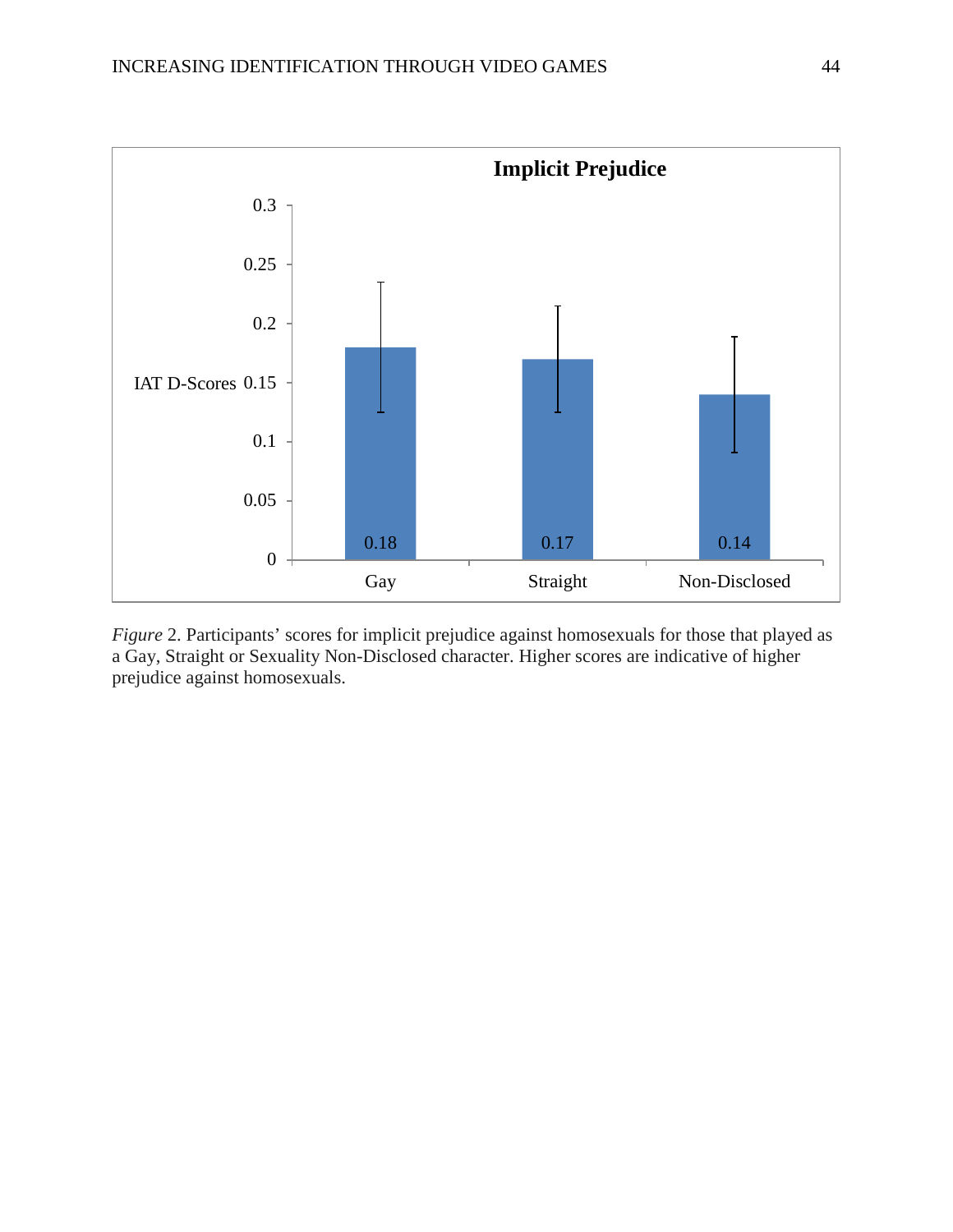**Implicit Prejudice**

| | Gay | Straight | Non-Disclosed |
|---|---|---|---|
| IAT D-Scores | 0.18 | 0.17 | 0.14 |

*Figure* 2. Participants' scores for implicit prejudice against homosexuals for those that played as a Gay, Straight or Sexuality Non-Disclosed character. Higher scores are indicative of higher prejudice against homosexuals.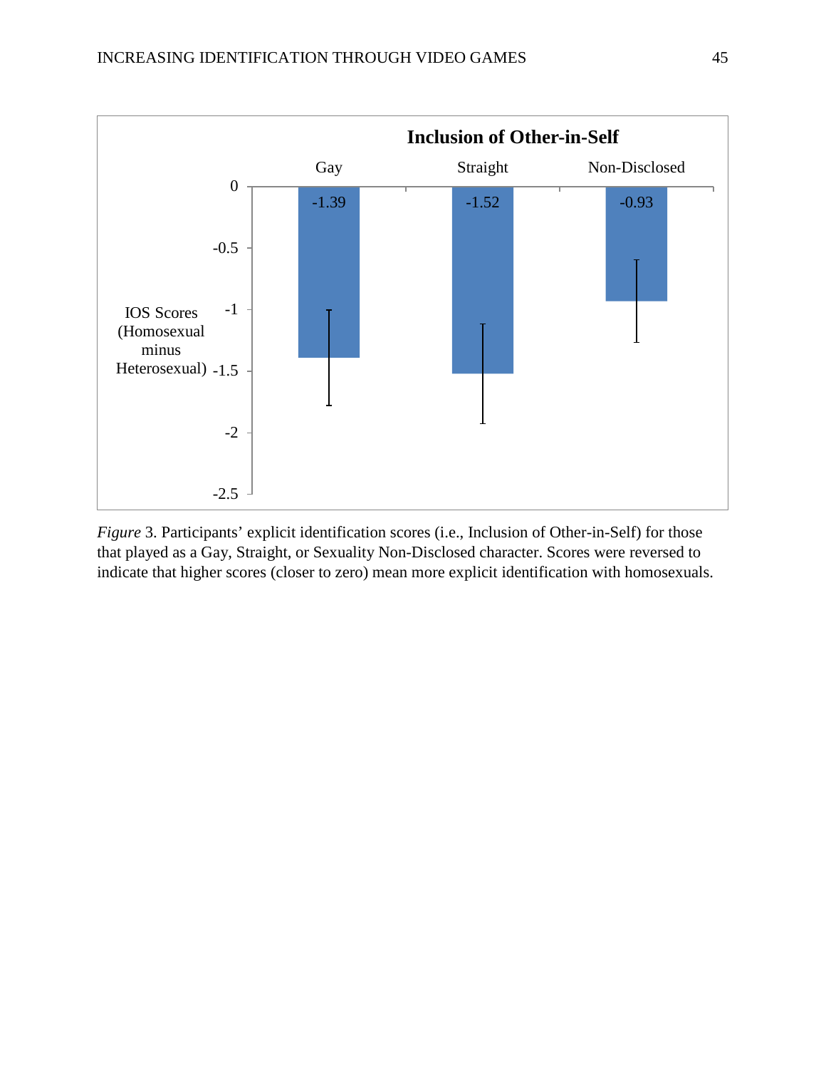**Inclusion of Other-in-Self**

| | Gay | Straight | Non-Disclosed |
|---|---|---|---|
| IOS Scores (Homosexual minus Heterosexual) | -1.39 | -1.52 | -0.93 |

*Figure* 3. Participants' explicit identification scores (i.e., Inclusion of Other-in-Self) for those that played as a Gay, Straight, or Sexuality Non-Disclosed character. Scores were reversed to indicate that higher scores (closer to zero) mean more explicit identification with homosexuals.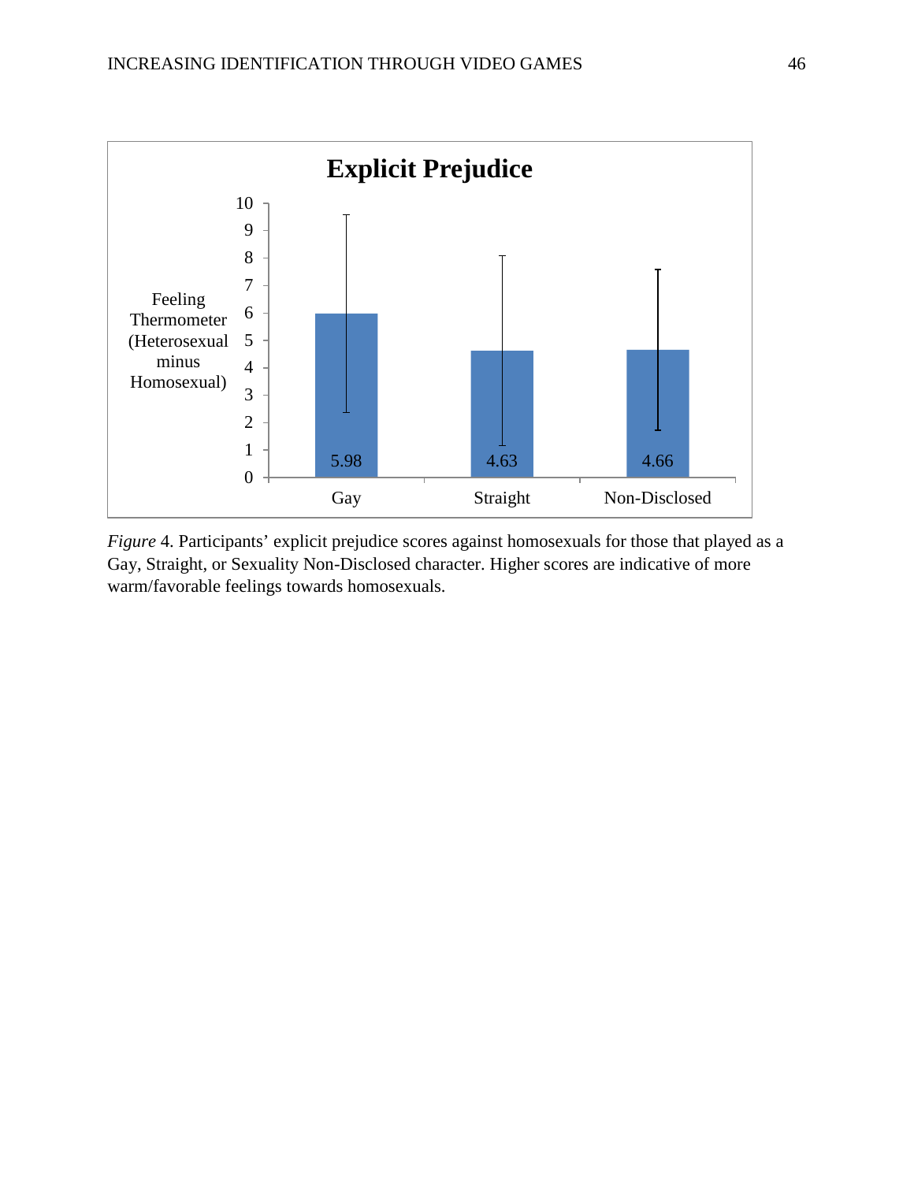*Figure* 4. Participants' explicit prejudice scores against homosexuals for those that played as a Gay, Straight, or Sexuality Non-Disclosed character. Higher scores are indicative of more warm/favorable feelings towards homosexuals.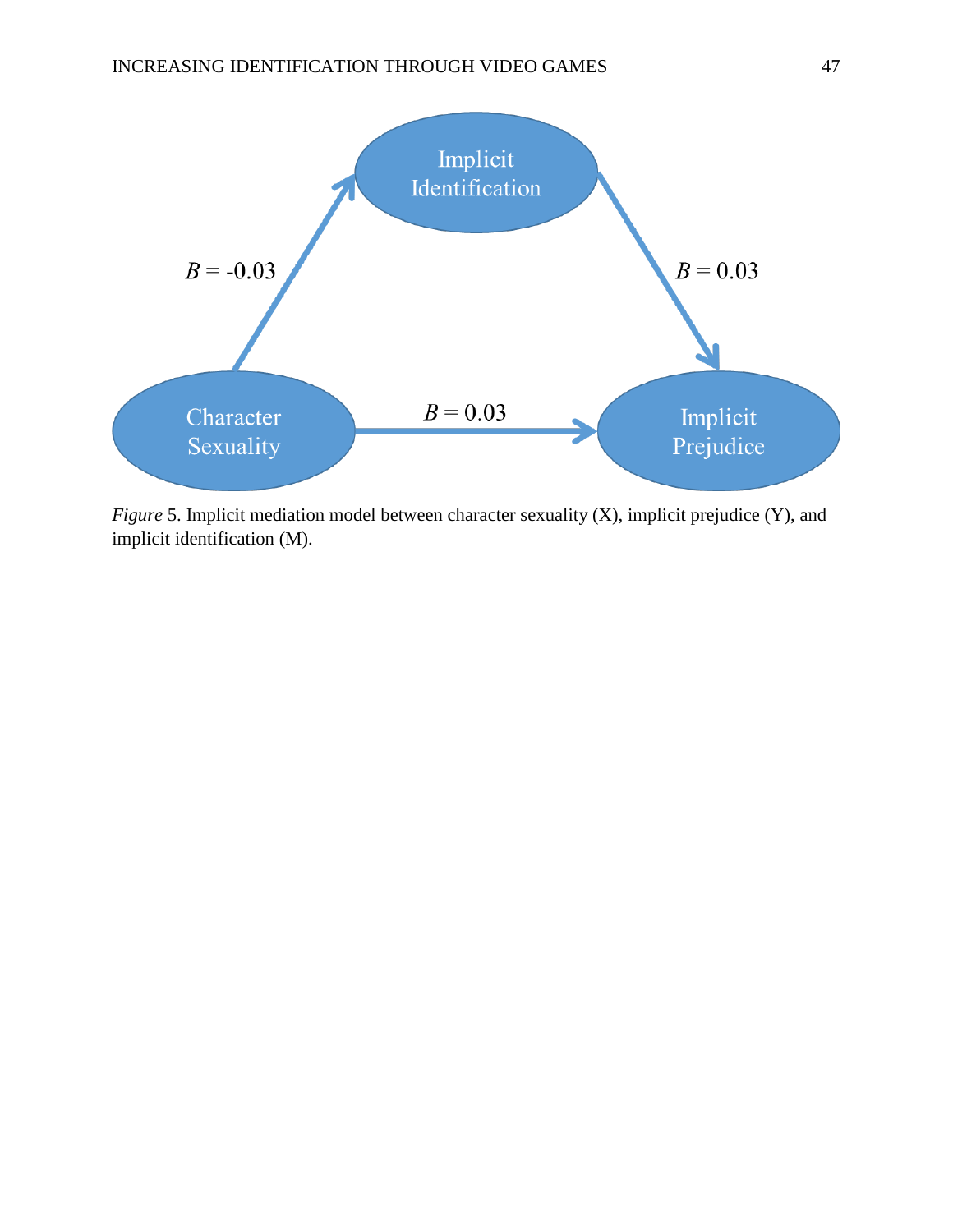Implicit Identification

$B$ = -0.03

$B$ = 0.03

Character Sexuality

$B$ = 0.03

Implicit Prejudice

*Figure* 5. Implicit mediation model between character sexuality (X), implicit prejudice (Y), and implicit identification (M).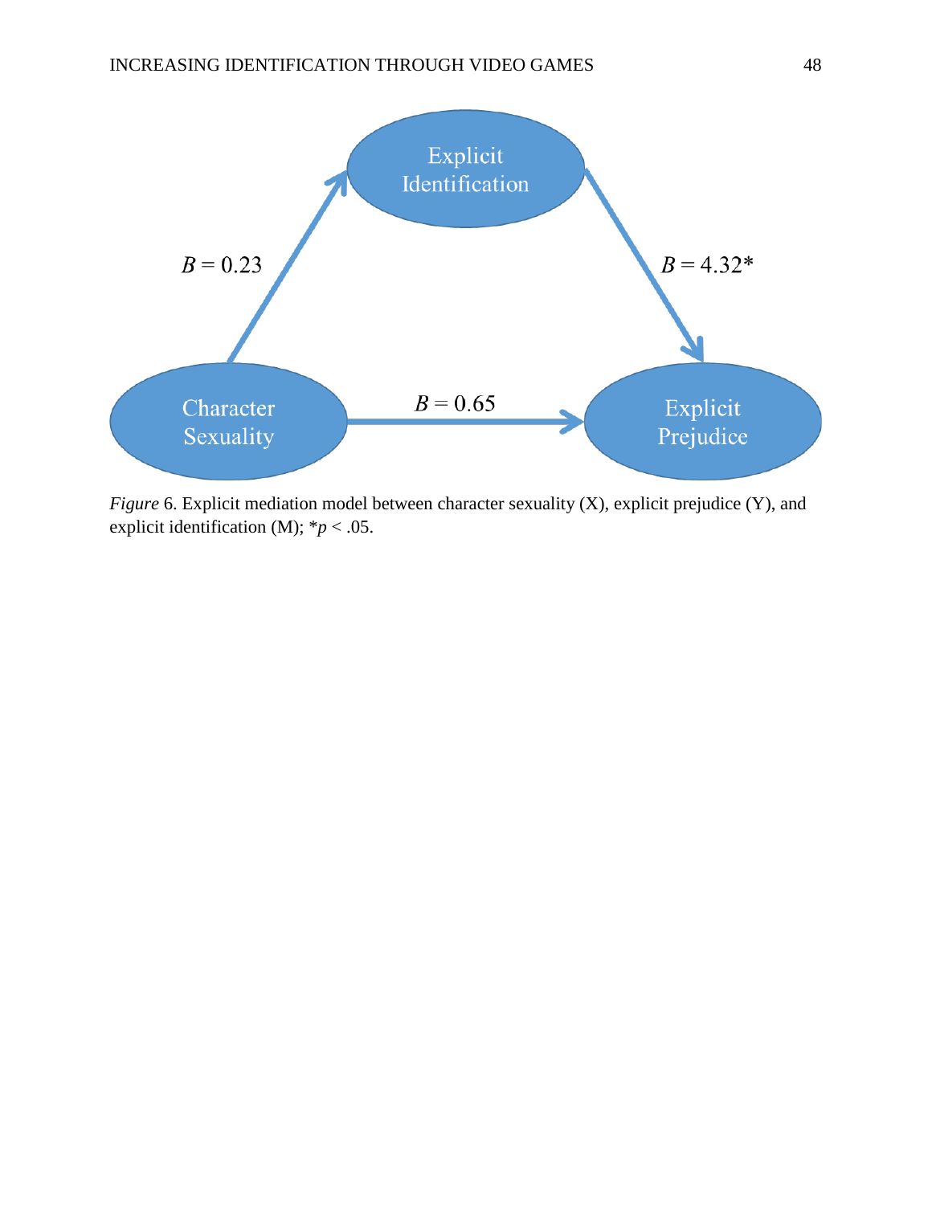Explicit Identification

$B = 0.23$

$B = 4.32$*

Character Sexuality

$B = 0.65$

Explicit Prejudice

*Figure* 6. Explicit mediation model between character sexuality (X), explicit prejudice (Y), and explicit identification (M); \*$p < .05$.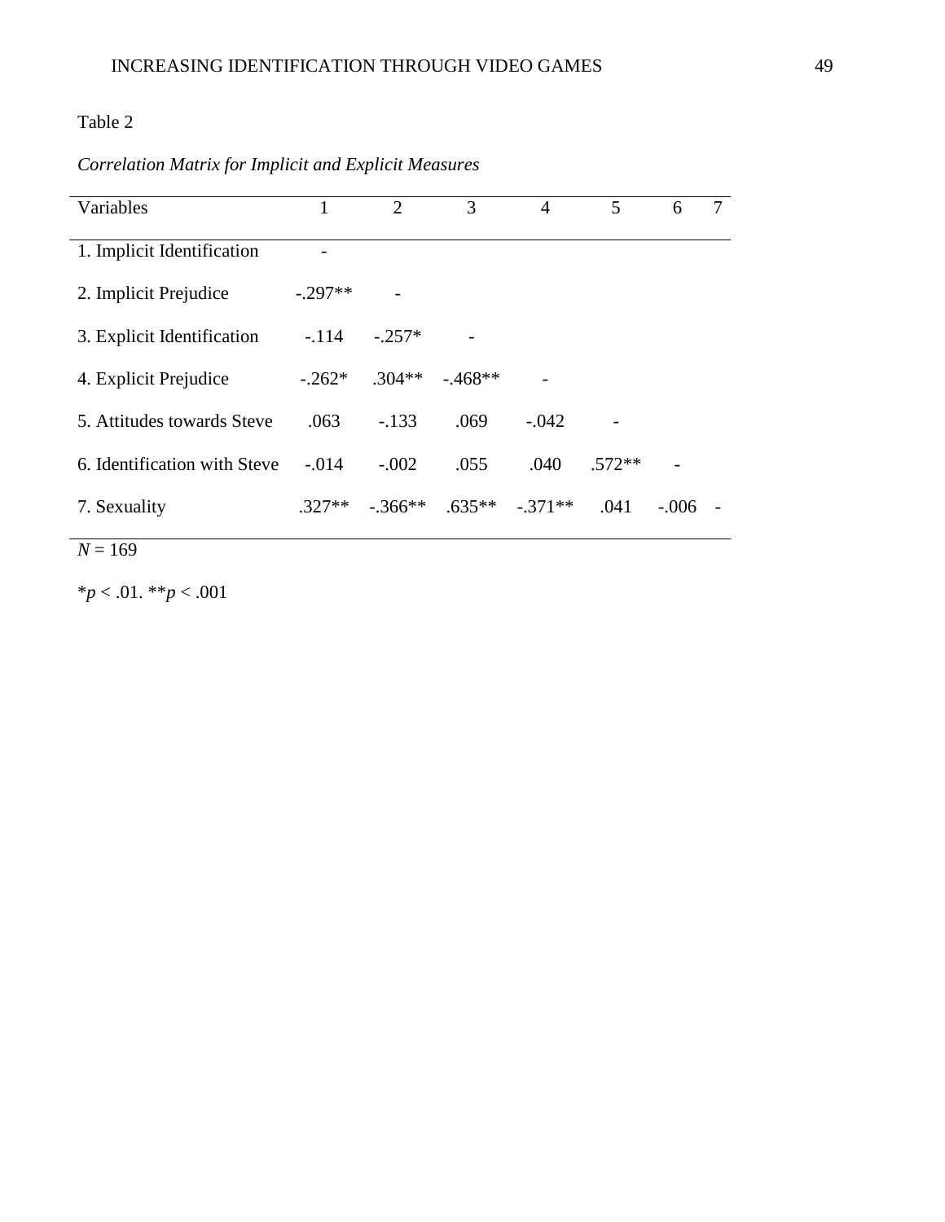Table 2

*Correlation Matrix for Implicit and Explicit Measures*

| Variables | 1 | 2 | 3 | 4 | 5 | 6 | 7 |
|---|---|---|---|---|---|---|---|
| 1. Implicit Identification | - | | | | | | |
| 2. Implicit Prejudice | -.297** | - | | | | | |
| 3. Explicit Identification | -.114 | -.257* | - | | | | |
| 4. Explicit Prejudice | -.262* | .304** | -.468** | - | | | |
| 5. Attitudes towards Steve | .063 | -.133 | .069 | -.042 | - | | |
| 6. Identification with Steve | -.014 | -.002 | .055 | .040 | .572** | - | |
| 7. Sexuality | .327** | -.366** | .635** | -.371** | .041 | -.006 | - |

*N* = 169

\**p* < .01. \*\**p* < .001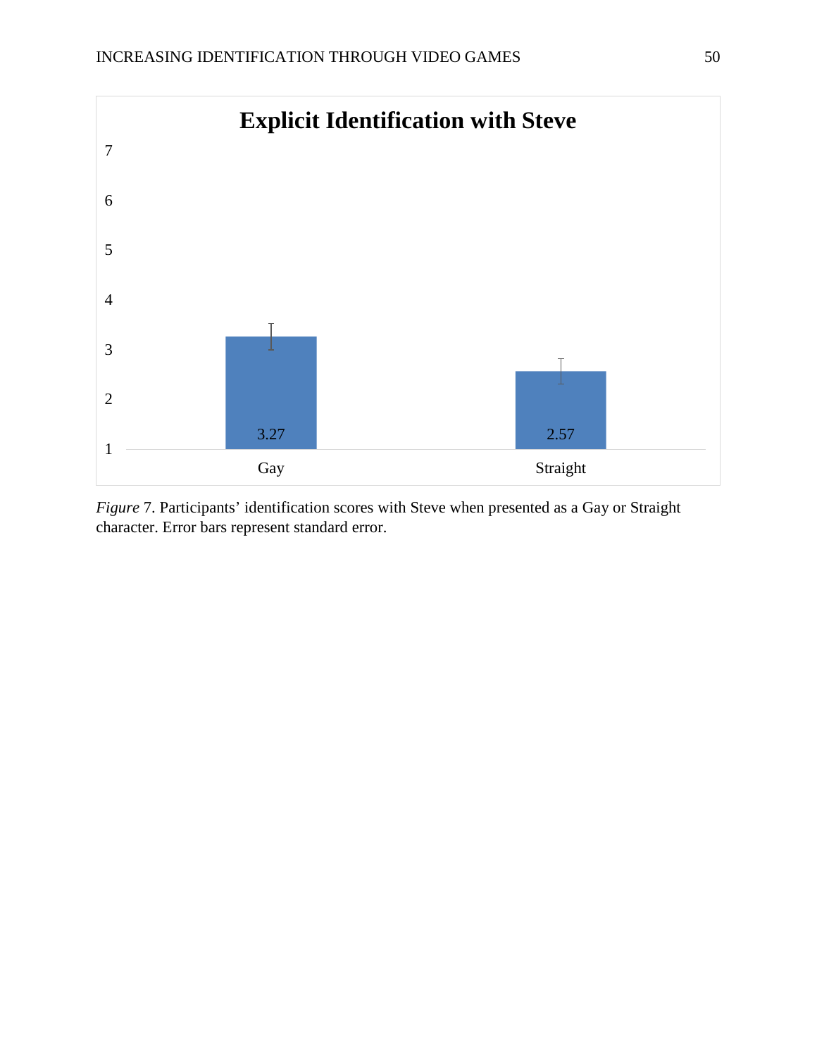**Explicit Identification with Steve**

| | Gay | Straight |
|---|---|---|
| Identification score | 3.27 | 2.57 |

*Figure* 7. Participants' identification scores with Steve when presented as a Gay or Straight character. Error bars represent standard error.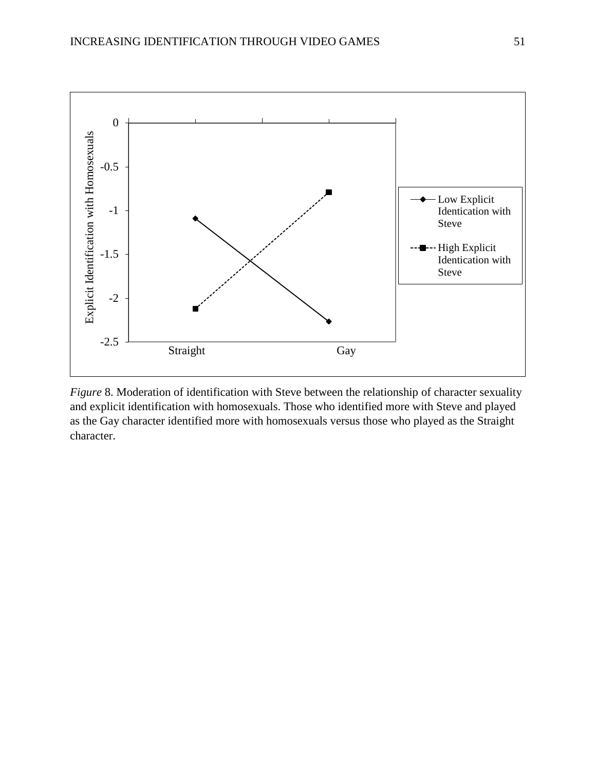*Figure* 8. Moderation of identification with Steve between the relationship of character sexuality and explicit identification with homosexuals. Those who identified more with Steve and played as the Gay character identified more with homosexuals versus those who played as the Straight character.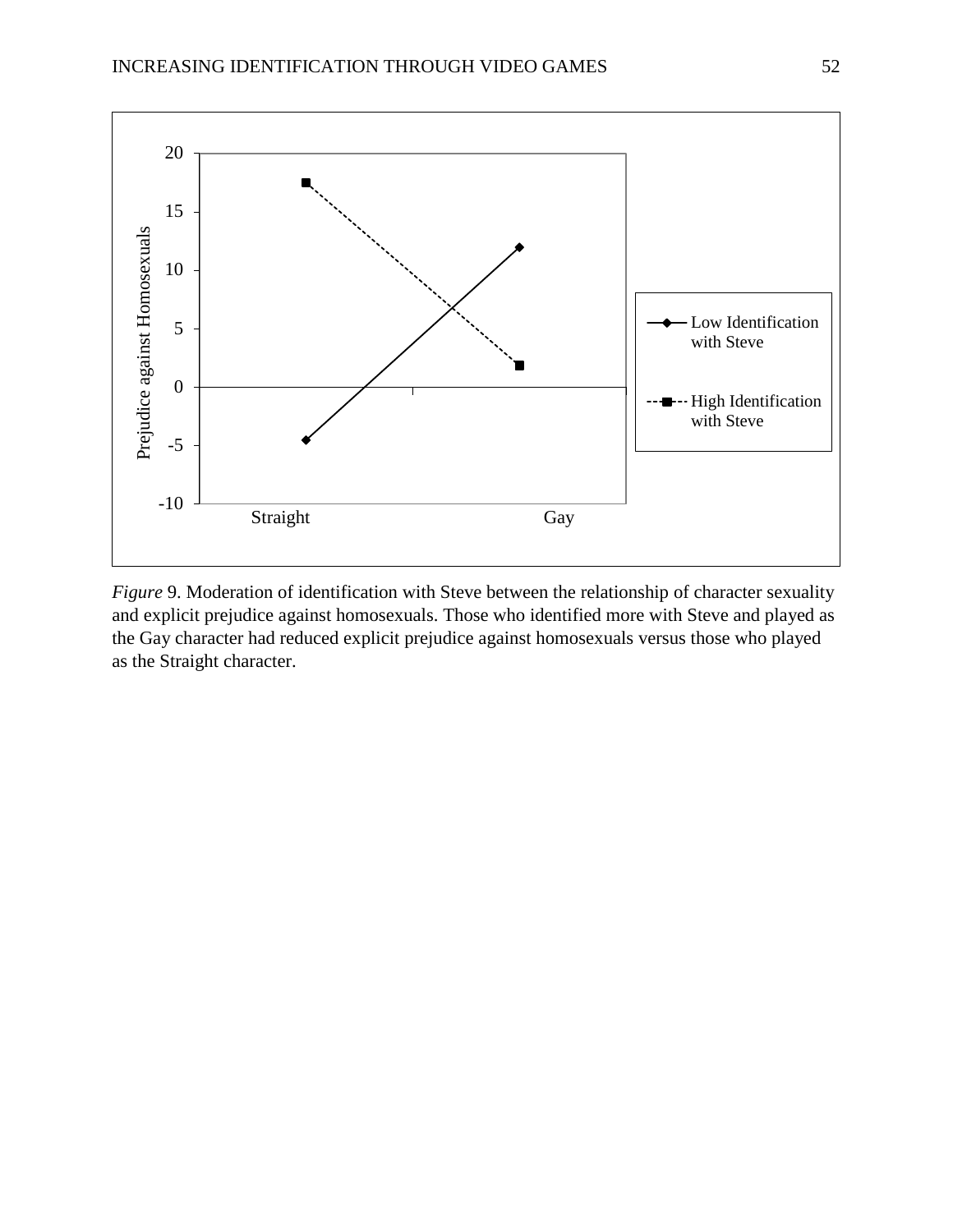20

15

10

5

0

-5

-10

Prejudice against Homosexuals

Straight

Gay

Low Identification with Steve

High Identification with Steve

*Figure* 9. Moderation of identification with Steve between the relationship of character sexuality and explicit prejudice against homosexuals. Those who identified more with Steve and played as the Gay character had reduced explicit prejudice against homosexuals versus those who played as the Straight character.